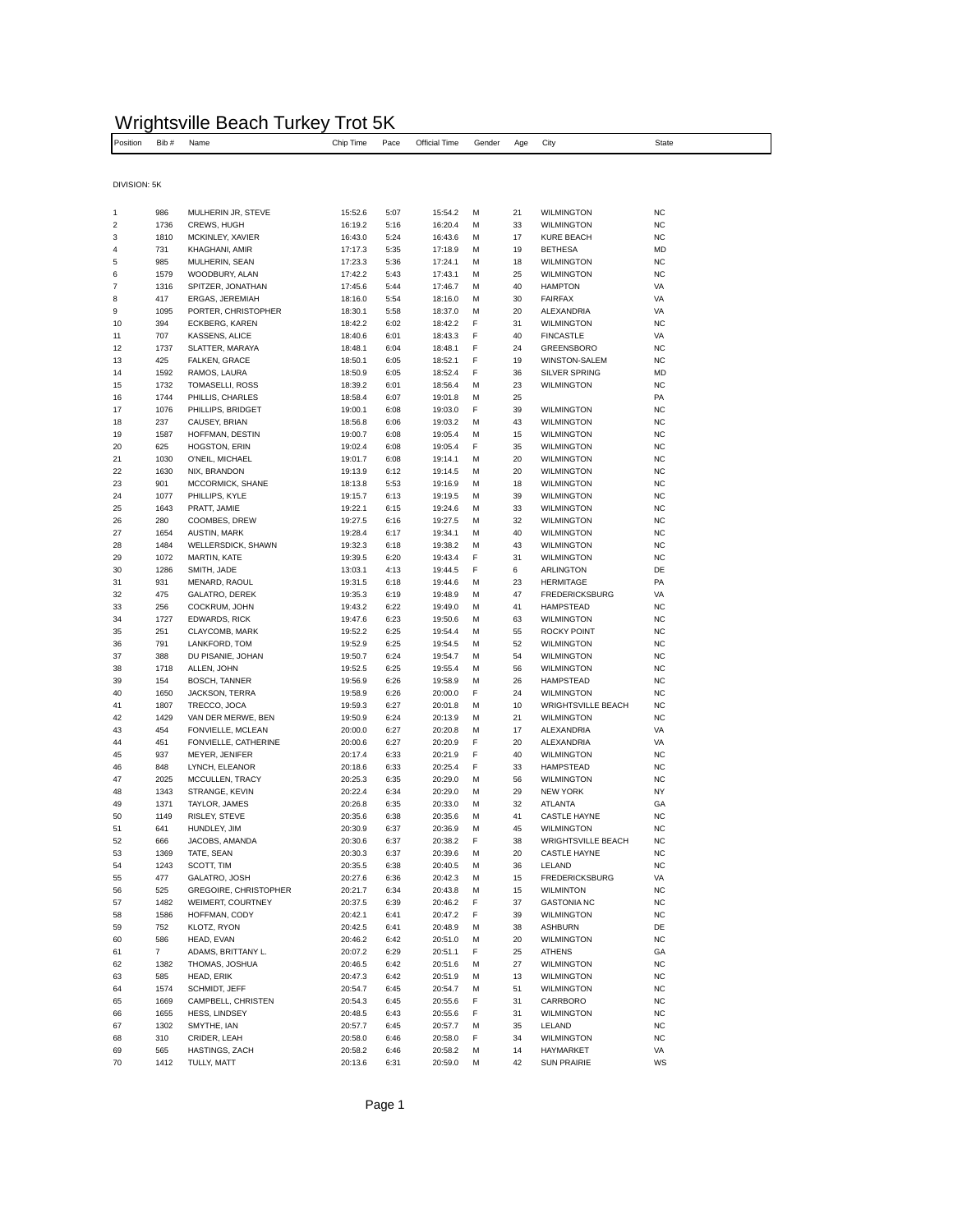# Wrightsville Beach Turkey Trot 5K

DIVISION: 5K

| Position | Bib # | Name | Chip Time | Pace | Official Time | Gender | Age | City | State |
|---|---|---|---|---|---|---|---|---|---|
| 1 | 986 | MULHERIN JR, STEVE | 15:52.6 | 5:07 | 15:54.2 | M | 21 | WILMINGTON | NC |
| 2 | 1736 | CREWS, HUGH | 16:19.2 | 5:16 | 16:20.4 | M | 33 | WILMINGTON | NC |
| 3 | 1810 | MCKINLEY, XAVIER | 16:43.0 | 5:24 | 16:43.6 | M | 17 | KURE BEACH | NC |
| 4 | 731 | KHAGHANI, AMIR | 17:17.3 | 5:35 | 17:18.9 | M | 19 | BETHESA | MD |
| 5 | 985 | MULHERIN, SEAN | 17:23.3 | 5:36 | 17:24.1 | M | 18 | WILMINGTON | NC |
| 6 | 1579 | WOODBURY, ALAN | 17:42.2 | 5:43 | 17:43.1 | M | 25 | WILMINGTON | NC |
| 7 | 1316 | SPITZER, JONATHAN | 17:45.6 | 5:44 | 17:46.7 | M | 40 | HAMPTON | VA |
| 8 | 417 | ERGAS, JEREMIAH | 18:16.0 | 5:54 | 18:16.0 | M | 30 | FAIRFAX | VA |
| 9 | 1095 | PORTER, CHRISTOPHER | 18:30.1 | 5:58 | 18:37.0 | M | 20 | ALEXANDRIA | VA |
| 10 | 394 | ECKBERG, KAREN | 18:42.2 | 6:02 | 18:42.2 | F | 31 | WILMINGTON | NC |
| 11 | 707 | KASSENS, ALICE | 18:40.6 | 6:01 | 18:43.3 | F | 40 | FINCASTLE | VA |
| 12 | 1737 | SLATTER, MARAYA | 18:48.1 | 6:04 | 18:48.1 | F | 24 | GREENSBORO | NC |
| 13 | 425 | FALKEN, GRACE | 18:50.1 | 6:05 | 18:52.1 | F | 19 | WINSTON-SALEM | NC |
| 14 | 1592 | RAMOS, LAURA | 18:50.9 | 6:05 | 18:52.4 | F | 36 | SILVER SPRING | MD |
| 15 | 1732 | TOMASELLI, ROSS | 18:39.2 | 6:01 | 18:56.4 | M | 23 | WILMINGTON | NC |
| 16 | 1744 | PHILLIS, CHARLES | 18:58.4 | 6:07 | 19:01.8 | M | 25 | | PA |
| 17 | 1076 | PHILLIPS, BRIDGET | 19:00.1 | 6:08 | 19:03.0 | F | 39 | WILMINGTON | NC |
| 18 | 237 | CAUSEY, BRIAN | 18:56.8 | 6:06 | 19:03.2 | M | 43 | WILMINGTON | NC |
| 19 | 1587 | HOFFMAN, DESTIN | 19:00.7 | 6:08 | 19:05.4 | M | 15 | WILMINGTON | NC |
| 20 | 625 | HOGSTON, ERIN | 19:02.4 | 6:08 | 19:05.4 | F | 35 | WILMINGTON | NC |
| 21 | 1030 | O'NEIL, MICHAEL | 19:01.7 | 6:08 | 19:14.1 | M | 20 | WILMINGTON | NC |
| 22 | 1630 | NIX, BRANDON | 19:13.9 | 6:12 | 19:14.5 | M | 20 | WILMINGTON | NC |
| 23 | 901 | MCCORMICK, SHANE | 18:13.8 | 5:53 | 19:16.9 | M | 18 | WILMINGTON | NC |
| 24 | 1077 | PHILLIPS, KYLE | 19:15.7 | 6:13 | 19:19.5 | M | 39 | WILMINGTON | NC |
| 25 | 1643 | PRATT, JAMIE | 19:22.1 | 6:15 | 19:24.6 | M | 33 | WILMINGTON | NC |
| 26 | 280 | COOMBES, DREW | 19:27.5 | 6:16 | 19:27.5 | M | 32 | WILMINGTON | NC |
| 27 | 1654 | AUSTIN, MARK | 19:28.4 | 6:17 | 19:34.1 | M | 40 | WILMINGTON | NC |
| 28 | 1484 | WELLERSDICK, SHAWN | 19:32.3 | 6:18 | 19:38.2 | M | 43 | WILMINGTON | NC |
| 29 | 1072 | MARTIN, KATE | 19:39.5 | 6:20 | 19:43.4 | F | 31 | WILMINGTON | NC |
| 30 | 1286 | SMITH, JADE | 13:03.1 | 4:13 | 19:44.5 | F | 6 | ARLINGTON | DE |
| 31 | 931 | MENARD, RAOUL | 19:31.5 | 6:18 | 19:44.6 | M | 23 | HERMITAGE | PA |
| 32 | 475 | GALATRO, DEREK | 19:35.3 | 6:19 | 19:48.9 | M | 47 | FREDERICKSBURG | VA |
| 33 | 256 | COCKRUM, JOHN | 19:43.2 | 6:22 | 19:49.0 | M | 41 | HAMPSTEAD | NC |
| 34 | 1727 | EDWARDS, RICK | 19:47.6 | 6:23 | 19:50.6 | M | 63 | WILMINGTON | NC |
| 35 | 251 | CLAYCOMB, MARK | 19:52.2 | 6:25 | 19:54.4 | M | 55 | ROCKY POINT | NC |
| 36 | 791 | LANKFORD, TOM | 19:52.9 | 6:25 | 19:54.5 | M | 52 | WILMINGTON | NC |
| 37 | 388 | DU PISANIE, JOHAN | 19:50.7 | 6:24 | 19:54.7 | M | 54 | WILMINGTON | NC |
| 38 | 1718 | ALLEN, JOHN | 19:52.5 | 6:25 | 19:55.4 | M | 56 | WILMINGTON | NC |
| 39 | 154 | BOSCH, TANNER | 19:56.9 | 6:26 | 19:58.9 | M | 26 | HAMPSTEAD | NC |
| 40 | 1650 | JACKSON, TERRA | 19:58.9 | 6:26 | 20:00.0 | F | 24 | WILMINGTON | NC |
| 41 | 1807 | TRECCO, JOCA | 19:59.3 | 6:27 | 20:01.8 | M | 10 | WRIGHTSVILLE BEACH | NC |
| 42 | 1429 | VAN DER MERWE, BEN | 19:50.9 | 6:24 | 20:13.9 | M | 21 | WILMINGTON | NC |
| 43 | 454 | FONVIELLE, MCLEAN | 20:00.0 | 6:27 | 20:20.8 | M | 17 | ALEXANDRIA | VA |
| 44 | 451 | FONVIELLE, CATHERINE | 20:00.6 | 6:27 | 20:20.9 | F | 20 | ALEXANDRIA | VA |
| 45 | 937 | MEYER, JENIFER | 20:17.4 | 6:33 | 20:21.9 | F | 40 | WILMINGTON | NC |
| 46 | 848 | LYNCH, ELEANOR | 20:18.6 | 6:33 | 20:25.4 | F | 33 | HAMPSTEAD | NC |
| 47 | 2025 | MCCULLEN, TRACY | 20:25.3 | 6:35 | 20:29.0 | M | 56 | WILMINGTON | NC |
| 48 | 1343 | STRANGE, KEVIN | 20:22.4 | 6:34 | 20:29.0 | M | 29 | NEW YORK | NY |
| 49 | 1371 | TAYLOR, JAMES | 20:26.8 | 6:35 | 20:33.0 | M | 32 | ATLANTA | GA |
| 50 | 1149 | RISLEY, STEVE | 20:35.6 | 6:38 | 20:35.6 | M | 41 | CASTLE HAYNE | NC |
| 51 | 641 | HUNDLEY, JIM | 20:30.9 | 6:37 | 20:36.9 | M | 45 | WILMINGTON | NC |
| 52 | 666 | JACOBS, AMANDA | 20:30.6 | 6:37 | 20:38.2 | F | 38 | WRIGHTSVILLE BEACH | NC |
| 53 | 1369 | TATE, SEAN | 20:30.3 | 6:37 | 20:39.6 | M | 20 | CASTLE HAYNE | NC |
| 54 | 1243 | SCOTT, TIM | 20:35.5 | 6:38 | 20:40.5 | M | 36 | LELAND | NC |
| 55 | 477 | GALATRO, JOSH | 20:27.6 | 6:36 | 20:42.3 | M | 15 | FREDERICKSBURG | VA |
| 56 | 525 | GREGOIRE, CHRISTOPHER | 20:21.7 | 6:34 | 20:43.8 | M | 15 | WILMINTON | NC |
| 57 | 1482 | WEIMERT, COURTNEY | 20:37.5 | 6:39 | 20:46.2 | F | 37 | GASTONIA NC | NC |
| 58 | 1586 | HOFFMAN, CODY | 20:42.1 | 6:41 | 20:47.2 | F | 39 | WILMINGTON | NC |
| 59 | 752 | KLOTZ, RYON | 20:42.5 | 6:41 | 20:48.9 | M | 38 | ASHBURN | DE |
| 60 | 586 | HEAD, EVAN | 20:46.2 | 6:42 | 20:51.0 | M | 20 | WILMINGTON | NC |
| 61 | 7 | ADAMS, BRITTANY L. | 20:07.2 | 6:29 | 20:51.1 | F | 25 | ATHENS | GA |
| 62 | 1382 | THOMAS, JOSHUA | 20:46.5 | 6:42 | 20:51.6 | M | 27 | WILMINGTON | NC |
| 63 | 585 | HEAD, ERIK | 20:47.3 | 6:42 | 20:51.9 | M | 13 | WILMINGTON | NC |
| 64 | 1574 | SCHMIDT, JEFF | 20:54.7 | 6:45 | 20:54.7 | M | 51 | WILMINGTON | NC |
| 65 | 1669 | CAMPBELL, CHRISTEN | 20:54.3 | 6:45 | 20:55.6 | F | 31 | CARRBORO | NC |
| 66 | 1655 | HESS, LINDSEY | 20:48.5 | 6:43 | 20:55.6 | F | 31 | WILMINGTON | NC |
| 67 | 1302 | SMYTHE, IAN | 20:57.7 | 6:45 | 20:57.7 | M | 35 | LELAND | NC |
| 68 | 310 | CRIDER, LEAH | 20:58.0 | 6:46 | 20:58.0 | F | 34 | WILMINGTON | NC |
| 69 | 565 | HASTINGS, ZACH | 20:58.2 | 6:46 | 20:58.2 | M | 14 | HAYMARKET | VA |
| 70 | 1412 | TULLY, MATT | 20:13.6 | 6:31 | 20:59.0 | M | 42 | SUN PRAIRIE | WS |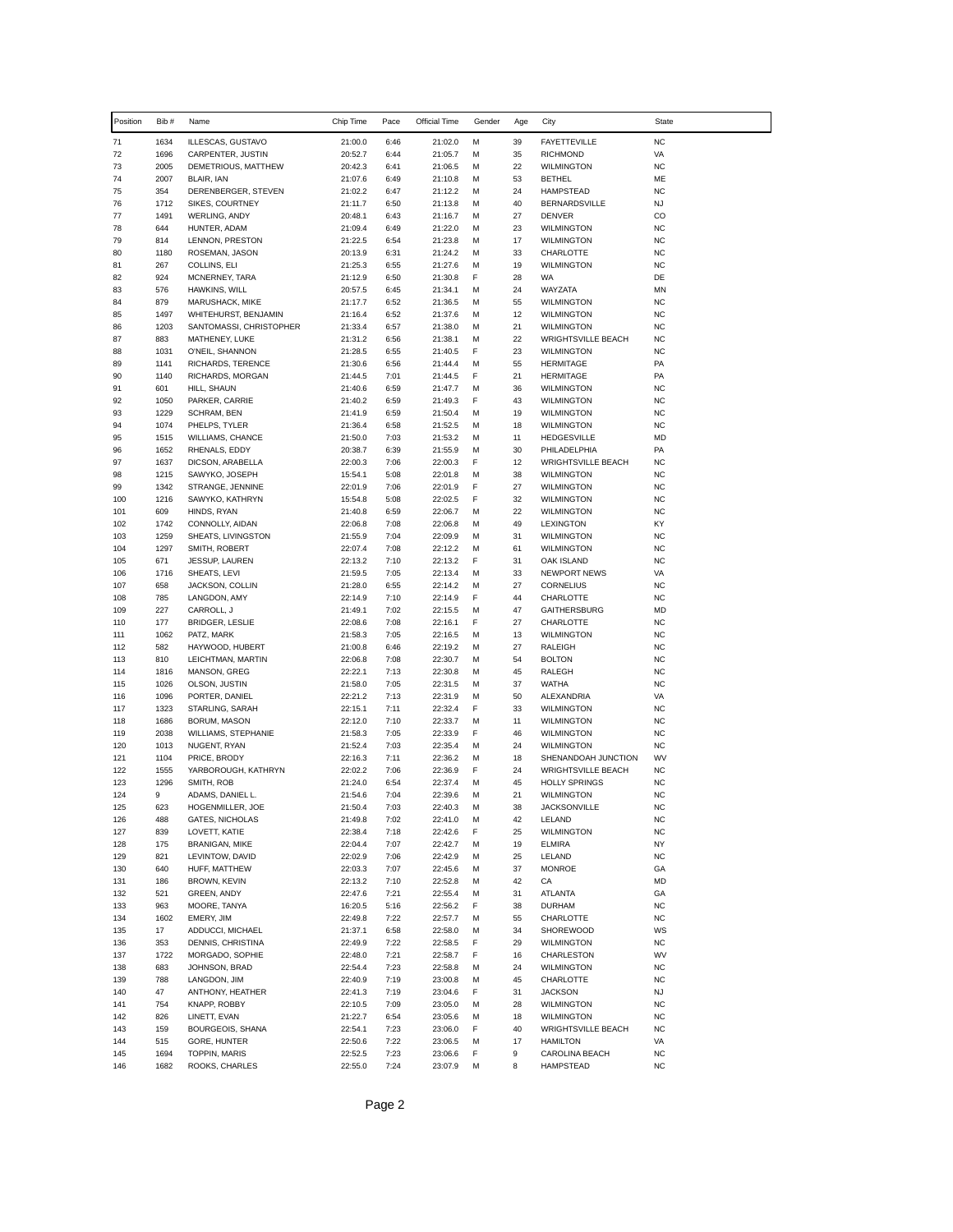| Position | Bib # | Name | Chip Time | Pace | Official Time | Gender | Age | City | State |
|---|---|---|---|---|---|---|---|---|---|
| 71 | 1634 | ILLESCAS, GUSTAVO | 21:00.0 | 6:46 | 21:02.0 | M | 39 | FAYETTEVILLE | NC |
| 72 | 1696 | CARPENTER, JUSTIN | 20:52.7 | 6:44 | 21:05.7 | M | 35 | RICHMOND | VA |
| 73 | 2005 | DEMETRIOUS, MATTHEW | 20:42.3 | 6:41 | 21:06.5 | M | 22 | WILMINGTON | NC |
| 74 | 2007 | BLAIR, IAN | 21:07.6 | 6:49 | 21:10.8 | M | 53 | BETHEL | ME |
| 75 | 354 | DERENBERGER, STEVEN | 21:02.2 | 6:47 | 21:12.2 | M | 24 | HAMPSTEAD | NC |
| 76 | 1712 | SIKES, COURTNEY | 21:11.7 | 6:50 | 21:13.8 | M | 40 | BERNARDSVILLE | NJ |
| 77 | 1491 | WERLING, ANDY | 20:48.1 | 6:43 | 21:16.7 | M | 27 | DENVER | CO |
| 78 | 644 | HUNTER, ADAM | 21:09.4 | 6:49 | 21:22.0 | M | 23 | WILMINGTON | NC |
| 79 | 814 | LENNON, PRESTON | 21:22.5 | 6:54 | 21:23.8 | M | 17 | WILMINGTON | NC |
| 80 | 1180 | ROSEMAN, JASON | 20:13.9 | 6:31 | 21:24.2 | M | 33 | CHARLOTTE | NC |
| 81 | 267 | COLLINS, ELI | 21:25.3 | 6:55 | 21:27.6 | M | 19 | WILMINGTON | NC |
| 82 | 924 | MCNERNEY, TARA | 21:12.9 | 6:50 | 21:30.8 | F | 28 | WA | DE |
| 83 | 576 | HAWKINS, WILL | 20:57.5 | 6:45 | 21:34.1 | M | 24 | WAYZATA | MN |
| 84 | 879 | MARUSHACK, MIKE | 21:17.7 | 6:52 | 21:36.5 | M | 55 | WILMINGTON | NC |
| 85 | 1497 | WHITEHURST, BENJAMIN | 21:16.4 | 6:52 | 21:37.6 | M | 12 | WILMINGTON | NC |
| 86 | 1203 | SANTOMASSI, CHRISTOPHER | 21:33.4 | 6:57 | 21:38.0 | M | 21 | WILMINGTON | NC |
| 87 | 883 | MATHENEY, LUKE | 21:31.2 | 6:56 | 21:38.1 | M | 22 | WRIGHTSVILLE BEACH | NC |
| 88 | 1031 | O'NEIL, SHANNON | 21:28.5 | 6:55 | 21:40.5 | F | 23 | WILMINGTON | NC |
| 89 | 1141 | RICHARDS, TERENCE | 21:30.6 | 6:56 | 21:44.4 | M | 55 | HERMITAGE | PA |
| 90 | 1140 | RICHARDS, MORGAN | 21:44.5 | 7:01 | 21:44.5 | F | 21 | HERMITAGE | PA |
| 91 | 601 | HILL, SHAUN | 21:40.6 | 6:59 | 21:47.7 | M | 36 | WILMINGTON | NC |
| 92 | 1050 | PARKER, CARRIE | 21:40.2 | 6:59 | 21:49.3 | F | 43 | WILMINGTON | NC |
| 93 | 1229 | SCHRAM, BEN | 21:41.9 | 6:59 | 21:50.4 | M | 19 | WILMINGTON | NC |
| 94 | 1074 | PHELPS, TYLER | 21:36.4 | 6:58 | 21:52.5 | M | 18 | WILMINGTON | NC |
| 95 | 1515 | WILLIAMS, CHANCE | 21:50.0 | 7:03 | 21:53.2 | M | 11 | HEDGESVILLE | MD |
| 96 | 1652 | RHENALS, EDDY | 20:38.7 | 6:39 | 21:55.9 | M | 30 | PHILADELPHIA | PA |
| 97 | 1637 | DICSON, ARABELLA | 22:00.3 | 7:06 | 22:00.3 | F | 12 | WRIGHTSVILLE BEACH | NC |
| 98 | 1215 | SAWYKO, JOSEPH | 15:54.1 | 5:08 | 22:01.8 | M | 38 | WILMINGTON | NC |
| 99 | 1342 | STRANGE, JENNINE | 22:01.9 | 7:06 | 22:01.9 | F | 27 | WILMINGTON | NC |
| 100 | 1216 | SAWYKO, KATHRYN | 15:54.8 | 5:08 | 22:02.5 | F | 32 | WILMINGTON | NC |
| 101 | 609 | HINDS, RYAN | 21:40.8 | 6:59 | 22:06.7 | M | 22 | WILMINGTON | NC |
| 102 | 1742 | CONNOLLY, AIDAN | 22:06.8 | 7:08 | 22:06.8 | M | 49 | LEXINGTON | KY |
| 103 | 1259 | SHEATS, LIVINGSTON | 21:55.9 | 7:04 | 22:09.9 | M | 31 | WILMINGTON | NC |
| 104 | 1297 | SMITH, ROBERT | 22:07.4 | 7:08 | 22:12.2 | M | 61 | WILMINGTON | NC |
| 105 | 671 | JESSUP, LAUREN | 22:13.2 | 7:10 | 22:13.2 | F | 31 | OAK ISLAND | NC |
| 106 | 1716 | SHEATS, LEVI | 21:59.5 | 7:05 | 22:13.4 | M | 33 | NEWPORT NEWS | VA |
| 107 | 658 | JACKSON, COLLIN | 21:28.0 | 6:55 | 22:14.2 | M | 27 | CORNELIUS | NC |
| 108 | 785 | LANGDON, AMY | 22:14.9 | 7:10 | 22:14.9 | F | 44 | CHARLOTTE | NC |
| 109 | 227 | CARROLL, J | 21:49.1 | 7:02 | 22:15.5 | M | 47 | GAITHERSBURG | MD |
| 110 | 177 | BRIDGER, LESLIE | 22:08.6 | 7:08 | 22:16.1 | F | 27 | CHARLOTTE | NC |
| 111 | 1062 | PATZ, MARK | 21:58.3 | 7:05 | 22:16.5 | M | 13 | WILMINGTON | NC |
| 112 | 582 | HAYWOOD, HUBERT | 21:00.8 | 6:46 | 22:19.2 | M | 27 | RALEIGH | NC |
| 113 | 810 | LEICHTMAN, MARTIN | 22:06.8 | 7:08 | 22:30.7 | M | 54 | BOLTON | NC |
| 114 | 1816 | MANSON, GREG | 22:22.1 | 7:13 | 22:30.8 | M | 45 | RALEGH | NC |
| 115 | 1026 | OLSON, JUSTIN | 21:58.0 | 7:05 | 22:31.5 | M | 37 | WATHA | NC |
| 116 | 1096 | PORTER, DANIEL | 22:21.2 | 7:13 | 22:31.9 | M | 50 | ALEXANDRIA | VA |
| 117 | 1323 | STARLING, SARAH | 22:15.1 | 7:11 | 22:32.4 | F | 33 | WILMINGTON | NC |
| 118 | 1686 | BORUM, MASON | 22:12.0 | 7:10 | 22:33.7 | M | 11 | WILMINGTON | NC |
| 119 | 2038 | WILLIAMS, STEPHANIE | 21:58.3 | 7:05 | 22:33.9 | F | 46 | WILMINGTON | NC |
| 120 | 1013 | NUGENT, RYAN | 21:52.4 | 7:03 | 22:35.4 | M | 24 | WILMINGTON | NC |
| 121 | 1104 | PRICE, BRODY | 22:16.3 | 7:11 | 22:36.2 | M | 18 | SHENANDOAH JUNCTION | WV |
| 122 | 1555 | YARBOROUGH, KATHRYN | 22:02.2 | 7:06 | 22:36.9 | F | 24 | WRIGHTSVILLE BEACH | NC |
| 123 | 1296 | SMITH, ROB | 21:24.0 | 6:54 | 22:37.4 | M | 45 | HOLLY SPRINGS | NC |
| 124 | 9 | ADAMS, DANIEL L. | 21:54.6 | 7:04 | 22:39.6 | M | 21 | WILMINGTON | NC |
| 125 | 623 | HOGENMILLER, JOE | 21:50.4 | 7:03 | 22:40.3 | M | 38 | JACKSONVILLE | NC |
| 126 | 488 | GATES, NICHOLAS | 21:49.8 | 7:02 | 22:41.0 | M | 42 | LELAND | NC |
| 127 | 839 | LOVETT, KATIE | 22:38.4 | 7:18 | 22:42.6 | F | 25 | WILMINGTON | NC |
| 128 | 175 | BRANIGAN, MIKE | 22:04.4 | 7:07 | 22:42.7 | M | 19 | ELMIRA | NY |
| 129 | 821 | LEVINTOW, DAVID | 22:02.9 | 7:06 | 22:42.9 | M | 25 | LELAND | NC |
| 130 | 640 | HUFF, MATTHEW | 22:03.3 | 7:07 | 22:45.6 | M | 37 | MONROE | GA |
| 131 | 186 | BROWN, KEVIN | 22:13.2 | 7:10 | 22:52.8 | M | 42 | CA | MD |
| 132 | 521 | GREEN, ANDY | 22:47.6 | 7:21 | 22:55.4 | M | 31 | ATLANTA | GA |
| 133 | 963 | MOORE, TANYA | 16:20.5 | 5:16 | 22:56.2 | F | 38 | DURHAM | NC |
| 134 | 1602 | EMERY, JIM | 22:49.8 | 7:22 | 22:57.7 | M | 55 | CHARLOTTE | NC |
| 135 | 17 | ADDUCCI, MICHAEL | 21:37.1 | 6:58 | 22:58.0 | M | 34 | SHOREWOOD | WS |
| 136 | 353 | DENNIS, CHRISTINA | 22:49.9 | 7:22 | 22:58.5 | F | 29 | WILMINGTON | NC |
| 137 | 1722 | MORGADO, SOPHIE | 22:48.0 | 7:21 | 22:58.7 | F | 16 | CHARLESTON | WV |
| 138 | 683 | JOHNSON, BRAD | 22:54.4 | 7:23 | 22:58.8 | M | 24 | WILMINGTON | NC |
| 139 | 788 | LANGDON, JIM | 22:40.9 | 7:19 | 23:00.8 | M | 45 | CHARLOTTE | NC |
| 140 | 47 | ANTHONY, HEATHER | 22:41.3 | 7:19 | 23:04.6 | F | 31 | JACKSON | NJ |
| 141 | 754 | KNAPP, ROBBY | 22:10.5 | 7:09 | 23:05.0 | M | 28 | WILMINGTON | NC |
| 142 | 826 | LINETT, EVAN | 21:22.7 | 6:54 | 23:05.6 | M | 18 | WILMINGTON | NC |
| 143 | 159 | BOURGEOIS, SHANA | 22:54.1 | 7:23 | 23:06.0 | F | 40 | WRIGHTSVILLE BEACH | NC |
| 144 | 515 | GORE, HUNTER | 22:50.6 | 7:22 | 23:06.5 | M | 17 | HAMILTON | VA |
| 145 | 1694 | TOPPIN, MARIS | 22:52.5 | 7:23 | 23:06.6 | F | 9 | CAROLINA BEACH | NC |
| 146 | 1682 | ROOKS, CHARLES | 22:55.0 | 7:24 | 23:07.9 | M | 8 | HAMPSTEAD | NC |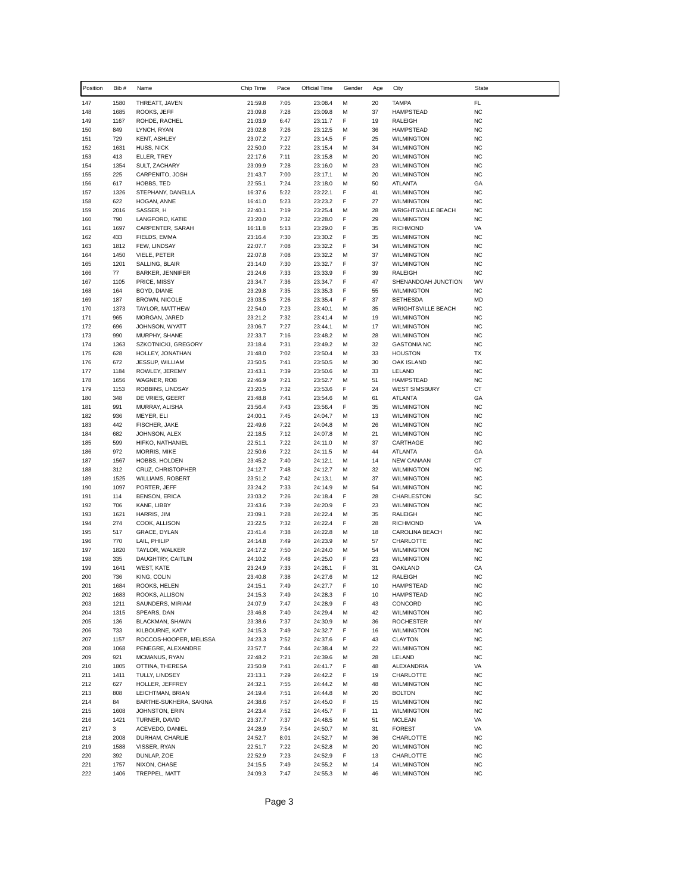| Position | Bib # | Name | Chip Time | Pace | Official Time | Gender | Age | City | State |
|---|---|---|---|---|---|---|---|---|---|
| 147 | 1580 | THREATT, JAVEN | 21:59.8 | 7:05 | 23:08.4 | M | 20 | TAMPA | FL |
| 148 | 1685 | ROOKS, JEFF | 23:09.8 | 7:28 | 23:09.8 | M | 37 | HAMPSTEAD | NC |
| 149 | 1167 | ROHDE, RACHEL | 21:03.9 | 6:47 | 23:11.7 | F | 19 | RALEIGH | NC |
| 150 | 849 | LYNCH, RYAN | 23:02.8 | 7:26 | 23:12.5 | M | 36 | HAMPSTEAD | NC |
| 151 | 729 | KENT, ASHLEY | 23:07.2 | 7:27 | 23:14.5 | F | 25 | WILMINGTON | NC |
| 152 | 1631 | HUSS, NICK | 22:50.0 | 7:22 | 23:15.4 | M | 34 | WILMINGTON | NC |
| 153 | 413 | ELLER, TREY | 22:17.6 | 7:11 | 23:15.8 | M | 20 | WILMINGTON | NC |
| 154 | 1354 | SULT, ZACHARY | 23:09.9 | 7:28 | 23:16.0 | M | 23 | WILMINGTON | NC |
| 155 | 225 | CARPENITO, JOSH | 21:43.7 | 7:00 | 23:17.1 | M | 20 | WILMINGTON | NC |
| 156 | 617 | HOBBS, TED | 22:55.1 | 7:24 | 23:18.0 | M | 50 | ATLANTA | GA |
| 157 | 1326 | STEPHANY, DANELLA | 16:37.6 | 5:22 | 23:22.1 | F | 41 | WILMINGTON | NC |
| 158 | 622 | HOGAN, ANNE | 16:41.0 | 5:23 | 23:23.2 | F | 27 | WILMINGTON | NC |
| 159 | 2016 | SASSER, H | 22:40.1 | 7:19 | 23:25.4 | M | 28 | WRIGHTSVILLE BEACH | NC |
| 160 | 790 | LANGFORD, KATIE | 23:20.0 | 7:32 | 23:28.0 | F | 29 | WILMINGTON | NC |
| 161 | 1697 | CARPENTER, SARAH | 16:11.8 | 5:13 | 23:29.0 | F | 35 | RICHMOND | VA |
| 162 | 433 | FIELDS, EMMA | 23:16.4 | 7:30 | 23:30.2 | F | 35 | WILMINGTON | NC |
| 163 | 1812 | FEW, LINDSAY | 22:07.7 | 7:08 | 23:32.2 | F | 34 | WILMINGTON | NC |
| 164 | 1450 | VIELE, PETER | 22:07.8 | 7:08 | 23:32.2 | M | 37 | WILMINGTON | NC |
| 165 | 1201 | SALLING, BLAIR | 23:14.0 | 7:30 | 23:32.7 | F | 37 | WILMINGTON | NC |
| 166 | 77 | BARKER, JENNIFER | 23:24.6 | 7:33 | 23:33.9 | F | 39 | RALEIGH | NC |
| 167 | 1105 | PRICE, MISSY | 23:34.7 | 7:36 | 23:34.7 | F | 47 | SHENANDOAH JUNCTION | WV |
| 168 | 164 | BOYD, DIANE | 23:29.8 | 7:35 | 23:35.3 | F | 55 | WILMINGTON | NC |
| 169 | 187 | BROWN, NICOLE | 23:03.5 | 7:26 | 23:35.4 | F | 37 | BETHESDA | MD |
| 170 | 1373 | TAYLOR, MATTHEW | 22:54.0 | 7:23 | 23:40.1 | M | 35 | WRIGHTSVILLE BEACH | NC |
| 171 | 965 | MORGAN, JARED | 23:21.2 | 7:32 | 23:41.4 | M | 19 | WILMINGTON | NC |
| 172 | 696 | JOHNSON, WYATT | 23:06.7 | 7:27 | 23:44.1 | M | 17 | WILMINGTON | NC |
| 173 | 990 | MURPHY, SHANE | 22:33.7 | 7:16 | 23:48.2 | M | 28 | WILMINGTON | NC |
| 174 | 1363 | SZKOTNICKI, GREGORY | 23:18.4 | 7:31 | 23:49.2 | M | 32 | GASTONIA NC | NC |
| 175 | 628 | HOLLEY, JONATHAN | 21:48.0 | 7:02 | 23:50.4 | M | 33 | HOUSTON | TX |
| 176 | 672 | JESSUP, WILLIAM | 23:50.5 | 7:41 | 23:50.5 | M | 30 | OAK ISLAND | NC |
| 177 | 1184 | ROWLEY, JEREMY | 23:43.1 | 7:39 | 23:50.6 | M | 33 | LELAND | NC |
| 178 | 1656 | WAGNER, ROB | 22:46.9 | 7:21 | 23:52.7 | M | 51 | HAMPSTEAD | NC |
| 179 | 1153 | ROBBINS, LINDSAY | 23:20.5 | 7:32 | 23:53.6 | F | 24 | WEST SIMSBURY | CT |
| 180 | 348 | DE VRIES, GEERT | 23:48.8 | 7:41 | 23:54.6 | M | 61 | ATLANTA | GA |
| 181 | 991 | MURRAY, ALISHA | 23:56.4 | 7:43 | 23:56.4 | F | 35 | WILMINGTON | NC |
| 182 | 936 | MEYER, ELI | 24:00.1 | 7:45 | 24:04.7 | M | 13 | WILMINGTON | NC |
| 183 | 442 | FISCHER, JAKE | 22:49.6 | 7:22 | 24:04.8 | M | 26 | WILMINGTON | NC |
| 184 | 682 | JOHNSON, ALEX | 22:18.5 | 7:12 | 24:07.8 | M | 21 | WILMINGTON | NC |
| 185 | 599 | HIFKO, NATHANIEL | 22:51.1 | 7:22 | 24:11.0 | M | 37 | CARTHAGE | NC |
| 186 | 972 | MORRIS, MIKE | 22:50.6 | 7:22 | 24:11.5 | M | 44 | ATLANTA | GA |
| 187 | 1567 | HOBBS, HOLDEN | 23:45.2 | 7:40 | 24:12.1 | M | 14 | NEW CANAAN | CT |
| 188 | 312 | CRUZ, CHRISTOPHER | 24:12.7 | 7:48 | 24:12.7 | M | 32 | WILMINGTON | NC |
| 189 | 1525 | WILLIAMS, ROBERT | 23:51.2 | 7:42 | 24:13.1 | M | 37 | WILMINGTON | NC |
| 190 | 1097 | PORTER, JEFF | 23:24.2 | 7:33 | 24:14.9 | M | 54 | WILMINGTON | NC |
| 191 | 114 | BENSON, ERICA | 23:03.2 | 7:26 | 24:18.4 | F | 28 | CHARLESTON | SC |
| 192 | 706 | KANE, LIBBY | 23:43.6 | 7:39 | 24:20.9 | F | 23 | WILMINGTON | NC |
| 193 | 1621 | HARRIS, JIM | 23:09.1 | 7:28 | 24:22.4 | M | 35 | RALEIGH | NC |
| 194 | 274 | COOK, ALLISON | 23:22.5 | 7:32 | 24:22.4 | F | 28 | RICHMOND | VA |
| 195 | 517 | GRACE, DYLAN | 23:41.4 | 7:38 | 24:22.8 | M | 18 | CAROLINA BEACH | NC |
| 196 | 770 | LAIL, PHILIP | 24:14.8 | 7:49 | 24:23.9 | M | 57 | CHARLOTTE | NC |
| 197 | 1820 | TAYLOR, WALKER | 24:17.2 | 7:50 | 24:24.0 | M | 54 | WILMINGTON | NC |
| 198 | 335 | DAUGHTRY, CAITLIN | 24:10.2 | 7:48 | 24:25.0 | F | 23 | WILMINGTON | NC |
| 199 | 1641 | WEST, KATE | 23:24.9 | 7:33 | 24:26.1 | F | 31 | OAKLAND | CA |
| 200 | 736 | KING, COLIN | 23:40.8 | 7:38 | 24:27.6 | M | 12 | RALEIGH | NC |
| 201 | 1684 | ROOKS, HELEN | 24:15.1 | 7:49 | 24:27.7 | F | 10 | HAMPSTEAD | NC |
| 202 | 1683 | ROOKS, ALLISON | 24:15.3 | 7:49 | 24:28.3 | F | 10 | HAMPSTEAD | NC |
| 203 | 1211 | SAUNDERS, MIRIAM | 24:07.9 | 7:47 | 24:28.9 | F | 43 | CONCORD | NC |
| 204 | 1315 | SPEARS, DAN | 23:46.8 | 7:40 | 24:29.4 | M | 42 | WILMINGTON | NC |
| 205 | 136 | BLACKMAN, SHAWN | 23:38.6 | 7:37 | 24:30.9 | M | 36 | ROCHESTER | NY |
| 206 | 733 | KILBOURNE, KATY | 24:15.3 | 7:49 | 24:32.7 | F | 16 | WILMINGTON | NC |
| 207 | 1157 | ROCCOS-HOOPER, MELISSA | 24:23.3 | 7:52 | 24:37.6 | F | 43 | CLAYTON | NC |
| 208 | 1068 | PENEGRE, ALEXANDRE | 23:57.7 | 7:44 | 24:38.4 | M | 22 | WILMINGTON | NC |
| 209 | 921 | MCMANUS, RYAN | 22:48.2 | 7:21 | 24:39.6 | M | 28 | LELAND | NC |
| 210 | 1805 | OTTINA, THERESA | 23:50.9 | 7:41 | 24:41.7 | F | 48 | ALEXANDRIA | VA |
| 211 | 1411 | TULLY, LINDSEY | 23:13.1 | 7:29 | 24:42.2 | F | 19 | CHARLOTTE | NC |
| 212 | 627 | HOLLER, JEFFREY | 24:32.1 | 7:55 | 24:44.2 | M | 48 | WILMINGTON | NC |
| 213 | 808 | LEICHTMAN, BRIAN | 24:19.4 | 7:51 | 24:44.8 | M | 20 | BOLTON | NC |
| 214 | 84 | BARTHE-SUKHERA, SAKINA | 24:38.6 | 7:57 | 24:45.0 | F | 15 | WILMINGTON | NC |
| 215 | 1608 | JOHNSTON, ERIN | 24:23.4 | 7:52 | 24:45.7 | F | 11 | WILMINGTON | NC |
| 216 | 1421 | TURNER, DAVID | 23:37.7 | 7:37 | 24:48.5 | M | 51 | MCLEAN | VA |
| 217 | 3 | ACEVEDO, DANIEL | 24:28.9 | 7:54 | 24:50.7 | M | 31 | FOREST | VA |
| 218 | 2008 | DURHAM, CHARLIE | 24:52.7 | 8:01 | 24:52.7 | M | 36 | CHARLOTTE | NC |
| 219 | 1588 | VISSER, RYAN | 22:51.7 | 7:22 | 24:52.8 | M | 20 | WILMINGTON | NC |
| 220 | 392 | DUNLAP, ZOE | 22:52.9 | 7:23 | 24:52.9 | F | 13 | CHARLOTTE | NC |
| 221 | 1757 | NIXON, CHASE | 24:15.5 | 7:49 | 24:55.2 | M | 14 | WILMINGTON | NC |
| 222 | 1406 | TREPPEL, MATT | 24:09.3 | 7:47 | 24:55.3 | M | 46 | WILMINGTON | NC |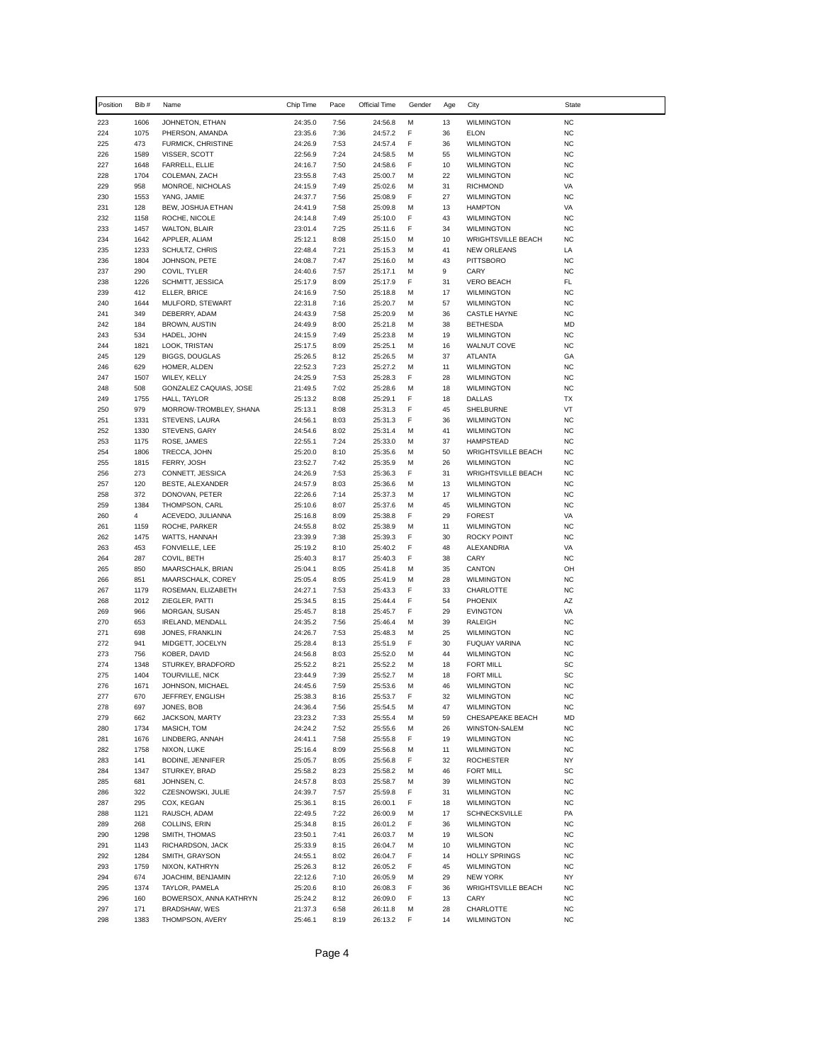| Position | Bib # | Name | Chip Time | Pace | Official Time | Gender | Age | City | State |
|---|---|---|---|---|---|---|---|---|---|
| 223 | 1606 | JOHNETON, ETHAN | 24:35.0 | 7:56 | 24:56.8 | M | 13 | WILMINGTON | NC |
| 224 | 1075 | PHERSON, AMANDA | 23:35.6 | 7:36 | 24:57.2 | F | 36 | ELON | NC |
| 225 | 473 | FURMICK, CHRISTINE | 24:26.9 | 7:53 | 24:57.4 | F | 36 | WILMINGTON | NC |
| 226 | 1589 | VISSER, SCOTT | 22:56.9 | 7:24 | 24:58.5 | M | 55 | WILMINGTON | NC |
| 227 | 1648 | FARRELL, ELLIE | 24:16.7 | 7:50 | 24:58.6 | F | 10 | WILMINGTON | NC |
| 228 | 1704 | COLEMAN, ZACH | 23:55.8 | 7:43 | 25:00.7 | M | 22 | WILMINGTON | NC |
| 229 | 958 | MONROE, NICHOLAS | 24:15.9 | 7:49 | 25:02.6 | M | 31 | RICHMOND | VA |
| 230 | 1553 | YANG, JAMIE | 24:37.7 | 7:56 | 25:08.9 | F | 27 | WILMINGTON | NC |
| 231 | 128 | BEW, JOSHUA ETHAN | 24:41.9 | 7:58 | 25:09.8 | M | 13 | HAMPTON | VA |
| 232 | 1158 | ROCHE, NICOLE | 24:14.8 | 7:49 | 25:10.0 | F | 43 | WILMINGTON | NC |
| 233 | 1457 | WALTON, BLAIR | 23:01.4 | 7:25 | 25:11.6 | F | 34 | WILMINGTON | NC |
| 234 | 1642 | APPLER, ALIAM | 25:12.1 | 8:08 | 25:15.0 | M | 10 | WRIGHTSVILLE BEACH | NC |
| 235 | 1233 | SCHULTZ, CHRIS | 22:48.4 | 7:21 | 25:15.3 | M | 41 | NEW ORLEANS | LA |
| 236 | 1804 | JOHNSON, PETE | 24:08.7 | 7:47 | 25:16.0 | M | 43 | PITTSBORO | NC |
| 237 | 290 | COVIL, TYLER | 24:40.6 | 7:57 | 25:17.1 | M | 9 | CARY | NC |
| 238 | 1226 | SCHMITT, JESSICA | 25:17.9 | 8:09 | 25:17.9 | F | 31 | VERO BEACH | FL |
| 239 | 412 | ELLER, BRICE | 24:16.9 | 7:50 | 25:18.8 | M | 17 | WILMINGTON | NC |
| 240 | 1644 | MULFORD, STEWART | 22:31.8 | 7:16 | 25:20.7 | M | 57 | WILMINGTON | NC |
| 241 | 349 | DEBERRY, ADAM | 24:43.9 | 7:58 | 25:20.9 | M | 36 | CASTLE HAYNE | NC |
| 242 | 184 | BROWN, AUSTIN | 24:49.9 | 8:00 | 25:21.8 | M | 38 | BETHESDA | MD |
| 243 | 534 | HADEL, JOHN | 24:15.9 | 7:49 | 25:23.8 | M | 19 | WILMINGTON | NC |
| 244 | 1821 | LOOK, TRISTAN | 25:17.5 | 8:09 | 25:25.1 | M | 16 | WALNUT COVE | NC |
| 245 | 129 | BIGGS, DOUGLAS | 25:26.5 | 8:12 | 25:26.5 | M | 37 | ATLANTA | GA |
| 246 | 629 | HOMER, ALDEN | 22:52.3 | 7:23 | 25:27.2 | M | 11 | WILMINGTON | NC |
| 247 | 1507 | WILEY, KELLY | 24:25.9 | 7:53 | 25:28.3 | F | 28 | WILMINGTON | NC |
| 248 | 508 | GONZALEZ CAQUIAS, JOSE | 21:49.5 | 7:02 | 25:28.6 | M | 18 | WILMINGTON | NC |
| 249 | 1755 | HALL, TAYLOR | 25:13.2 | 8:08 | 25:29.1 | F | 18 | DALLAS | TX |
| 250 | 979 | MORROW-TROMBLEY, SHANA | 25:13.1 | 8:08 | 25:31.3 | F | 45 | SHELBURNE | VT |
| 251 | 1331 | STEVENS, LAURA | 24:56.1 | 8:03 | 25:31.3 | F | 36 | WILMINGTON | NC |
| 252 | 1330 | STEVENS, GARY | 24:54.6 | 8:02 | 25:31.4 | M | 41 | WILMINGTON | NC |
| 253 | 1175 | ROSE, JAMES | 22:55.1 | 7:24 | 25:33.0 | M | 37 | HAMPSTEAD | NC |
| 254 | 1806 | TRECCA, JOHN | 25:20.0 | 8:10 | 25:35.6 | M | 50 | WRIGHTSVILLE BEACH | NC |
| 255 | 1815 | FERRY, JOSH | 23:52.7 | 7:42 | 25:35.9 | M | 26 | WILMINGTON | NC |
| 256 | 273 | CONNETT, JESSICA | 24:26.9 | 7:53 | 25:36.3 | F | 31 | WRIGHTSVILLE BEACH | NC |
| 257 | 120 | BESTE, ALEXANDER | 24:57.9 | 8:03 | 25:36.6 | M | 13 | WILMINGTON | NC |
| 258 | 372 | DONOVAN, PETER | 22:26.6 | 7:14 | 25:37.3 | M | 17 | WILMINGTON | NC |
| 259 | 1384 | THOMPSON, CARL | 25:10.6 | 8:07 | 25:37.6 | M | 45 | WILMINGTON | NC |
| 260 | 4 | ACEVEDO, JULIANNA | 25:16.8 | 8:09 | 25:38.8 | F | 29 | FOREST | VA |
| 261 | 1159 | ROCHE, PARKER | 24:55.8 | 8:02 | 25:38.9 | M | 11 | WILMINGTON | NC |
| 262 | 1475 | WATTS, HANNAH | 23:39.9 | 7:38 | 25:39.3 | F | 30 | ROCKY POINT | NC |
| 263 | 453 | FONVIELLE, LEE | 25:19.2 | 8:10 | 25:40.2 | F | 48 | ALEXANDRIA | VA |
| 264 | 287 | COVIL, BETH | 25:40.3 | 8:17 | 25:40.3 | F | 38 | CARY | NC |
| 265 | 850 | MAARSCHALK, BRIAN | 25:04.1 | 8:05 | 25:41.8 | M | 35 | CANTON | OH |
| 266 | 851 | MAARSCHALK, COREY | 25:05.4 | 8:05 | 25:41.9 | M | 28 | WILMINGTON | NC |
| 267 | 1179 | ROSEMAN, ELIZABETH | 24:27.1 | 7:53 | 25:43.3 | F | 33 | CHARLOTTE | NC |
| 268 | 2012 | ZIEGLER, PATTI | 25:34.5 | 8:15 | 25:44.4 | F | 54 | PHOENIX | AZ |
| 269 | 966 | MORGAN, SUSAN | 25:45.7 | 8:18 | 25:45.7 | F | 29 | EVINGTON | VA |
| 270 | 653 | IRELAND, MENDALL | 24:35.2 | 7:56 | 25:46.4 | M | 39 | RALEIGH | NC |
| 271 | 698 | JONES, FRANKLIN | 24:26.7 | 7:53 | 25:48.3 | M | 25 | WILMINGTON | NC |
| 272 | 941 | MIDGETT, JOCELYN | 25:28.4 | 8:13 | 25:51.9 | F | 30 | FUQUAY VARINA | NC |
| 273 | 756 | KOBER, DAVID | 24:56.8 | 8:03 | 25:52.0 | M | 44 | WILMINGTON | NC |
| 274 | 1348 | STURKEY, BRADFORD | 25:52.2 | 8:21 | 25:52.2 | M | 18 | FORT MILL | SC |
| 275 | 1404 | TOURVILLE, NICK | 23:44.9 | 7:39 | 25:52.7 | M | 18 | FORT MILL | SC |
| 276 | 1671 | JOHNSON, MICHAEL | 24:45.6 | 7:59 | 25:53.6 | M | 46 | WILMINGTON | NC |
| 277 | 670 | JEFFREY, ENGLISH | 25:38.3 | 8:16 | 25:53.7 | F | 32 | WILMINGTON | NC |
| 278 | 697 | JONES, BOB | 24:36.4 | 7:56 | 25:54.5 | M | 47 | WILMINGTON | NC |
| 279 | 662 | JACKSON, MARTY | 23:23.2 | 7:33 | 25:55.4 | M | 59 | CHESAPEAKE BEACH | MD |
| 280 | 1734 | MASICH, TOM | 24:24.2 | 7:52 | 25:55.6 | M | 26 | WINSTON-SALEM | NC |
| 281 | 1676 | LINDBERG, ANNAH | 24:41.1 | 7:58 | 25:55.8 | F | 19 | WILMINGTON | NC |
| 282 | 1758 | NIXON, LUKE | 25:16.4 | 8:09 | 25:56.8 | M | 11 | WILMINGTON | NC |
| 283 | 141 | BODINE, JENNIFER | 25:05.7 | 8:05 | 25:56.8 | F | 32 | ROCHESTER | NY |
| 284 | 1347 | STURKEY, BRAD | 25:58.2 | 8:23 | 25:58.2 | M | 46 | FORT MILL | SC |
| 285 | 681 | JOHNSEN, C. | 24:57.8 | 8:03 | 25:58.7 | M | 39 | WILMINGTON | NC |
| 286 | 322 | CZESNOWSKI, JULIE | 24:39.7 | 7:57 | 25:59.8 | F | 31 | WILMINGTON | NC |
| 287 | 295 | COX, KEGAN | 25:36.1 | 8:15 | 26:00.1 | F | 18 | WILMINGTON | NC |
| 288 | 1121 | RAUSCH, ADAM | 22:49.5 | 7:22 | 26:00.9 | M | 17 | SCHNECKSVILLE | PA |
| 289 | 268 | COLLINS, ERIN | 25:34.8 | 8:15 | 26:01.2 | F | 36 | WILMINGTON | NC |
| 290 | 1298 | SMITH, THOMAS | 23:50.1 | 7:41 | 26:03.7 | M | 19 | WILSON | NC |
| 291 | 1143 | RICHARDSON, JACK | 25:33.9 | 8:15 | 26:04.7 | M | 10 | WILMINGTON | NC |
| 292 | 1284 | SMITH, GRAYSON | 24:55.1 | 8:02 | 26:04.7 | F | 14 | HOLLY SPRINGS | NC |
| 293 | 1759 | NIXON, KATHRYN | 25:26.3 | 8:12 | 26:05.2 | F | 45 | WILMINGTON | NC |
| 294 | 674 | JOACHIM, BENJAMIN | 22:12.6 | 7:10 | 26:05.9 | M | 29 | NEW YORK | NY |
| 295 | 1374 | TAYLOR, PAMELA | 25:20.6 | 8:10 | 26:08.3 | F | 36 | WRIGHTSVILLE BEACH | NC |
| 296 | 160 | BOWERSOX, ANNA KATHRYN | 25:24.2 | 8:12 | 26:09.0 | F | 13 | CARY | NC |
| 297 | 171 | BRADSHAW, WES | 21:37.3 | 6:58 | 26:11.8 | M | 28 | CHARLOTTE | NC |
| 298 | 1383 | THOMPSON, AVERY | 25:46.1 | 8:19 | 26:13.2 | F | 14 | WILMINGTON | NC |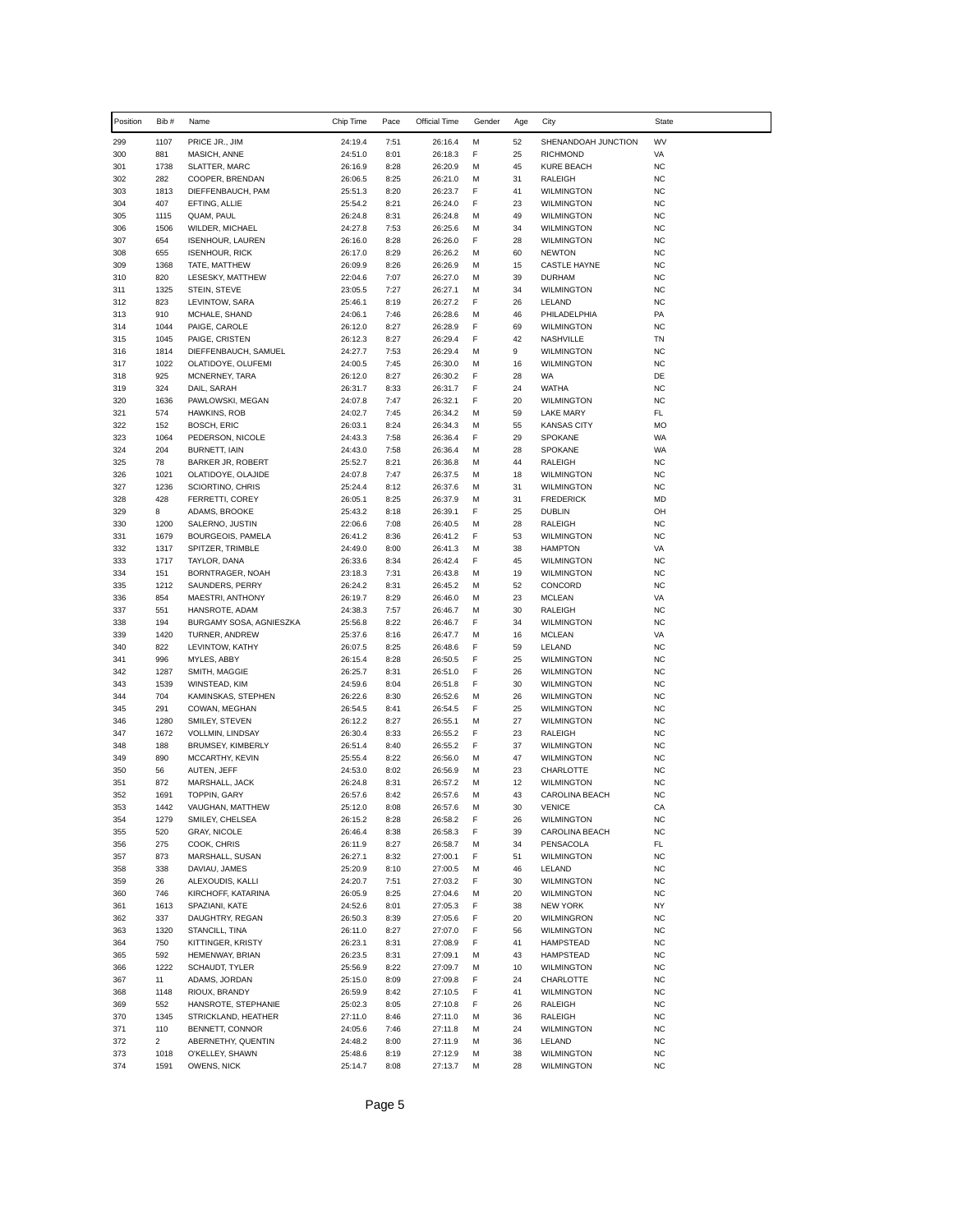| Position | Bib # | Name | Chip Time | Pace | Official Time | Gender | Age | City | State |
|---|---|---|---|---|---|---|---|---|---|
| 299 | 1107 | PRICE JR., JIM | 24:19.4 | 7:51 | 26:16.4 | M | 52 | SHENANDOAH JUNCTION | WV |
| 300 | 881 | MASICH, ANNE | 24:51.0 | 8:01 | 26:18.3 | F | 25 | RICHMOND | VA |
| 301 | 1738 | SLATTER, MARC | 26:16.9 | 8:28 | 26:20.9 | M | 45 | KURE BEACH | NC |
| 302 | 282 | COOPER, BRENDAN | 26:06.5 | 8:25 | 26:21.0 | M | 31 | RALEIGH | NC |
| 303 | 1813 | DIEFFENBAUCH, PAM | 25:51.3 | 8:20 | 26:23.7 | F | 41 | WILMINGTON | NC |
| 304 | 407 | EFTING, ALLIE | 25:54.2 | 8:21 | 26:24.0 | F | 23 | WILMINGTON | NC |
| 305 | 1115 | QUAM, PAUL | 26:24.8 | 8:31 | 26:24.8 | M | 49 | WILMINGTON | NC |
| 306 | 1506 | WILDER, MICHAEL | 24:27.8 | 7:53 | 26:25.6 | M | 34 | WILMINGTON | NC |
| 307 | 654 | ISENHOUR, LAUREN | 26:16.0 | 8:28 | 26:26.0 | F | 28 | WILMINGTON | NC |
| 308 | 655 | ISENHOUR, RICK | 26:17.0 | 8:29 | 26:26.2 | M | 60 | NEWTON | NC |
| 309 | 1368 | TATE, MATTHEW | 26:09.9 | 8:26 | 26:26.9 | M | 15 | CASTLE HAYNE | NC |
| 310 | 820 | LESESKY, MATTHEW | 22:04.6 | 7:07 | 26:27.0 | M | 39 | DURHAM | NC |
| 311 | 1325 | STEIN, STEVE | 23:05.5 | 7:27 | 26:27.1 | M | 34 | WILMINGTON | NC |
| 312 | 823 | LEVINTOW, SARA | 25:46.1 | 8:19 | 26:27.2 | F | 26 | LELAND | NC |
| 313 | 910 | MCHALE, SHAND | 24:06.1 | 7:46 | 26:28.6 | M | 46 | PHILADELPHIA | PA |
| 314 | 1044 | PAIGE, CAROLE | 26:12.0 | 8:27 | 26:28.9 | F | 69 | WILMINGTON | NC |
| 315 | 1045 | PAIGE, CRISTEN | 26:12.3 | 8:27 | 26:29.4 | F | 42 | NASHVILLE | TN |
| 316 | 1814 | DIEFFENBAUCH, SAMUEL | 24:27.7 | 7:53 | 26:29.4 | M | 9 | WILMINGTON | NC |
| 317 | 1022 | OLATIDOYE, OLUFEMI | 24:00.5 | 7:45 | 26:30.0 | M | 16 | WILMINGTON | NC |
| 318 | 925 | MCNERNEY, TARA | 26:12.0 | 8:27 | 26:30.2 | F | 28 | WA | DE |
| 319 | 324 | DAIL, SARAH | 26:31.7 | 8:33 | 26:31.7 | F | 24 | WATHA | NC |
| 320 | 1636 | PAWLOWSKI, MEGAN | 24:07.8 | 7:47 | 26:32.1 | F | 20 | WILMINGTON | NC |
| 321 | 574 | HAWKINS, ROB | 24:02.7 | 7:45 | 26:34.2 | M | 59 | LAKE MARY | FL |
| 322 | 152 | BOSCH, ERIC | 26:03.1 | 8:24 | 26:34.3 | M | 55 | KANSAS CITY | MO |
| 323 | 1064 | PEDERSON, NICOLE | 24:43.3 | 7:58 | 26:36.4 | F | 29 | SPOKANE | WA |
| 324 | 204 | BURNETT, IAIN | 24:43.0 | 7:58 | 26:36.4 | M | 28 | SPOKANE | WA |
| 325 | 78 | BARKER JR, ROBERT | 25:52.7 | 8:21 | 26:36.8 | M | 44 | RALEIGH | NC |
| 326 | 1021 | OLATIDOYE, OLAJIDE | 24:07.8 | 7:47 | 26:37.5 | M | 18 | WILMINGTON | NC |
| 327 | 1236 | SCIORTINO, CHRIS | 25:24.4 | 8:12 | 26:37.6 | M | 31 | WILMINGTON | NC |
| 328 | 428 | FERRETTI, COREY | 26:05.1 | 8:25 | 26:37.9 | M | 31 | FREDERICK | MD |
| 329 | 8 | ADAMS, BROOKE | 25:43.2 | 8:18 | 26:39.1 | F | 25 | DUBLIN | OH |
| 330 | 1200 | SALERNO, JUSTIN | 22:06.6 | 7:08 | 26:40.5 | M | 28 | RALEIGH | NC |
| 331 | 1679 | BOURGEOIS, PAMELA | 26:41.2 | 8:36 | 26:41.2 | F | 53 | WILMINGTON | NC |
| 332 | 1317 | SPITZER, TRIMBLE | 24:49.0 | 8:00 | 26:41.3 | M | 38 | HAMPTON | VA |
| 333 | 1717 | TAYLOR, DANA | 26:33.6 | 8:34 | 26:42.4 | F | 45 | WILMINGTON | NC |
| 334 | 151 | BORNTRAGER, NOAH | 23:18.3 | 7:31 | 26:43.8 | M | 19 | WILMINGTON | NC |
| 335 | 1212 | SAUNDERS, PERRY | 26:24.2 | 8:31 | 26:45.2 | M | 52 | CONCORD | NC |
| 336 | 854 | MAESTRI, ANTHONY | 26:19.7 | 8:29 | 26:46.0 | M | 23 | MCLEAN | VA |
| 337 | 551 | HANSROTE, ADAM | 24:38.3 | 7:57 | 26:46.7 | M | 30 | RALEIGH | NC |
| 338 | 194 | BURGAMY SOSA, AGNIESZKA | 25:56.8 | 8:22 | 26:46.7 | F | 34 | WILMINGTON | NC |
| 339 | 1420 | TURNER, ANDREW | 25:37.6 | 8:16 | 26:47.7 | M | 16 | MCLEAN | VA |
| 340 | 822 | LEVINTOW, KATHY | 26:07.5 | 8:25 | 26:48.6 | F | 59 | LELAND | NC |
| 341 | 996 | MYLES, ABBY | 26:15.4 | 8:28 | 26:50.5 | F | 25 | WILMINGTON | NC |
| 342 | 1287 | SMITH, MAGGIE | 26:25.7 | 8:31 | 26:51.0 | F | 26 | WILMINGTON | NC |
| 343 | 1539 | WINSTEAD, KIM | 24:59.6 | 8:04 | 26:51.8 | F | 30 | WILMINGTON | NC |
| 344 | 704 | KAMINSKAS, STEPHEN | 26:22.6 | 8:30 | 26:52.6 | M | 26 | WILMINGTON | NC |
| 345 | 291 | COWAN, MEGHAN | 26:54.5 | 8:41 | 26:54.5 | F | 25 | WILMINGTON | NC |
| 346 | 1280 | SMILEY, STEVEN | 26:12.2 | 8:27 | 26:55.1 | M | 27 | WILMINGTON | NC |
| 347 | 1672 | VOLLMIN, LINDSAY | 26:30.4 | 8:33 | 26:55.2 | F | 23 | RALEIGH | NC |
| 348 | 188 | BRUMSEY, KIMBERLY | 26:51.4 | 8:40 | 26:55.2 | F | 37 | WILMINGTON | NC |
| 349 | 890 | MCCARTHY, KEVIN | 25:55.4 | 8:22 | 26:56.0 | M | 47 | WILMINGTON | NC |
| 350 | 56 | AUTEN, JEFF | 24:53.0 | 8:02 | 26:56.9 | M | 23 | CHARLOTTE | NC |
| 351 | 872 | MARSHALL, JACK | 26:24.8 | 8:31 | 26:57.2 | M | 12 | WILMINGTON | NC |
| 352 | 1691 | TOPPIN, GARY | 26:57.6 | 8:42 | 26:57.6 | M | 43 | CAROLINA BEACH | NC |
| 353 | 1442 | VAUGHAN, MATTHEW | 25:12.0 | 8:08 | 26:57.6 | M | 30 | VENICE | CA |
| 354 | 1279 | SMILEY, CHELSEA | 26:15.2 | 8:28 | 26:58.2 | F | 26 | WILMINGTON | NC |
| 355 | 520 | GRAY, NICOLE | 26:46.4 | 8:38 | 26:58.3 | F | 39 | CAROLINA BEACH | NC |
| 356 | 275 | COOK, CHRIS | 26:11.9 | 8:27 | 26:58.7 | M | 34 | PENSACOLA | FL |
| 357 | 873 | MARSHALL, SUSAN | 26:27.1 | 8:32 | 27:00.1 | F | 51 | WILMINGTON | NC |
| 358 | 338 | DAVIAU, JAMES | 25:20.9 | 8:10 | 27:00.5 | M | 46 | LELAND | NC |
| 359 | 26 | ALEXOUDIS, KALLI | 24:20.7 | 7:51 | 27:03.2 | F | 30 | WILMINGTON | NC |
| 360 | 746 | KIRCHOFF, KATARINA | 26:05.9 | 8:25 | 27:04.6 | M | 20 | WILMINGTON | NC |
| 361 | 1613 | SPAZIANI, KATE | 24:52.6 | 8:01 | 27:05.3 | F | 38 | NEW YORK | NY |
| 362 | 337 | DAUGHTRY, REGAN | 26:50.3 | 8:39 | 27:05.6 | F | 20 | WILMINGRON | NC |
| 363 | 1320 | STANCILL, TINA | 26:11.0 | 8:27 | 27:07.0 | F | 56 | WILMINGTON | NC |
| 364 | 750 | KITTINGER, KRISTY | 26:23.1 | 8:31 | 27:08.9 | F | 41 | HAMPSTEAD | NC |
| 365 | 592 | HEMENWAY, BRIAN | 26:23.5 | 8:31 | 27:09.1 | M | 43 | HAMPSTEAD | NC |
| 366 | 1222 | SCHAUDT, TYLER | 25:56.9 | 8:22 | 27:09.7 | M | 10 | WILMINGTON | NC |
| 367 | 11 | ADAMS, JORDAN | 25:15.0 | 8:09 | 27:09.8 | F | 24 | CHARLOTTE | NC |
| 368 | 1148 | RIOUX, BRANDY | 26:59.9 | 8:42 | 27:10.5 | F | 41 | WILMINGTON | NC |
| 369 | 552 | HANSROTE, STEPHANIE | 25:02.3 | 8:05 | 27:10.8 | F | 26 | RALEIGH | NC |
| 370 | 1345 | STRICKLAND, HEATHER | 27:11.0 | 8:46 | 27:11.0 | M | 36 | RALEIGH | NC |
| 371 | 110 | BENNETT, CONNOR | 24:05.6 | 7:46 | 27:11.8 | M | 24 | WILMINGTON | NC |
| 372 | 2 | ABERNETHY, QUENTIN | 24:48.2 | 8:00 | 27:11.9 | M | 36 | LELAND | NC |
| 373 | 1018 | O'KELLEY, SHAWN | 25:48.6 | 8:19 | 27:12.9 | M | 38 | WILMINGTON | NC |
| 374 | 1591 | OWENS, NICK | 25:14.7 | 8:08 | 27:13.7 | M | 28 | WILMINGTON | NC |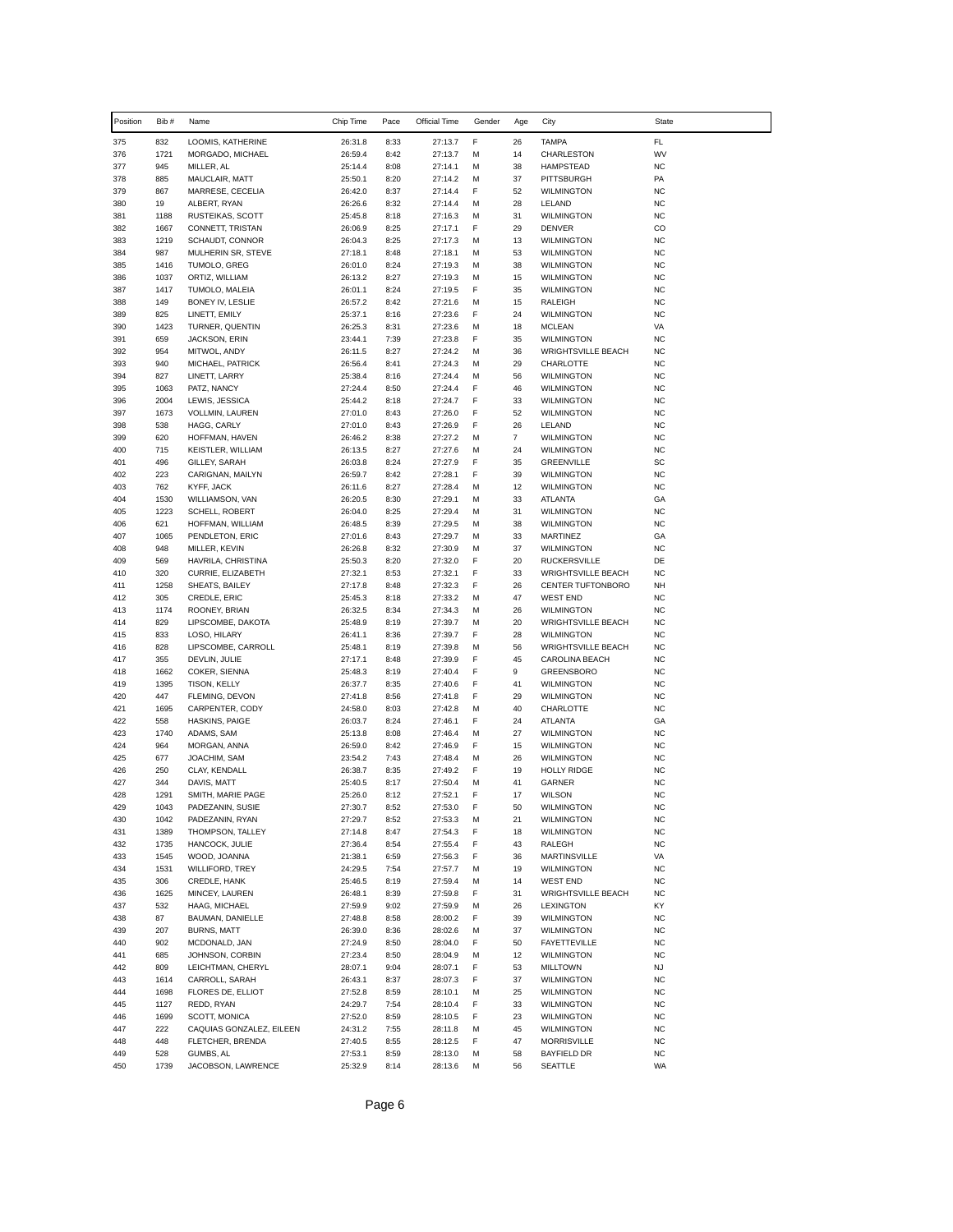| Position | Bib # | Name | Chip Time | Pace | Official Time | Gender | Age | City | State |
|---|---|---|---|---|---|---|---|---|---|
| 375 | 832 | LOOMIS, KATHERINE | 26:31.8 | 8:33 | 27:13.7 | F | 26 | TAMPA | FL |
| 376 | 1721 | MORGADO, MICHAEL | 26:59.4 | 8:42 | 27:13.7 | M | 14 | CHARLESTON | WV |
| 377 | 945 | MILLER, AL | 25:14.4 | 8:08 | 27:14.1 | M | 38 | HAMPSTEAD | NC |
| 378 | 885 | MAUCLAIR, MATT | 25:50.1 | 8:20 | 27:14.2 | M | 37 | PITTSBURGH | PA |
| 379 | 867 | MARRESE, CECELIA | 26:42.0 | 8:37 | 27:14.4 | F | 52 | WILMINGTON | NC |
| 380 | 19 | ALBERT, RYAN | 26:26.6 | 8:32 | 27:14.4 | M | 28 | LELAND | NC |
| 381 | 1188 | RUSTEIKAS, SCOTT | 25:45.8 | 8:18 | 27:16.3 | M | 31 | WILMINGTON | NC |
| 382 | 1667 | CONNETT, TRISTAN | 26:06.9 | 8:25 | 27:17.1 | F | 29 | DENVER | CO |
| 383 | 1219 | SCHAUDT, CONNOR | 26:04.3 | 8:25 | 27:17.3 | M | 13 | WILMINGTON | NC |
| 384 | 987 | MULHERIN SR, STEVE | 27:18.1 | 8:48 | 27:18.1 | M | 53 | WILMINGTON | NC |
| 385 | 1416 | TUMOLO, GREG | 26:01.0 | 8:24 | 27:19.3 | M | 38 | WILMINGTON | NC |
| 386 | 1037 | ORTIZ, WILLIAM | 26:13.2 | 8:27 | 27:19.3 | M | 15 | WILMINGTON | NC |
| 387 | 1417 | TUMOLO, MALEIA | 26:01.1 | 8:24 | 27:19.5 | F | 35 | WILMINGTON | NC |
| 388 | 149 | BONEY IV, LESLIE | 26:57.2 | 8:42 | 27:21.6 | M | 15 | RALEIGH | NC |
| 389 | 825 | LINETT, EMILY | 25:37.1 | 8:16 | 27:23.6 | F | 24 | WILMINGTON | NC |
| 390 | 1423 | TURNER, QUENTIN | 26:25.3 | 8:31 | 27:23.6 | M | 18 | MCLEAN | VA |
| 391 | 659 | JACKSON, ERIN | 23:44.1 | 7:39 | 27:23.8 | F | 35 | WILMINGTON | NC |
| 392 | 954 | MITWOL, ANDY | 26:11.5 | 8:27 | 27:24.2 | M | 36 | WRIGHTSVILLE BEACH | NC |
| 393 | 940 | MICHAEL, PATRICK | 26:56.4 | 8:41 | 27:24.3 | M | 29 | CHARLOTTE | NC |
| 394 | 827 | LINETT, LARRY | 25:38.4 | 8:16 | 27:24.4 | M | 56 | WILMINGTON | NC |
| 395 | 1063 | PATZ, NANCY | 27:24.4 | 8:50 | 27:24.4 | F | 46 | WILMINGTON | NC |
| 396 | 2004 | LEWIS, JESSICA | 25:44.2 | 8:18 | 27:24.7 | F | 33 | WILMINGTON | NC |
| 397 | 1673 | VOLLMIN, LAUREN | 27:01.0 | 8:43 | 27:26.0 | F | 52 | WILMINGTON | NC |
| 398 | 538 | HAGG, CARLY | 27:01.0 | 8:43 | 27:26.9 | F | 26 | LELAND | NC |
| 399 | 620 | HOFFMAN, HAVEN | 26:46.2 | 8:38 | 27:27.2 | M | 7 | WILMINGTON | NC |
| 400 | 715 | KEISTLER, WILLIAM | 26:13.5 | 8:27 | 27:27.6 | M | 24 | WILMINGTON | NC |
| 401 | 496 | GILLEY, SARAH | 26:03.8 | 8:24 | 27:27.9 | F | 35 | GREENVILLE | SC |
| 402 | 223 | CARIGNAN, MAILYN | 26:59.7 | 8:42 | 27:28.1 | F | 39 | WILMINGTON | NC |
| 403 | 762 | KYFF, JACK | 26:11.6 | 8:27 | 27:28.4 | M | 12 | WILMINGTON | NC |
| 404 | 1530 | WILLIAMSON, VAN | 26:20.5 | 8:30 | 27:29.1 | M | 33 | ATLANTA | GA |
| 405 | 1223 | SCHELL, ROBERT | 26:04.0 | 8:25 | 27:29.4 | M | 31 | WILMINGTON | NC |
| 406 | 621 | HOFFMAN, WILLIAM | 26:48.5 | 8:39 | 27:29.5 | M | 38 | WILMINGTON | NC |
| 407 | 1065 | PENDLETON, ERIC | 27:01.6 | 8:43 | 27:29.7 | M | 33 | MARTINEZ | GA |
| 408 | 948 | MILLER, KEVIN | 26:26.8 | 8:32 | 27:30.9 | M | 37 | WILMINGTON | NC |
| 409 | 569 | HAVRILA, CHRISTINA | 25:50.3 | 8:20 | 27:32.0 | F | 20 | RUCKERSVILLE | DE |
| 410 | 320 | CURRIE, ELIZABETH | 27:32.1 | 8:53 | 27:32.1 | F | 33 | WRIGHTSVILLE BEACH | NC |
| 411 | 1258 | SHEATS, BAILEY | 27:17.8 | 8:48 | 27:32.3 | F | 26 | CENTER TUFTONBORO | NH |
| 412 | 305 | CREDLE, ERIC | 25:45.3 | 8:18 | 27:33.2 | M | 47 | WEST END | NC |
| 413 | 1174 | ROONEY, BRIAN | 26:32.5 | 8:34 | 27:34.3 | M | 26 | WILMINGTON | NC |
| 414 | 829 | LIPSCOMBE, DAKOTA | 25:48.9 | 8:19 | 27:39.7 | M | 20 | WRIGHTSVILLE BEACH | NC |
| 415 | 833 | LOSO, HILARY | 26:41.1 | 8:36 | 27:39.7 | F | 28 | WILMINGTON | NC |
| 416 | 828 | LIPSCOMBE, CARROLL | 25:48.1 | 8:19 | 27:39.8 | M | 56 | WRIGHTSVILLE BEACH | NC |
| 417 | 355 | DEVLIN, JULIE | 27:17.1 | 8:48 | 27:39.9 | F | 45 | CAROLINA BEACH | NC |
| 418 | 1662 | COKER, SIENNA | 25:48.3 | 8:19 | 27:40.4 | F | 9 | GREENSBORO | NC |
| 419 | 1395 | TISON, KELLY | 26:37.7 | 8:35 | 27:40.6 | F | 41 | WILMINGTON | NC |
| 420 | 447 | FLEMING, DEVON | 27:41.8 | 8:56 | 27:41.8 | F | 29 | WILMINGTON | NC |
| 421 | 1695 | CARPENTER, CODY | 24:58.0 | 8:03 | 27:42.8 | M | 40 | CHARLOTTE | NC |
| 422 | 558 | HASKINS, PAIGE | 26:03.7 | 8:24 | 27:46.1 | F | 24 | ATLANTA | GA |
| 423 | 1740 | ADAMS, SAM | 25:13.8 | 8:08 | 27:46.4 | M | 27 | WILMINGTON | NC |
| 424 | 964 | MORGAN, ANNA | 26:59.0 | 8:42 | 27:46.9 | F | 15 | WILMINGTON | NC |
| 425 | 677 | JOACHIM, SAM | 23:54.2 | 7:43 | 27:48.4 | M | 26 | WILMINGTON | NC |
| 426 | 250 | CLAY, KENDALL | 26:38.7 | 8:35 | 27:49.2 | F | 19 | HOLLY RIDGE | NC |
| 427 | 344 | DAVIS, MATT | 25:40.5 | 8:17 | 27:50.4 | M | 41 | GARNER | NC |
| 428 | 1291 | SMITH, MARIE PAGE | 25:26.0 | 8:12 | 27:52.1 | F | 17 | WILSON | NC |
| 429 | 1043 | PADEZANIN, SUSIE | 27:30.7 | 8:52 | 27:53.0 | F | 50 | WILMINGTON | NC |
| 430 | 1042 | PADEZANIN, RYAN | 27:29.7 | 8:52 | 27:53.3 | M | 21 | WILMINGTON | NC |
| 431 | 1389 | THOMPSON, TALLEY | 27:14.8 | 8:47 | 27:54.3 | F | 18 | WILMINGTON | NC |
| 432 | 1735 | HANCOCK, JULIE | 27:36.4 | 8:54 | 27:55.4 | F | 43 | RALEGH | NC |
| 433 | 1545 | WOOD, JOANNA | 21:38.1 | 6:59 | 27:56.3 | F | 36 | MARTINSVILLE | VA |
| 434 | 1531 | WILLIFORD, TREY | 24:29.5 | 7:54 | 27:57.7 | M | 19 | WILMINGTON | NC |
| 435 | 306 | CREDLE, HANK | 25:46.5 | 8:19 | 27:59.4 | M | 14 | WEST END | NC |
| 436 | 1625 | MINCEY, LAUREN | 26:48.1 | 8:39 | 27:59.8 | F | 31 | WRIGHTSVILLE BEACH | NC |
| 437 | 532 | HAAG, MICHAEL | 27:59.9 | 9:02 | 27:59.9 | M | 26 | LEXINGTON | KY |
| 438 | 87 | BAUMAN, DANIELLE | 27:48.8 | 8:58 | 28:00.2 | F | 39 | WILMINGTON | NC |
| 439 | 207 | BURNS, MATT | 26:39.0 | 8:36 | 28:02.6 | M | 37 | WILMINGTON | NC |
| 440 | 902 | MCDONALD, JAN | 27:24.9 | 8:50 | 28:04.0 | F | 50 | FAYETTEVILLE | NC |
| 441 | 685 | JOHNSON, CORBIN | 27:23.4 | 8:50 | 28:04.9 | M | 12 | WILMINGTON | NC |
| 442 | 809 | LEICHTMAN, CHERYL | 28:07.1 | 9:04 | 28:07.1 | F | 53 | MILLTOWN | NJ |
| 443 | 1614 | CARROLL, SARAH | 26:43.1 | 8:37 | 28:07.3 | F | 37 | WILMINGTON | NC |
| 444 | 1698 | FLORES DE, ELLIOT | 27:52.8 | 8:59 | 28:10.1 | M | 25 | WILMINGTON | NC |
| 445 | 1127 | REDD, RYAN | 24:29.7 | 7:54 | 28:10.4 | F | 33 | WILMINGTON | NC |
| 446 | 1699 | SCOTT, MONICA | 27:52.0 | 8:59 | 28:10.5 | F | 23 | WILMINGTON | NC |
| 447 | 222 | CAQUIAS GONZALEZ, EILEEN | 24:31.2 | 7:55 | 28:11.8 | M | 45 | WILMINGTON | NC |
| 448 | 448 | FLETCHER, BRENDA | 27:40.5 | 8:55 | 28:12.5 | F | 47 | MORRISVILLE | NC |
| 449 | 528 | GUMBS, AL | 27:53.1 | 8:59 | 28:13.0 | M | 58 | BAYFIELD DR | NC |
| 450 | 1739 | JACOBSON, LAWRENCE | 25:32.9 | 8:14 | 28:13.6 | M | 56 | SEATTLE | WA |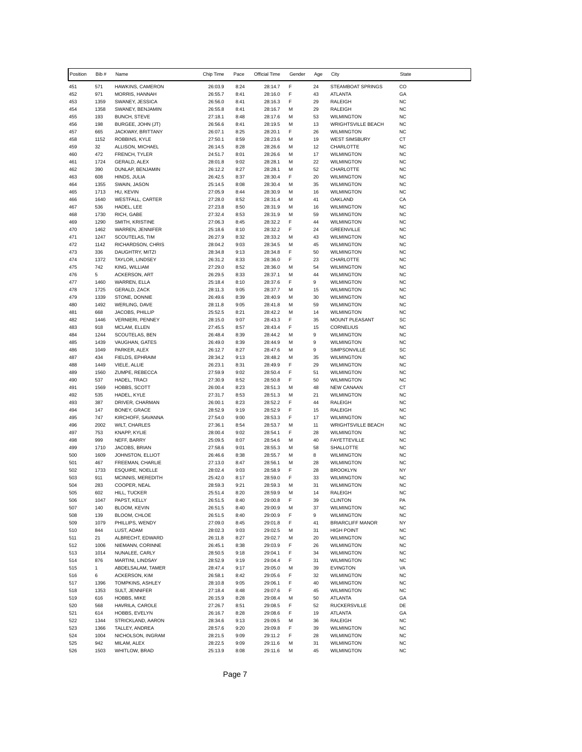| Position | Bib # | Name | Chip Time | Pace | Official Time | Gender | Age | City | State |
|---|---|---|---|---|---|---|---|---|---|
| 451 | 571 | HAWKINS, CAMERON | 26:03.9 | 8:24 | 28:14.7 | F | 24 | STEAMBOAT SPRINGS | CO |
| 452 | 971 | MORRIS, HANNAH | 26:55.7 | 8:41 | 28:16.0 | F | 43 | ATLANTA | GA |
| 453 | 1359 | SWANEY, JESSICA | 26:56.0 | 8:41 | 28:16.3 | F | 29 | RALEIGH | NC |
| 454 | 1358 | SWANEY, BENJAMIN | 26:55.8 | 8:41 | 28:16.7 | M | 29 | RALEIGH | NC |
| 455 | 193 | BUNCH, STEVE | 27:18.1 | 8:48 | 28:17.6 | M | 53 | WILMINGTON | NC |
| 456 | 198 | BURGEE, JOHN (JT) | 26:56.6 | 8:41 | 28:19.5 | M | 13 | WRIGHTSVILLE BEACH | NC |
| 457 | 665 | JACKWAY, BRITTANY | 26:07.1 | 8:25 | 28:20.1 | F | 26 | WILMINGTON | NC |
| 458 | 1152 | ROBBINS, KYLE | 27:50.1 | 8:59 | 28:23.6 | M | 19 | WEST SIMSBURY | CT |
| 459 | 32 | ALLISON, MICHAEL | 26:14.5 | 8:28 | 28:26.6 | M | 12 | CHARLOTTE | NC |
| 460 | 472 | FRENCH, TYLER | 24:51.7 | 8:01 | 28:26.6 | M | 17 | WILMINGTON | NC |
| 461 | 1724 | GERALD, ALEX | 28:01.8 | 9:02 | 28:28.1 | M | 22 | WILMINGTON | NC |
| 462 | 390 | DUNLAP, BENJAMIN | 26:12.2 | 8:27 | 28:28.1 | M | 52 | CHARLOTTE | NC |
| 463 | 608 | HINDS, JULIA | 26:42.5 | 8:37 | 28:30.4 | F | 20 | WILMINGTON | NC |
| 464 | 1355 | SWAIN, JASON | 25:14.5 | 8:08 | 28:30.4 | M | 35 | WILMINGTON | NC |
| 465 | 1713 | HU, KEVIN | 27:05.9 | 8:44 | 28:30.9 | M | 16 | WILMINGTON | NC |
| 466 | 1640 | WESTFALL, CARTER | 27:28.0 | 8:52 | 28:31.4 | M | 41 | OAKLAND | CA |
| 467 | 536 | HADEL, LEE | 27:23.8 | 8:50 | 28:31.9 | M | 16 | WILMINGTON | NC |
| 468 | 1730 | RICH, GABE | 27:32.4 | 8:53 | 28:31.9 | M | 59 | WILMINGTON | NC |
| 469 | 1290 | SMITH, KRISTINE | 27:06.3 | 8:45 | 28:32.2 | F | 44 | WILMINGTON | NC |
| 470 | 1462 | WARREN, JENNIFER | 25:18.6 | 8:10 | 28:32.2 | F | 24 | GREENVILLE | NC |
| 471 | 1247 | SCOUTELAS, TIM | 26:27.9 | 8:32 | 28:33.2 | M | 43 | WILMINGTON | NC |
| 472 | 1142 | RICHARDSON, CHRIS | 28:04.2 | 9:03 | 28:34.5 | M | 45 | WILMINGTON | NC |
| 473 | 336 | DAUGHTRY, MITZI | 28:34.8 | 9:13 | 28:34.8 | F | 50 | WILMINGTON | NC |
| 474 | 1372 | TAYLOR, LINDSEY | 26:31.2 | 8:33 | 28:36.0 | F | 23 | CHARLOTTE | NC |
| 475 | 742 | KING, WILLIAM | 27:29.0 | 8:52 | 28:36.0 | M | 54 | WILMINGTON | NC |
| 476 | 5 | ACKERSON, ART | 26:29.5 | 8:33 | 28:37.1 | M | 44 | WILMINGTON | NC |
| 477 | 1460 | WARREN, ELLA | 25:18.4 | 8:10 | 28:37.6 | F | 9 | WILMINGTON | NC |
| 478 | 1725 | GERALD, ZACK | 28:11.3 | 9:05 | 28:37.7 | M | 15 | WILMINGTON | NC |
| 479 | 1339 | STONE, DONNIE | 26:49.6 | 8:39 | 28:40.9 | M | 30 | WILMINGTON | NC |
| 480 | 1492 | WERLING, DAVE | 28:11.8 | 9:05 | 28:41.8 | M | 59 | WILMINGTON | NC |
| 481 | 668 | JACOBS, PHILLIP | 25:52.5 | 8:21 | 28:42.2 | M | 14 | WILMINGTON | NC |
| 482 | 1446 | VERNIERI, PENNEY | 28:15.0 | 9:07 | 28:43.3 | F | 35 | MOUNT PLEASANT | SC |
| 483 | 918 | MCLAM, ELLEN | 27:45.5 | 8:57 | 28:43.4 | F | 15 | CORNELIUS | NC |
| 484 | 1244 | SCOUTELAS, BEN | 26:48.4 | 8:39 | 28:44.2 | M | 9 | WILMINGTON | NC |
| 485 | 1439 | VAUGHAN, GATES | 26:49.0 | 8:39 | 28:44.9 | M | 9 | WILMINGTON | NC |
| 486 | 1049 | PARKER, ALEX | 26:12.7 | 8:27 | 28:47.6 | M | 9 | SIMPSONVILLE | SC |
| 487 | 434 | FIELDS, EPHRAIM | 28:34.2 | 9:13 | 28:48.2 | M | 35 | WILMINGTON | NC |
| 488 | 1449 | VIELE, ALLIE | 26:23.1 | 8:31 | 28:49.9 | F | 29 | WILMINGTON | NC |
| 489 | 1560 | ZUMPE, REBECCA | 27:59.9 | 9:02 | 28:50.4 | F | 51 | WILMINGTON | NC |
| 490 | 537 | HADEL, TRACI | 27:30.9 | 8:52 | 28:50.8 | F | 50 | WILMINGTON | NC |
| 491 | 1569 | HOBBS, SCOTT | 26:00.4 | 8:23 | 28:51.3 | M | 48 | NEW CANAAN | CT |
| 492 | 535 | HADEL, KYLE | 27:31.7 | 8:53 | 28:51.3 | M | 21 | WILMINGTON | NC |
| 493 | 387 | DRIVER, CHARMAN | 26:00.1 | 8:23 | 28:52.2 | F | 44 | RALEIGH | NC |
| 494 | 147 | BONEY, GRACE | 28:52.9 | 9:19 | 28:52.9 | F | 15 | RALEIGH | NC |
| 495 | 747 | KIRCHOFF, SAVANNA | 27:54.0 | 9:00 | 28:53.3 | F | 17 | WILMINGTON | NC |
| 496 | 2002 | WILT, CHARLES | 27:36.1 | 8:54 | 28:53.7 | M | 11 | WRIGHTSVILLE BEACH | NC |
| 497 | 753 | KNAPP, KYLIE | 28:00.4 | 9:02 | 28:54.1 | F | 28 | WILMINGTON | NC |
| 498 | 999 | NEFF, BARRY | 25:09.5 | 8:07 | 28:54.6 | M | 40 | FAYETTEVILLE | NC |
| 499 | 1710 | JACOBS, BRIAN | 27:58.6 | 9:01 | 28:55.3 | M | 58 | SHALLOTTE | NC |
| 500 | 1609 | JOHNSTON, ELLIOT | 26:46.6 | 8:38 | 28:55.7 | M | 8 | WILMINGTON | NC |
| 501 | 467 | FREEMAN, CHARLIE | 27:13.0 | 8:47 | 28:56.1 | M | 28 | WILMINGTON | NC |
| 502 | 1733 | ESQUIRE, NOELLE | 28:02.4 | 9:03 | 28:58.9 | F | 28 | BROOKLYN | NY |
| 503 | 911 | MCINNIS, MEREDITH | 25:42.0 | 8:17 | 28:59.0 | F | 33 | WILMINGTON | NC |
| 504 | 283 | COOPER, NEAL | 28:59.3 | 9:21 | 28:59.3 | M | 31 | WILMINGTON | NC |
| 505 | 602 | HILL, TUCKER | 25:51.4 | 8:20 | 28:59.9 | M | 14 | RALEIGH | NC |
| 506 | 1047 | PAPST, KELLY | 26:51.5 | 8:40 | 29:00.8 | F | 39 | CLINTON | PA |
| 507 | 140 | BLOOM, KEVIN | 26:51.5 | 8:40 | 29:00.9 | M | 37 | WILMINGTON | NC |
| 508 | 139 | BLOOM, CHLOE | 26:51.5 | 8:40 | 29:00.9 | F | 9 | WILMINGTON | NC |
| 509 | 1079 | PHILLIPS, WENDY | 27:09.0 | 8:45 | 29:01.8 | F | 41 | BRIARCLIFF MANOR | NY |
| 510 | 844 | LUST, ADAM | 28:02.3 | 9:03 | 29:02.5 | M | 31 | HIGH POINT | NC |
| 511 | 21 | ALBRECHT, EDWARD | 26:11.8 | 8:27 | 29:02.7 | M | 20 | WILMINGTON | NC |
| 512 | 1006 | NIEMANN, CORINNE | 26:45.1 | 8:38 | 29:03.9 | F | 26 | WILMINGTON | NC |
| 513 | 1014 | NUNALEE, CARLY | 28:50.5 | 9:18 | 29:04.1 | F | 34 | WILMINGTON | NC |
| 514 | 876 | MARTINI, LINDSAY | 28:52.9 | 9:19 | 29:04.4 | F | 31 | WILMINGTON | NC |
| 515 | 1 | ABDELSALAM, TAMER | 28:47.4 | 9:17 | 29:05.0 | M | 39 | EVINGTON | VA |
| 516 | 6 | ACKERSON, KIM | 26:58.1 | 8:42 | 29:05.6 | F | 32 | WILMINGTON | NC |
| 517 | 1396 | TOMPKINS, ASHLEY | 28:10.8 | 9:05 | 29:06.1 | F | 40 | WILMINGTON | NC |
| 518 | 1353 | SULT, JENNIFER | 27:18.4 | 8:48 | 29:07.6 | F | 45 | WILMINGTON | NC |
| 519 | 616 | HOBBS, MIKE | 26:15.9 | 8:28 | 29:08.4 | M | 50 | ATLANTA | GA |
| 520 | 568 | HAVRILA, CAROLE | 27:26.7 | 8:51 | 29:08.5 | F | 52 | RUCKERSVILLE | DE |
| 521 | 614 | HOBBS, EVELYN | 26:16.7 | 8:28 | 29:08.6 | F | 19 | ATLANTA | GA |
| 522 | 1344 | STRICKLAND, AARON | 28:34.6 | 9:13 | 29:09.5 | M | 36 | RALEIGH | NC |
| 523 | 1366 | TALLEY, ANDREA | 28:57.6 | 9:20 | 29:09.8 | F | 39 | WILMINGTON | NC |
| 524 | 1004 | NICHOLSON, INGRAM | 28:21.5 | 9:09 | 29:11.2 | F | 28 | WILMINGTON | NC |
| 525 | 942 | MILAM, ALEX | 28:22.5 | 9:09 | 29:11.6 | M | 31 | WILMINGTON | NC |
| 526 | 1503 | WHITLOW, BRAD | 25:13.9 | 8:08 | 29:11.6 | M | 45 | WILMINGTON | NC |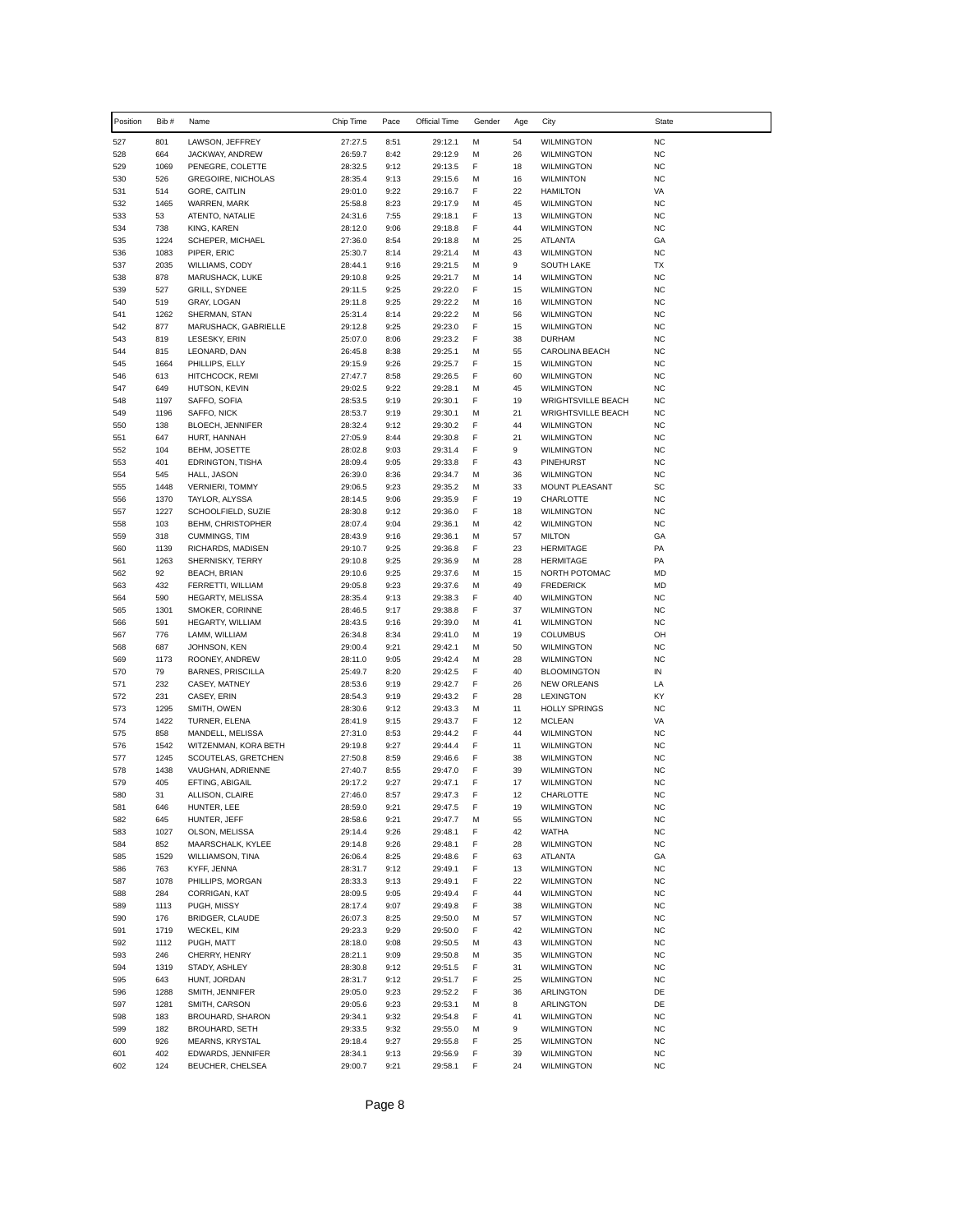| Position | Bib # | Name | Chip Time | Pace | Official Time | Gender | Age | City | State |
|---|---|---|---|---|---|---|---|---|---|
| 527 | 801 | LAWSON, JEFFREY | 27:27.5 | 8:51 | 29:12.1 | M | 54 | WILMINGTON | NC |
| 528 | 664 | JACKWAY, ANDREW | 26:59.7 | 8:42 | 29:12.9 | M | 26 | WILMINGTON | NC |
| 529 | 1069 | PENEGRE, COLETTE | 28:32.5 | 9:12 | 29:13.5 | F | 18 | WILMINGTON | NC |
| 530 | 526 | GREGOIRE, NICHOLAS | 28:35.4 | 9:13 | 29:15.6 | M | 16 | WILMINTON | NC |
| 531 | 514 | GORE, CAITLIN | 29:01.0 | 9:22 | 29:16.7 | F | 22 | HAMILTON | VA |
| 532 | 1465 | WARREN, MARK | 25:58.8 | 8:23 | 29:17.9 | M | 45 | WILMINGTON | NC |
| 533 | 53 | ATENTO, NATALIE | 24:31.6 | 7:55 | 29:18.1 | F | 13 | WILMINGTON | NC |
| 534 | 738 | KING, KAREN | 28:12.0 | 9:06 | 29:18.8 | F | 44 | WILMINGTON | NC |
| 535 | 1224 | SCHEPER, MICHAEL | 27:36.0 | 8:54 | 29:18.8 | M | 25 | ATLANTA | GA |
| 536 | 1083 | PIPER, ERIC | 25:30.7 | 8:14 | 29:21.4 | M | 43 | WILMINGTON | NC |
| 537 | 2035 | WILLIAMS, CODY | 28:44.1 | 9:16 | 29:21.5 | M | 9 | SOUTH LAKE | TX |
| 538 | 878 | MARUSHACK, LUKE | 29:10.8 | 9:25 | 29:21.7 | M | 14 | WILMINGTON | NC |
| 539 | 527 | GRILL, SYDNEE | 29:11.5 | 9:25 | 29:22.0 | F | 15 | WILMINGTON | NC |
| 540 | 519 | GRAY, LOGAN | 29:11.8 | 9:25 | 29:22.2 | M | 16 | WILMINGTON | NC |
| 541 | 1262 | SHERMAN, STAN | 25:31.4 | 8:14 | 29:22.2 | M | 56 | WILMINGTON | NC |
| 542 | 877 | MARUSHACK, GABRIELLE | 29:12.8 | 9:25 | 29:23.0 | F | 15 | WILMINGTON | NC |
| 543 | 819 | LESESKY, ERIN | 25:07.0 | 8:06 | 29:23.2 | F | 38 | DURHAM | NC |
| 544 | 815 | LEONARD, DAN | 26:45.8 | 8:38 | 29:25.1 | M | 55 | CAROLINA BEACH | NC |
| 545 | 1664 | PHILLIPS, ELLY | 29:15.9 | 9:26 | 29:25.7 | F | 15 | WILMINGTON | NC |
| 546 | 613 | HITCHCOCK, REMI | 27:47.7 | 8:58 | 29:26.5 | F | 60 | WILMINGTON | NC |
| 547 | 649 | HUTSON, KEVIN | 29:02.5 | 9:22 | 29:28.1 | M | 45 | WILMINGTON | NC |
| 548 | 1197 | SAFFO, SOFIA | 28:53.5 | 9:19 | 29:30.1 | F | 19 | WRIGHTSVILLE BEACH | NC |
| 549 | 1196 | SAFFO, NICK | 28:53.7 | 9:19 | 29:30.1 | M | 21 | WRIGHTSVILLE BEACH | NC |
| 550 | 138 | BLOECH, JENNIFER | 28:32.4 | 9:12 | 29:30.2 | F | 44 | WILMINGTON | NC |
| 551 | 647 | HURT, HANNAH | 27:05.9 | 8:44 | 29:30.8 | F | 21 | WILMINGTON | NC |
| 552 | 104 | BEHM, JOSETTE | 28:02.8 | 9:03 | 29:31.4 | F | 9 | WILMINGTON | NC |
| 553 | 401 | EDRINGTON, TISHA | 28:09.4 | 9:05 | 29:33.8 | F | 43 | PINEHURST | NC |
| 554 | 545 | HALL, JASON | 26:39.0 | 8:36 | 29:34.7 | M | 36 | WILMINGTON | NC |
| 555 | 1448 | VERNIERI, TOMMY | 29:06.5 | 9:23 | 29:35.2 | M | 33 | MOUNT PLEASANT | SC |
| 556 | 1370 | TAYLOR, ALYSSA | 28:14.5 | 9:06 | 29:35.9 | F | 19 | CHARLOTTE | NC |
| 557 | 1227 | SCHOOLFIELD, SUZIE | 28:30.8 | 9:12 | 29:36.0 | F | 18 | WILMINGTON | NC |
| 558 | 103 | BEHM, CHRISTOPHER | 28:07.4 | 9:04 | 29:36.1 | M | 42 | WILMINGTON | NC |
| 559 | 318 | CUMMINGS, TIM | 28:43.9 | 9:16 | 29:36.1 | M | 57 | MILTON | GA |
| 560 | 1139 | RICHARDS, MADISEN | 29:10.7 | 9:25 | 29:36.8 | F | 23 | HERMITAGE | PA |
| 561 | 1263 | SHERNISKY, TERRY | 29:10.8 | 9:25 | 29:36.9 | M | 28 | HERMITAGE | PA |
| 562 | 92 | BEACH, BRIAN | 29:10.6 | 9:25 | 29:37.6 | M | 15 | NORTH POTOMAC | MD |
| 563 | 432 | FERRETTI, WILLIAM | 29:05.8 | 9:23 | 29:37.6 | M | 49 | FREDERICK | MD |
| 564 | 590 | HEGARTY, MELISSA | 28:35.4 | 9:13 | 29:38.3 | F | 40 | WILMINGTON | NC |
| 565 | 1301 | SMOKER, CORINNE | 28:46.5 | 9:17 | 29:38.8 | F | 37 | WILMINGTON | NC |
| 566 | 591 | HEGARTY, WILLIAM | 28:43.5 | 9:16 | 29:39.0 | M | 41 | WILMINGTON | NC |
| 567 | 776 | LAMM, WILLIAM | 26:34.8 | 8:34 | 29:41.0 | M | 19 | COLUMBUS | OH |
| 568 | 687 | JOHNSON, KEN | 29:00.4 | 9:21 | 29:42.1 | M | 50 | WILMINGTON | NC |
| 569 | 1173 | ROONEY, ANDREW | 28:11.0 | 9:05 | 29:42.4 | M | 28 | WILMINGTON | NC |
| 570 | 79 | BARNES, PRISCILLA | 25:49.7 | 8:20 | 29:42.5 | F | 40 | BLOOMINGTON | IN |
| 571 | 232 | CASEY, MATNEY | 28:53.6 | 9:19 | 29:42.7 | F | 26 | NEW ORLEANS | LA |
| 572 | 231 | CASEY, ERIN | 28:54.3 | 9:19 | 29:43.2 | F | 28 | LEXINGTON | KY |
| 573 | 1295 | SMITH, OWEN | 28:30.6 | 9:12 | 29:43.3 | M | 11 | HOLLY SPRINGS | NC |
| 574 | 1422 | TURNER, ELENA | 28:41.9 | 9:15 | 29:43.7 | F | 12 | MCLEAN | VA |
| 575 | 858 | MANDELL, MELISSA | 27:31.0 | 8:53 | 29:44.2 | F | 44 | WILMINGTON | NC |
| 576 | 1542 | WITZENMAN, KORA BETH | 29:19.8 | 9:27 | 29:44.4 | F | 11 | WILMINGTON | NC |
| 577 | 1245 | SCOUTELAS, GRETCHEN | 27:50.8 | 8:59 | 29:46.6 | F | 38 | WILMINGTON | NC |
| 578 | 1438 | VAUGHAN, ADRIENNE | 27:40.7 | 8:55 | 29:47.0 | F | 39 | WILMINGTON | NC |
| 579 | 405 | EFTING, ABIGAIL | 29:17.2 | 9:27 | 29:47.1 | F | 17 | WILMINGTON | NC |
| 580 | 31 | ALLISON, CLAIRE | 27:46.0 | 8:57 | 29:47.3 | F | 12 | CHARLOTTE | NC |
| 581 | 646 | HUNTER, LEE | 28:59.0 | 9:21 | 29:47.5 | F | 19 | WILMINGTON | NC |
| 582 | 645 | HUNTER, JEFF | 28:58.6 | 9:21 | 29:47.7 | M | 55 | WILMINGTON | NC |
| 583 | 1027 | OLSON, MELISSA | 29:14.4 | 9:26 | 29:48.1 | F | 42 | WATHA | NC |
| 584 | 852 | MAARSCHALK, KYLEE | 29:14.8 | 9:26 | 29:48.1 | F | 28 | WILMINGTON | NC |
| 585 | 1529 | WILLIAMSON, TINA | 26:06.4 | 8:25 | 29:48.6 | F | 63 | ATLANTA | GA |
| 586 | 763 | KYFF, JENNA | 28:31.7 | 9:12 | 29:49.1 | F | 13 | WILMINGTON | NC |
| 587 | 1078 | PHILLIPS, MORGAN | 28:33.3 | 9:13 | 29:49.1 | F | 22 | WILMINGTON | NC |
| 588 | 284 | CORRIGAN, KAT | 28:09.5 | 9:05 | 29:49.4 | F | 44 | WILMINGTON | NC |
| 589 | 1113 | PUGH, MISSY | 28:17.4 | 9:07 | 29:49.8 | F | 38 | WILMINGTON | NC |
| 590 | 176 | BRIDGER, CLAUDE | 26:07.3 | 8:25 | 29:50.0 | M | 57 | WILMINGTON | NC |
| 591 | 1719 | WECKEL, KIM | 29:23.3 | 9:29 | 29:50.0 | F | 42 | WILMINGTON | NC |
| 592 | 1112 | PUGH, MATT | 28:18.0 | 9:08 | 29:50.5 | M | 43 | WILMINGTON | NC |
| 593 | 246 | CHERRY, HENRY | 28:21.1 | 9:09 | 29:50.8 | M | 35 | WILMINGTON | NC |
| 594 | 1319 | STADY, ASHLEY | 28:30.8 | 9:12 | 29:51.5 | F | 31 | WILMINGTON | NC |
| 595 | 643 | HUNT, JORDAN | 28:31.7 | 9:12 | 29:51.7 | F | 25 | WILMINGTON | NC |
| 596 | 1288 | SMITH, JENNIFER | 29:05.0 | 9:23 | 29:52.2 | F | 36 | ARLINGTON | DE |
| 597 | 1281 | SMITH, CARSON | 29:05.6 | 9:23 | 29:53.1 | M | 8 | ARLINGTON | DE |
| 598 | 183 | BROUHARD, SHARON | 29:34.1 | 9:32 | 29:54.8 | F | 41 | WILMINGTON | NC |
| 599 | 182 | BROUHARD, SETH | 29:33.5 | 9:32 | 29:55.0 | M | 9 | WILMINGTON | NC |
| 600 | 926 | MEARNS, KRYSTAL | 29:18.4 | 9:27 | 29:55.8 | F | 25 | WILMINGTON | NC |
| 601 | 402 | EDWARDS, JENNIFER | 28:34.1 | 9:13 | 29:56.9 | F | 39 | WILMINGTON | NC |
| 602 | 124 | BEUCHER, CHELSEA | 29:00.7 | 9:21 | 29:58.1 | F | 24 | WILMINGTON | NC |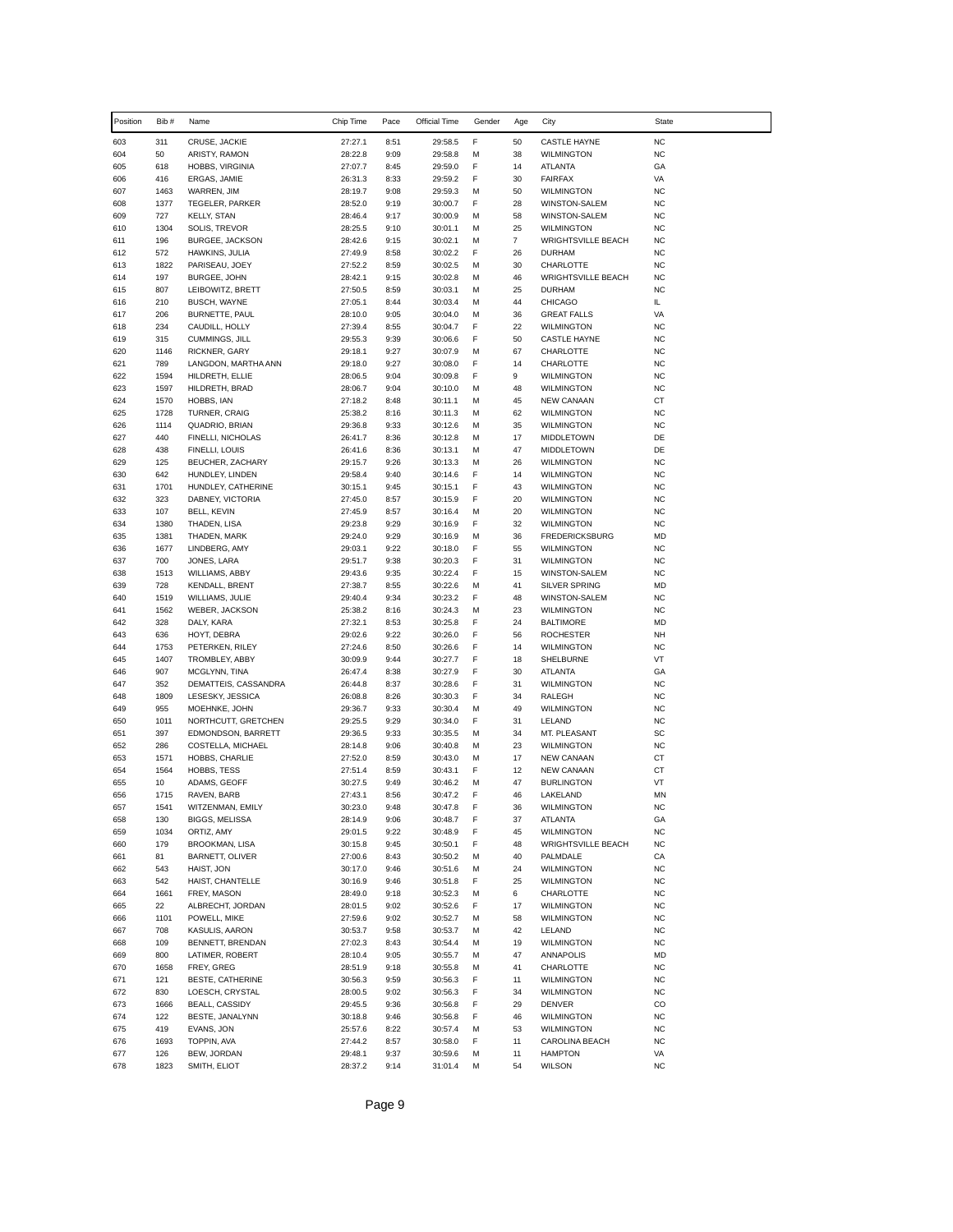| Position | Bib # | Name | Chip Time | Pace | Official Time | Gender | Age | City | State |
|---|---|---|---|---|---|---|---|---|---|
| 603 | 311 | CRUSE, JACKIE | 27:27.1 | 8:51 | 29:58.5 | F | 50 | CASTLE HAYNE | NC |
| 604 | 50 | ARISTY, RAMON | 28:22.8 | 9:09 | 29:58.8 | M | 38 | WILMINGTON | NC |
| 605 | 618 | HOBBS, VIRGINIA | 27:07.7 | 8:45 | 29:59.0 | F | 14 | ATLANTA | GA |
| 606 | 416 | ERGAS, JAMIE | 26:31.3 | 8:33 | 29:59.2 | F | 30 | FAIRFAX | VA |
| 607 | 1463 | WARREN, JIM | 28:19.7 | 9:08 | 29:59.3 | M | 50 | WILMINGTON | NC |
| 608 | 1377 | TEGELER, PARKER | 28:52.0 | 9:19 | 30:00.7 | F | 28 | WINSTON-SALEM | NC |
| 609 | 727 | KELLY, STAN | 28:46.4 | 9:17 | 30:00.9 | M | 58 | WINSTON-SALEM | NC |
| 610 | 1304 | SOLIS, TREVOR | 28:25.5 | 9:10 | 30:01.1 | M | 25 | WILMINGTON | NC |
| 611 | 196 | BURGEE, JACKSON | 28:42.6 | 9:15 | 30:02.1 | M | 7 | WRIGHTSVILLE BEACH | NC |
| 612 | 572 | HAWKINS, JULIA | 27:49.9 | 8:58 | 30:02.2 | F | 26 | DURHAM | NC |
| 613 | 1822 | PARISEAU, JOEY | 27:52.2 | 8:59 | 30:02.5 | M | 30 | CHARLOTTE | NC |
| 614 | 197 | BURGEE, JOHN | 28:42.1 | 9:15 | 30:02.8 | M | 46 | WRIGHTSVILLE BEACH | NC |
| 615 | 807 | LEIBOWITZ, BRETT | 27:50.5 | 8:59 | 30:03.1 | M | 25 | DURHAM | NC |
| 616 | 210 | BUSCH, WAYNE | 27:05.1 | 8:44 | 30:03.4 | M | 44 | CHICAGO | IL |
| 617 | 206 | BURNETTE, PAUL | 28:10.0 | 9:05 | 30:04.0 | M | 36 | GREAT FALLS | VA |
| 618 | 234 | CAUDILL, HOLLY | 27:39.4 | 8:55 | 30:04.7 | F | 22 | WILMINGTON | NC |
| 619 | 315 | CUMMINGS, JILL | 29:55.3 | 9:39 | 30:06.6 | F | 50 | CASTLE HAYNE | NC |
| 620 | 1146 | RICKNER, GARY | 29:18.1 | 9:27 | 30:07.9 | M | 67 | CHARLOTTE | NC |
| 621 | 789 | LANGDON, MARTHA ANN | 29:18.0 | 9:27 | 30:08.0 | F | 14 | CHARLOTTE | NC |
| 622 | 1594 | HILDRETH, ELLIE | 28:06.5 | 9:04 | 30:09.8 | F | 9 | WILMINGTON | NC |
| 623 | 1597 | HILDRETH, BRAD | 28:06.7 | 9:04 | 30:10.0 | M | 48 | WILMINGTON | NC |
| 624 | 1570 | HOBBS, IAN | 27:18.2 | 8:48 | 30:11.1 | M | 45 | NEW CANAAN | CT |
| 625 | 1728 | TURNER, CRAIG | 25:38.2 | 8:16 | 30:11.3 | M | 62 | WILMINGTON | NC |
| 626 | 1114 | QUADRIO, BRIAN | 29:36.8 | 9:33 | 30:12.6 | M | 35 | WILMINGTON | NC |
| 627 | 440 | FINELLI, NICHOLAS | 26:41.7 | 8:36 | 30:12.8 | M | 17 | MIDDLETOWN | DE |
| 628 | 438 | FINELLI, LOUIS | 26:41.6 | 8:36 | 30:13.1 | M | 47 | MIDDLETOWN | DE |
| 629 | 125 | BEUCHER, ZACHARY | 29:15.7 | 9:26 | 30:13.3 | M | 26 | WILMINGTON | NC |
| 630 | 642 | HUNDLEY, LINDEN | 29:58.4 | 9:40 | 30:14.6 | F | 14 | WILMINGTON | NC |
| 631 | 1701 | HUNDLEY, CATHERINE | 30:15.1 | 9:45 | 30:15.1 | F | 43 | WILMINGTON | NC |
| 632 | 323 | DABNEY, VICTORIA | 27:45.0 | 8:57 | 30:15.9 | F | 20 | WILMINGTON | NC |
| 633 | 107 | BELL, KEVIN | 27:45.9 | 8:57 | 30:16.4 | M | 20 | WILMINGTON | NC |
| 634 | 1380 | THADEN, LISA | 29:23.8 | 9:29 | 30:16.9 | F | 32 | WILMINGTON | NC |
| 635 | 1381 | THADEN, MARK | 29:24.0 | 9:29 | 30:16.9 | M | 36 | FREDERICKSBURG | MD |
| 636 | 1677 | LINDBERG, AMY | 29:03.1 | 9:22 | 30:18.0 | F | 55 | WILMINGTON | NC |
| 637 | 700 | JONES, LARA | 29:51.7 | 9:38 | 30:20.3 | F | 31 | WILMINGTON | NC |
| 638 | 1513 | WILLIAMS, ABBY | 29:43.6 | 9:35 | 30:22.4 | F | 15 | WINSTON-SALEM | NC |
| 639 | 728 | KENDALL, BRENT | 27:38.7 | 8:55 | 30:22.6 | M | 41 | SILVER SPRING | MD |
| 640 | 1519 | WILLIAMS, JULIE | 29:40.4 | 9:34 | 30:23.2 | F | 48 | WINSTON-SALEM | NC |
| 641 | 1562 | WEBER, JACKSON | 25:38.2 | 8:16 | 30:24.3 | M | 23 | WILMINGTON | NC |
| 642 | 328 | DALY, KARA | 27:32.1 | 8:53 | 30:25.8 | F | 24 | BALTIMORE | MD |
| 643 | 636 | HOYT, DEBRA | 29:02.6 | 9:22 | 30:26.0 | F | 56 | ROCHESTER | NH |
| 644 | 1753 | PETERKEN, RILEY | 27:24.6 | 8:50 | 30:26.6 | F | 14 | WILMINGTON | NC |
| 645 | 1407 | TROMBLEY, ABBY | 30:09.9 | 9:44 | 30:27.7 | F | 18 | SHELBURNE | VT |
| 646 | 907 | MCGLYNN, TINA | 26:47.4 | 8:38 | 30:27.9 | F | 30 | ATLANTA | GA |
| 647 | 352 | DEMATTEIS, CASSANDRA | 26:44.8 | 8:37 | 30:28.6 | F | 31 | WILMINGTON | NC |
| 648 | 1809 | LESESKY, JESSICA | 26:08.8 | 8:26 | 30:30.3 | F | 34 | RALEGH | NC |
| 649 | 955 | MOEHNKE, JOHN | 29:36.7 | 9:33 | 30:30.4 | M | 49 | WILMINGTON | NC |
| 650 | 1011 | NORTHCUTT, GRETCHEN | 29:25.5 | 9:29 | 30:34.0 | F | 31 | LELAND | NC |
| 651 | 397 | EDMONDSON, BARRETT | 29:36.5 | 9:33 | 30:35.5 | M | 34 | MT. PLEASANT | SC |
| 652 | 286 | COSTELLA, MICHAEL | 28:14.8 | 9:06 | 30:40.8 | M | 23 | WILMINGTON | NC |
| 653 | 1571 | HOBBS, CHARLIE | 27:52.0 | 8:59 | 30:43.0 | M | 17 | NEW CANAAN | CT |
| 654 | 1564 | HOBBS, TESS | 27:51.4 | 8:59 | 30:43.1 | F | 12 | NEW CANAAN | CT |
| 655 | 10 | ADAMS, GEOFF | 30:27.5 | 9:49 | 30:46.2 | M | 47 | BURLINGTON | VT |
| 656 | 1715 | RAVEN, BARB | 27:43.1 | 8:56 | 30:47.2 | F | 46 | LAKELAND | MN |
| 657 | 1541 | WITZENMAN, EMILY | 30:23.0 | 9:48 | 30:47.8 | F | 36 | WILMINGTON | NC |
| 658 | 130 | BIGGS, MELISSA | 28:14.9 | 9:06 | 30:48.7 | F | 37 | ATLANTA | GA |
| 659 | 1034 | ORTIZ, AMY | 29:01.5 | 9:22 | 30:48.9 | F | 45 | WILMINGTON | NC |
| 660 | 179 | BROOKMAN, LISA | 30:15.8 | 9:45 | 30:50.1 | F | 48 | WRIGHTSVILLE BEACH | NC |
| 661 | 81 | BARNETT, OLIVER | 27:00.6 | 8:43 | 30:50.2 | M | 40 | PALMDALE | CA |
| 662 | 543 | HAIST, JON | 30:17.0 | 9:46 | 30:51.6 | M | 24 | WILMINGTON | NC |
| 663 | 542 | HAIST, CHANTELLE | 30:16.9 | 9:46 | 30:51.8 | F | 25 | WILMINGTON | NC |
| 664 | 1661 | FREY, MASON | 28:49.0 | 9:18 | 30:52.3 | M | 6 | CHARLOTTE | NC |
| 665 | 22 | ALBRECHT, JORDAN | 28:01.5 | 9:02 | 30:52.6 | F | 17 | WILMINGTON | NC |
| 666 | 1101 | POWELL, MIKE | 27:59.6 | 9:02 | 30:52.7 | M | 58 | WILMINGTON | NC |
| 667 | 708 | KASULIS, AARON | 30:53.7 | 9:58 | 30:53.7 | M | 42 | LELAND | NC |
| 668 | 109 | BENNETT, BRENDAN | 27:02.3 | 8:43 | 30:54.4 | M | 19 | WILMINGTON | NC |
| 669 | 800 | LATIMER, ROBERT | 28:10.4 | 9:05 | 30:55.7 | M | 47 | ANNAPOLIS | MD |
| 670 | 1658 | FREY, GREG | 28:51.9 | 9:18 | 30:55.8 | M | 41 | CHARLOTTE | NC |
| 671 | 121 | BESTE, CATHERINE | 30:56.3 | 9:59 | 30:56.3 | F | 11 | WILMINGTON | NC |
| 672 | 830 | LOESCH, CRYSTAL | 28:00.5 | 9:02 | 30:56.3 | F | 34 | WILMINGTON | NC |
| 673 | 1666 | BEALL, CASSIDY | 29:45.5 | 9:36 | 30:56.8 | F | 29 | DENVER | CO |
| 674 | 122 | BESTE, JANALYNN | 30:18.8 | 9:46 | 30:56.8 | F | 46 | WILMINGTON | NC |
| 675 | 419 | EVANS, JON | 25:57.6 | 8:22 | 30:57.4 | M | 53 | WILMINGTON | NC |
| 676 | 1693 | TOPPIN, AVA | 27:44.2 | 8:57 | 30:58.0 | F | 11 | CAROLINA BEACH | NC |
| 677 | 126 | BEW, JORDAN | 29:48.1 | 9:37 | 30:59.6 | M | 11 | HAMPTON | VA |
| 678 | 1823 | SMITH, ELIOT | 28:37.2 | 9:14 | 31:01.4 | M | 54 | WILSON | NC |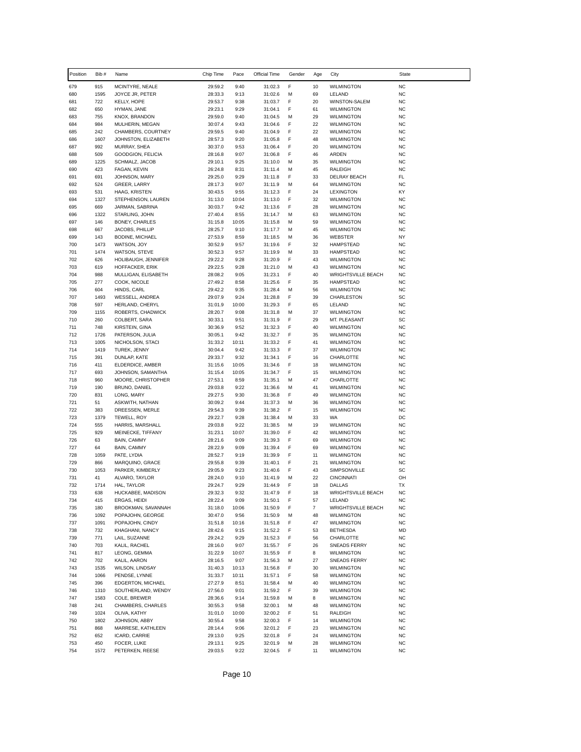| Position | Bib # | Name | Chip Time | Pace | Official Time | Gender | Age | City | State |
|---|---|---|---|---|---|---|---|---|---|
| 679 | 915 | MCINTYRE, NEALE | 29:59.2 | 9:40 | 31:02.3 | F | 10 | WILMINGTON | NC |
| 680 | 1595 | JOYCE JR, PETER | 28:33.3 | 9:13 | 31:02.6 | M | 69 | LELAND | NC |
| 681 | 722 | KELLY, HOPE | 29:53.7 | 9:38 | 31:03.7 | F | 20 | WINSTON-SALEM | NC |
| 682 | 650 | HYMAN, JANE | 29:23.1 | 9:29 | 31:04.1 | F | 61 | WILMINGTON | NC |
| 683 | 755 | KNOX, BRANDON | 29:59.0 | 9:40 | 31:04.5 | M | 29 | WILMINGTON | NC |
| 684 | 984 | MULHERIN, MEGAN | 30:07.4 | 9:43 | 31:04.6 | F | 22 | WILMINGTON | NC |
| 685 | 242 | CHAMBERS, COURTNEY | 29:59.5 | 9:40 | 31:04.9 | F | 22 | WILMINGTON | NC |
| 686 | 1607 | JOHNSTON, ELIZABETH | 28:57.3 | 9:20 | 31:05.8 | F | 48 | WILMINGTON | NC |
| 687 | 992 | MURRAY, SHEA | 30:37.0 | 9:53 | 31:06.4 | F | 20 | WILMINGTON | NC |
| 688 | 509 | GOODGION, FELICIA | 28:16.8 | 9:07 | 31:06.8 | F | 46 | ARDEN | NC |
| 689 | 1225 | SCHMALZ, JACOB | 29:10.1 | 9:25 | 31:10.0 | M | 35 | WILMINGTON | NC |
| 690 | 423 | FAGAN, KEVIN | 26:24.8 | 8:31 | 31:11.4 | M | 45 | RALEIGH | NC |
| 691 | 691 | JOHNSON, MARY | 29:25.0 | 9:29 | 31:11.8 | F | 33 | DELRAY BEACH | FL |
| 692 | 524 | GREER, LARRY | 28:17.3 | 9:07 | 31:11.9 | M | 64 | WILMINGTON | NC |
| 693 | 531 | HAAG, KRISTEN | 30:43.5 | 9:55 | 31:12.3 | F | 24 | LEXINGTON | KY |
| 694 | 1327 | STEPHENSON, LAUREN | 31:13.0 | 10:04 | 31:13.0 | F | 32 | WILMINGTON | NC |
| 695 | 669 | JARMAN, SABRINA | 30:03.7 | 9:42 | 31:13.6 | F | 28 | WILMINGTON | NC |
| 696 | 1322 | STARLING, JOHN | 27:40.4 | 8:55 | 31:14.7 | M | 63 | WILMINGTON | NC |
| 697 | 146 | BONEY, CHARLES | 31:15.8 | 10:05 | 31:15.8 | M | 59 | WILMINGTON | NC |
| 698 | 667 | JACOBS, PHILLIP | 28:25.7 | 9:10 | 31:17.7 | M | 45 | WILMINGTON | NC |
| 699 | 143 | BODINE, MICHAEL | 27:53.9 | 8:59 | 31:18.5 | M | 36 | WEBSTER | NY |
| 700 | 1473 | WATSON, JOY | 30:52.9 | 9:57 | 31:19.6 | F | 32 | HAMPSTEAD | NC |
| 701 | 1474 | WATSON, STEVE | 30:52.3 | 9:57 | 31:19.9 | M | 33 | HAMPSTEAD | NC |
| 702 | 626 | HOLIBAUGH, JENNIFER | 29:22.2 | 9:28 | 31:20.9 | F | 43 | WILMINGTON | NC |
| 703 | 619 | HOFFACKER, ERIK | 29:22.5 | 9:28 | 31:21.0 | M | 43 | WILMINGTON | NC |
| 704 | 988 | MULLIGAN, ELISABETH | 28:08.2 | 9:05 | 31:23.1 | F | 40 | WRIGHTSVILLE BEACH | NC |
| 705 | 277 | COOK, NICOLE | 27:49.2 | 8:58 | 31:25.6 | F | 35 | HAMPSTEAD | NC |
| 706 | 604 | HINDS, CARL | 29:42.2 | 9:35 | 31:28.4 | M | 56 | WILMINGTON | NC |
| 707 | 1493 | WESSELL, ANDREA | 29:07.9 | 9:24 | 31:28.8 | F | 39 | CHARLESTON | SC |
| 708 | 597 | HERLAND, CHERYL | 31:01.9 | 10:00 | 31:29.3 | F | 65 | LELAND | NC |
| 709 | 1155 | ROBERTS, CHADWICK | 28:20.7 | 9:08 | 31:31.8 | M | 37 | WILMINGTON | NC |
| 710 | 260 | COLBERT, SARA | 30:33.1 | 9:51 | 31:31.9 | F | 29 | MT. PLEASANT | SC |
| 711 | 748 | KIRSTEIN, GINA | 30:36.9 | 9:52 | 31:32.3 | F | 40 | WILMINGTON | NC |
| 712 | 1726 | PATERSON, JULIA | 30:05.1 | 9:42 | 31:32.7 | F | 35 | WILMINGTON | NC |
| 713 | 1005 | NICHOLSON, STACI | 31:33.2 | 10:11 | 31:33.2 | F | 41 | WILMINGTON | NC |
| 714 | 1419 | TUREK, JENNY | 30:04.4 | 9:42 | 31:33.3 | F | 37 | WILMINGTON | NC |
| 715 | 391 | DUNLAP, KATE | 29:33.7 | 9:32 | 31:34.1 | F | 16 | CHARLOTTE | NC |
| 716 | 411 | ELDERDICE, AMBER | 31:15.6 | 10:05 | 31:34.6 | F | 18 | WILMINGTON | NC |
| 717 | 693 | JOHNSON, SAMANTHA | 31:15.4 | 10:05 | 31:34.7 | F | 15 | WILMINGTON | NC |
| 718 | 960 | MOORE, CHRISTOPHER | 27:53.1 | 8:59 | 31:35.1 | M | 47 | CHARLOTTE | NC |
| 719 | 190 | BRUNO, DANIEL | 29:03.8 | 9:22 | 31:36.6 | M | 41 | WILMINGTON | NC |
| 720 | 831 | LONG, MARY | 29:27.5 | 9:30 | 31:36.8 | F | 49 | WILMINGTON | NC |
| 721 | 51 | ASKWITH, NATHAN | 30:09.2 | 9:44 | 31:37.3 | M | 36 | WILMINGTON | NC |
| 722 | 383 | DREESSEN, MERLE | 29:54.3 | 9:39 | 31:38.2 | F | 15 | WILMINGTON | NC |
| 723 | 1379 | TEWELL, ROY | 29:22.7 | 9:28 | 31:38.4 | M | 33 | WA | DC |
| 724 | 555 | HARRIS, MARSHALL | 29:03.8 | 9:22 | 31:38.5 | M | 19 | WILMINGTON | NC |
| 725 | 929 | MEINECKE, TIFFANY | 31:23.1 | 10:07 | 31:39.0 | F | 42 | WILMINGTON | NC |
| 726 | 63 | BAIN, CAMMY | 28:21.6 | 9:09 | 31:39.3 | F | 69 | WILMINGTON | NC |
| 727 | 64 | BAIN, CAMMY | 28:22.9 | 9:09 | 31:39.4 | F | 69 | WILMINGTON | NC |
| 728 | 1059 | PATE, LYDIA | 28:52.7 | 9:19 | 31:39.9 | F | 11 | WILMINGTON | NC |
| 729 | 866 | MARQUINO, GRACE | 29:55.8 | 9:39 | 31:40.1 | F | 21 | WILMINGTON | NC |
| 730 | 1053 | PARKER, KIMBERLY | 29:05.9 | 9:23 | 31:40.6 | F | 43 | SIMPSONVILLE | SC |
| 731 | 41 | ALVARO, TAYLOR | 28:24.0 | 9:10 | 31:41.9 | M | 22 | CINCINNATI | OH |
| 732 | 1714 | HAL, TAYLOR | 29:24.7 | 9:29 | 31:44.9 | F | 18 | DALLAS | TX |
| 733 | 638 | HUCKABEE, MADISON | 29:32.3 | 9:32 | 31:47.9 | F | 18 | WRIGHTSVILLE BEACH | NC |
| 734 | 415 | ERGAS, HEIDI | 28:22.4 | 9:09 | 31:50.1 | F | 57 | LELAND | NC |
| 735 | 180 | BROOKMAN, SAVANNAH | 31:18.0 | 10:06 | 31:50.9 | F | 7 | WRIGHTSVILLE BEACH | NC |
| 736 | 1092 | POPAJOHN, GEORGE | 30:47.0 | 9:56 | 31:50.9 | M | 48 | WILMINGTON | NC |
| 737 | 1091 | POPAJOHN, CINDY | 31:51.8 | 10:16 | 31:51.8 | F | 47 | WILMINGTON | NC |
| 738 | 732 | KHAGHANI, NANCY | 28:42.6 | 9:15 | 31:52.2 | F | 53 | BETHESDA | MD |
| 739 | 771 | LAIL, SUZANNE | 29:24.2 | 9:29 | 31:52.3 | F | 56 | CHARLOTTE | NC |
| 740 | 703 | KALIL, RACHEL | 28:16.0 | 9:07 | 31:55.7 | F | 26 | SNEADS FERRY | NC |
| 741 | 817 | LEONG, GEMMA | 31:22.9 | 10:07 | 31:55.9 | F | 8 | WILMINGTON | NC |
| 742 | 702 | KALIL, AARON | 28:16.5 | 9:07 | 31:56.3 | M | 27 | SNEADS FERRY | NC |
| 743 | 1535 | WILSON, LINDSAY | 31:40.3 | 10:13 | 31:56.8 | F | 30 | WILMINGTON | NC |
| 744 | 1066 | PENDSE, LYNNE | 31:33.7 | 10:11 | 31:57.1 | F | 58 | WILMINGTON | NC |
| 745 | 396 | EDGERTON, MICHAEL | 27:27.9 | 8:51 | 31:58.4 | M | 40 | WILMINGTON | NC |
| 746 | 1310 | SOUTHERLAND, WENDY | 27:56.0 | 9:01 | 31:59.2 | F | 39 | WILMINGTON | NC |
| 747 | 1583 | COLE, BREWER | 28:36.6 | 9:14 | 31:59.8 | M | 8 | WILMINGTON | NC |
| 748 | 241 | CHAMBERS, CHARLES | 30:55.3 | 9:58 | 32:00.1 | M | 48 | WILMINGTON | NC |
| 749 | 1024 | OLIVA, KATHY | 31:01.0 | 10:00 | 32:00.2 | F | 51 | RALEIGH | NC |
| 750 | 1802 | JOHNSON, ABBY | 30:55.4 | 9:58 | 32:00.3 | F | 14 | WILMINGTON | NC |
| 751 | 868 | MARRESE, KATHLEEN | 28:14.4 | 9:06 | 32:01.2 | F | 23 | WILMINGTON | NC |
| 752 | 652 | ICARD, CARRIE | 29:13.0 | 9:25 | 32:01.8 | F | 24 | WILMINGTON | NC |
| 753 | 450 | FOCER, LUKE | 29:13.1 | 9:25 | 32:01.9 | M | 28 | WILMINGTON | NC |
| 754 | 1572 | PETERKEN, REESE | 29:03.5 | 9:22 | 32:04.5 | F | 11 | WILMINGTON | NC |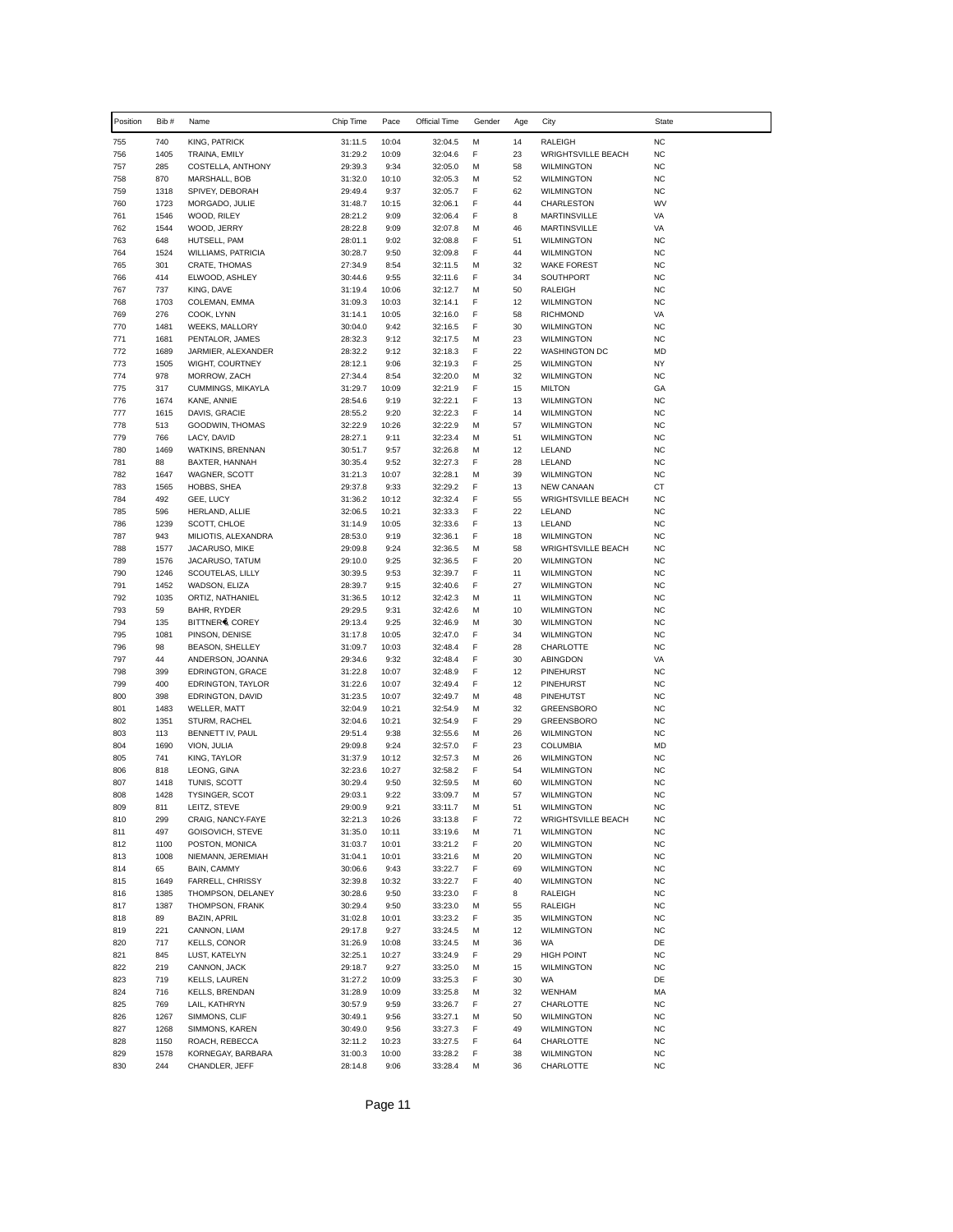| Position | Bib # | Name | Chip Time | Pace | Official Time | Gender | Age | City | State |
|---|---|---|---|---|---|---|---|---|---|
| 755 | 740 | KING, PATRICK | 31:11.5 | 10:04 | 32:04.5 | M | 14 | RALEIGH | NC |
| 756 | 1405 | TRAINA, EMILY | 31:29.2 | 10:09 | 32:04.6 | F | 23 | WRIGHTSVILLE BEACH | NC |
| 757 | 285 | COSTELLA, ANTHONY | 29:39.3 | 9:34 | 32:05.0 | M | 58 | WILMINGTON | NC |
| 758 | 870 | MARSHALL, BOB | 31:32.0 | 10:10 | 32:05.3 | M | 52 | WILMINGTON | NC |
| 759 | 1318 | SPIVEY, DEBORAH | 29:49.4 | 9:37 | 32:05.7 | F | 62 | WILMINGTON | NC |
| 760 | 1723 | MORGADO, JULIE | 31:48.7 | 10:15 | 32:06.1 | F | 44 | CHARLESTON | WV |
| 761 | 1546 | WOOD, RILEY | 28:21.2 | 9:09 | 32:06.4 | F | 8 | MARTINSVILLE | VA |
| 762 | 1544 | WOOD, JERRY | 28:22.8 | 9:09 | 32:07.8 | M | 46 | MARTINSVILLE | VA |
| 763 | 648 | HUTSELL, PAM | 28:01.1 | 9:02 | 32:08.8 | F | 51 | WILMINGTON | NC |
| 764 | 1524 | WILLIAMS, PATRICIA | 30:28.7 | 9:50 | 32:09.8 | F | 44 | WILMINGTON | NC |
| 765 | 301 | CRATE, THOMAS | 27:34.9 | 8:54 | 32:11.5 | M | 32 | WAKE FOREST | NC |
| 766 | 414 | ELWOOD, ASHLEY | 30:44.6 | 9:55 | 32:11.6 | F | 34 | SOUTHPORT | NC |
| 767 | 737 | KING, DAVE | 31:19.4 | 10:06 | 32:12.7 | M | 50 | RALEIGH | NC |
| 768 | 1703 | COLEMAN, EMMA | 31:09.3 | 10:03 | 32:14.1 | F | 12 | WILMINGTON | NC |
| 769 | 276 | COOK, LYNN | 31:14.1 | 10:05 | 32:16.0 | F | 58 | RICHMOND | VA |
| 770 | 1481 | WEEKS, MALLORY | 30:04.0 | 9:42 | 32:16.5 | F | 30 | WILMINGTON | NC |
| 771 | 1681 | PENTALOR, JAMES | 28:32.3 | 9:12 | 32:17.5 | M | 23 | WILMINGTON | NC |
| 772 | 1689 | JARMIER, ALEXANDER | 28:32.2 | 9:12 | 32:18.3 | F | 22 | WASHINGTON DC | MD |
| 773 | 1505 | WIGHT, COURTNEY | 28:12.1 | 9:06 | 32:19.3 | F | 25 | WILMINGTON | NY |
| 774 | 978 | MORROW, ZACH | 27:34.4 | 8:54 | 32:20.0 | M | 32 | WILMINGTON | NC |
| 775 | 317 | CUMMINGS, MIKAYLA | 31:29.7 | 10:09 | 32:21.9 | F | 15 | MILTON | GA |
| 776 | 1674 | KANE, ANNIE | 28:54.6 | 9:19 | 32:22.1 | F | 13 | WILMINGTON | NC |
| 777 | 1615 | DAVIS, GRACIE | 28:55.2 | 9:20 | 32:22.3 | F | 14 | WILMINGTON | NC |
| 778 | 513 | GOODWIN, THOMAS | 32:22.9 | 10:26 | 32:22.9 | M | 57 | WILMINGTON | NC |
| 779 | 766 | LACY, DAVID | 28:27.1 | 9:11 | 32:23.4 | M | 51 | WILMINGTON | NC |
| 780 | 1469 | WATKINS, BRENNAN | 30:51.7 | 9:57 | 32:26.8 | M | 12 | LELAND | NC |
| 781 | 88 | BAXTER, HANNAH | 30:35.4 | 9:52 | 32:27.3 | F | 28 | LELAND | NC |
| 782 | 1647 | WAGNER, SCOTT | 31:21.3 | 10:07 | 32:28.1 | M | 39 | WILMINGTON | NC |
| 783 | 1565 | HOBBS, SHEA | 29:37.8 | 9:33 | 32:29.2 | F | 13 | NEW CANAAN | CT |
| 784 | 492 | GEE, LUCY | 31:36.2 | 10:12 | 32:32.4 | F | 55 | WRIGHTSVILLE BEACH | NC |
| 785 | 596 | HERLAND, ALLIE | 32:06.5 | 10:21 | 32:33.3 | F | 22 | LELAND | NC |
| 786 | 1239 | SCOTT, CHLOE | 31:14.9 | 10:05 | 32:33.6 | F | 13 | LELAND | NC |
| 787 | 943 | MILIOTIS, ALEXANDRA | 28:53.0 | 9:19 | 32:36.1 | F | 18 | WILMINGTON | NC |
| 788 | 1577 | JACARUSO, MIKE | 29:09.8 | 9:24 | 32:36.5 | M | 58 | WRIGHTSVILLE BEACH | NC |
| 789 | 1576 | JACARUSO, TATUM | 29:10.0 | 9:25 | 32:36.5 | F | 20 | WILMINGTON | NC |
| 790 | 1246 | SCOUTELAS, LILLY | 30:39.5 | 9:53 | 32:39.7 | F | 11 | WILMINGTON | NC |
| 791 | 1452 | WADSON, ELIZA | 28:39.7 | 9:15 | 32:40.6 | F | 27 | WILMINGTON | NC |
| 792 | 1035 | ORTIZ, NATHANIEL | 31:36.5 | 10:12 | 32:42.3 | M | 11 | WILMINGTON | NC |
| 793 | 59 | BAHR, RYDER | 29:29.5 | 9:31 | 32:42.6 | M | 10 | WILMINGTON | NC |
| 794 | 135 | BITTNER�, COREY | 29:13.4 | 9:25 | 32:46.9 | M | 30 | WILMINGTON | NC |
| 795 | 1081 | PINSON, DENISE | 31:17.8 | 10:05 | 32:47.0 | F | 34 | WILMINGTON | NC |
| 796 | 98 | BEASON, SHELLEY | 31:09.7 | 10:03 | 32:48.4 | F | 28 | CHARLOTTE | NC |
| 797 | 44 | ANDERSON, JOANNA | 29:34.6 | 9:32 | 32:48.4 | F | 30 | ABINGDON | VA |
| 798 | 399 | EDRINGTON, GRACE | 31:22.8 | 10:07 | 32:48.9 | F | 12 | PINEHURST | NC |
| 799 | 400 | EDRINGTON, TAYLOR | 31:22.6 | 10:07 | 32:49.4 | F | 12 | PINEHURST | NC |
| 800 | 398 | EDRINGTON, DAVID | 31:23.5 | 10:07 | 32:49.7 | M | 48 | PINEHUTST | NC |
| 801 | 1483 | WELLER, MATT | 32:04.9 | 10:21 | 32:54.9 | M | 32 | GREENSBORO | NC |
| 802 | 1351 | STURM, RACHEL | 32:04.6 | 10:21 | 32:54.9 | F | 29 | GREENSBORO | NC |
| 803 | 113 | BENNETT IV, PAUL | 29:51.4 | 9:38 | 32:55.6 | M | 26 | WILMINGTON | NC |
| 804 | 1690 | VION, JULIA | 29:09.8 | 9:24 | 32:57.0 | F | 23 | COLUMBIA | MD |
| 805 | 741 | KING, TAYLOR | 31:37.9 | 10:12 | 32:57.3 | M | 26 | WILMINGTON | NC |
| 806 | 818 | LEONG, GINA | 32:23.6 | 10:27 | 32:58.2 | F | 54 | WILMINGTON | NC |
| 807 | 1418 | TUNIS, SCOTT | 30:29.4 | 9:50 | 32:59.5 | M | 60 | WILMINGTON | NC |
| 808 | 1428 | TYSINGER, SCOT | 29:03.1 | 9:22 | 33:09.7 | M | 57 | WILMINGTON | NC |
| 809 | 811 | LEITZ, STEVE | 29:00.9 | 9:21 | 33:11.7 | M | 51 | WILMINGTON | NC |
| 810 | 299 | CRAIG, NANCY-FAYE | 32:21.3 | 10:26 | 33:13.8 | F | 72 | WRIGHTSVILLE BEACH | NC |
| 811 | 497 | GOISOVICH, STEVE | 31:35.0 | 10:11 | 33:19.6 | M | 71 | WILMINGTON | NC |
| 812 | 1100 | POSTON, MONICA | 31:03.7 | 10:01 | 33:21.2 | F | 20 | WILMINGTON | NC |
| 813 | 1008 | NIEMANN, JEREMIAH | 31:04.1 | 10:01 | 33:21.6 | M | 20 | WILMINGTON | NC |
| 814 | 65 | BAIN, CAMMY | 30:06.6 | 9:43 | 33:22.7 | F | 69 | WILMINGTON | NC |
| 815 | 1649 | FARRELL, CHRISSY | 32:39.8 | 10:32 | 33:22.7 | F | 40 | WILMINGTON | NC |
| 816 | 1385 | THOMPSON, DELANEY | 30:28.6 | 9:50 | 33:23.0 | F | 8 | RALEIGH | NC |
| 817 | 1387 | THOMPSON, FRANK | 30:29.4 | 9:50 | 33:23.0 | M | 55 | RALEIGH | NC |
| 818 | 89 | BAZIN, APRIL | 31:02.8 | 10:01 | 33:23.2 | F | 35 | WILMINGTON | NC |
| 819 | 221 | CANNON, LIAM | 29:17.8 | 9:27 | 33:24.5 | M | 12 | WILMINGTON | NC |
| 820 | 717 | KELLS, CONOR | 31:26.9 | 10:08 | 33:24.5 | M | 36 | WA | DE |
| 821 | 845 | LUST, KATELYN | 32:25.1 | 10:27 | 33:24.9 | F | 29 | HIGH POINT | NC |
| 822 | 219 | CANNON, JACK | 29:18.7 | 9:27 | 33:25.0 | M | 15 | WILMINGTON | NC |
| 823 | 719 | KELLS, LAUREN | 31:27.2 | 10:09 | 33:25.3 | F | 30 | WA | DE |
| 824 | 716 | KELLS, BRENDAN | 31:28.9 | 10:09 | 33:25.8 | M | 32 | WENHAM | MA |
| 825 | 769 | LAIL, KATHRYN | 30:57.9 | 9:59 | 33:26.7 | F | 27 | CHARLOTTE | NC |
| 826 | 1267 | SIMMONS, CLIF | 30:49.1 | 9:56 | 33:27.1 | M | 50 | WILMINGTON | NC |
| 827 | 1268 | SIMMONS, KAREN | 30:49.0 | 9:56 | 33:27.3 | F | 49 | WILMINGTON | NC |
| 828 | 1150 | ROACH, REBECCA | 32:11.2 | 10:23 | 33:27.5 | F | 64 | CHARLOTTE | NC |
| 829 | 1578 | KORNEGAY, BARBARA | 31:00.3 | 10:00 | 33:28.2 | F | 38 | WILMINGTON | NC |
| 830 | 244 | CHANDLER, JEFF | 28:14.8 | 9:06 | 33:28.4 | M | 36 | CHARLOTTE | NC |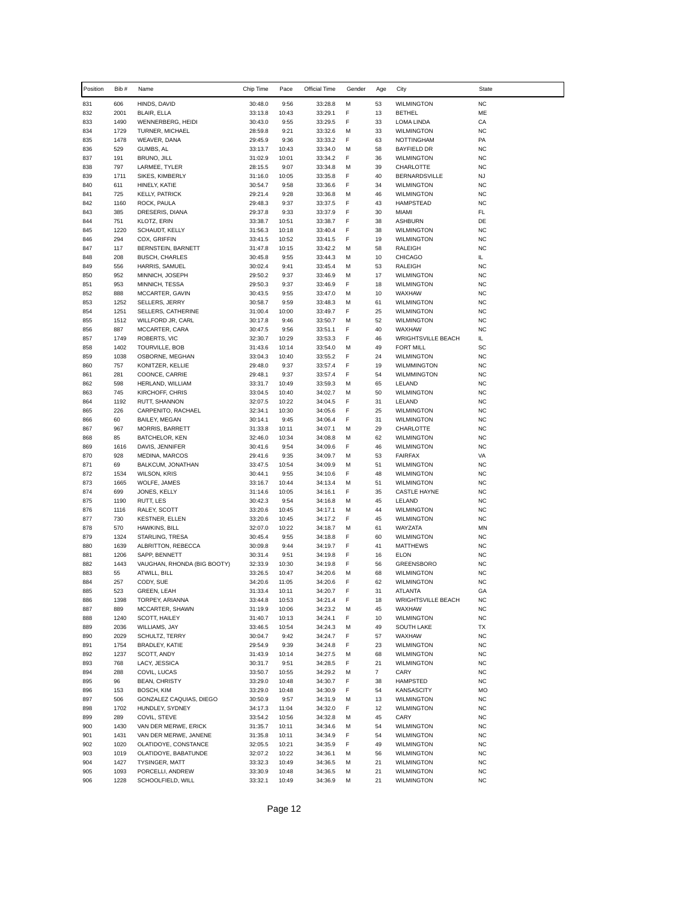| Position | Bib # | Name | Chip Time | Pace | Official Time | Gender | Age | City | State |
|---|---|---|---|---|---|---|---|---|---|
| 831 | 606 | HINDS, DAVID | 30:48.0 | 9:56 | 33:28.8 | M | 53 | WILMINGTON | NC |
| 832 | 2001 | BLAIR, ELLA | 33:13.8 | 10:43 | 33:29.1 | F | 13 | BETHEL | ME |
| 833 | 1490 | WENNERBERG, HEIDI | 30:43.0 | 9:55 | 33:29.5 | F | 33 | LOMA LINDA | CA |
| 834 | 1729 | TURNER, MICHAEL | 28:59.8 | 9:21 | 33:32.6 | M | 33 | WILMINGTON | NC |
| 835 | 1478 | WEAVER, DANA | 29:45.9 | 9:36 | 33:33.2 | F | 63 | NOTTINGHAM | PA |
| 836 | 529 | GUMBS, AL | 33:13.7 | 10:43 | 33:34.0 | M | 58 | BAYFIELD DR | NC |
| 837 | 191 | BRUNO, JILL | 31:02.9 | 10:01 | 33:34.2 | F | 36 | WILMINGTON | NC |
| 838 | 797 | LARMEE, TYLER | 28:15.5 | 9:07 | 33:34.8 | M | 39 | CHARLOTTE | NC |
| 839 | 1711 | SIKES, KIMBERLY | 31:16.0 | 10:05 | 33:35.8 | F | 40 | BERNARDSVILLE | NJ |
| 840 | 611 | HINELY, KATIE | 30:54.7 | 9:58 | 33:36.6 | F | 34 | WILMINGTON | NC |
| 841 | 725 | KELLY, PATRICK | 29:21.4 | 9:28 | 33:36.8 | M | 46 | WILMINGTON | NC |
| 842 | 1160 | ROCK, PAULA | 29:48.3 | 9:37 | 33:37.5 | F | 43 | HAMPSTEAD | NC |
| 843 | 385 | DRESERIS, DIANA | 29:37.8 | 9:33 | 33:37.9 | F | 30 | MIAMI | FL |
| 844 | 751 | KLOTZ, ERIN | 33:38.7 | 10:51 | 33:38.7 | F | 38 | ASHBURN | DE |
| 845 | 1220 | SCHAUDT, KELLY | 31:56.3 | 10:18 | 33:40.4 | F | 38 | WILMINGTON | NC |
| 846 | 294 | COX, GRIFFIN | 33:41.5 | 10:52 | 33:41.5 | F | 19 | WILMINGTON | NC |
| 847 | 117 | BERNSTEIN, BARNETT | 31:47.8 | 10:15 | 33:42.2 | M | 58 | RALEIGH | NC |
| 848 | 208 | BUSCH, CHARLES | 30:45.8 | 9:55 | 33:44.3 | M | 10 | CHICAGO | IL |
| 849 | 556 | HARRIS, SAMUEL | 30:02.4 | 9:41 | 33:45.4 | M | 53 | RALEIGH | NC |
| 850 | 952 | MINNICH, JOSEPH | 29:50.2 | 9:37 | 33:46.9 | M | 17 | WILMINGTON | NC |
| 851 | 953 | MINNICH, TESSA | 29:50.3 | 9:37 | 33:46.9 | F | 18 | WILMINGTON | NC |
| 852 | 888 | MCCARTER, GAVIN | 30:43.5 | 9:55 | 33:47.0 | M | 10 | WAXHAW | NC |
| 853 | 1252 | SELLERS, JERRY | 30:58.7 | 9:59 | 33:48.3 | M | 61 | WILMINGTON | NC |
| 854 | 1251 | SELLERS, CATHERINE | 31:00.4 | 10:00 | 33:49.7 | F | 25 | WILMINGTON | NC |
| 855 | 1512 | WILLFORD JR, CARL | 30:17.8 | 9:46 | 33:50.7 | M | 52 | WILMINGTON | NC |
| 856 | 887 | MCCARTER, CARA | 30:47.5 | 9:56 | 33:51.1 | F | 40 | WAXHAW | NC |
| 857 | 1749 | ROBERTS, VIC | 32:30.7 | 10:29 | 33:53.3 | F | 46 | WRIGHTSVILLE BEACH | IL |
| 858 | 1402 | TOURVILLE, BOB | 31:43.6 | 10:14 | 33:54.0 | M | 49 | FORT MILL | SC |
| 859 | 1038 | OSBORNE, MEGHAN | 33:04.3 | 10:40 | 33:55.2 | F | 24 | WILMINGTON | NC |
| 860 | 757 | KONITZER, KELLIE | 29:48.0 | 9:37 | 33:57.4 | F | 19 | WILMMINGTON | NC |
| 861 | 281 | COONCE, CARRIE | 29:48.1 | 9:37 | 33:57.4 | F | 54 | WILMMINGTON | NC |
| 862 | 598 | HERLAND, WILLIAM | 33:31.7 | 10:49 | 33:59.3 | M | 65 | LELAND | NC |
| 863 | 745 | KIRCHOFF, CHRIS | 33:04.5 | 10:40 | 34:02.7 | M | 50 | WILMINGTON | NC |
| 864 | 1192 | RUTT, SHANNON | 32:07.5 | 10:22 | 34:04.5 | F | 31 | LELAND | NC |
| 865 | 226 | CARPENITO, RACHAEL | 32:34.1 | 10:30 | 34:05.6 | F | 25 | WILMINGTON | NC |
| 866 | 60 | BAILEY, MEGAN | 30:14.1 | 9:45 | 34:06.4 | F | 31 | WILMINGTON | NC |
| 867 | 967 | MORRIS, BARRETT | 31:33.8 | 10:11 | 34:07.1 | M | 29 | CHARLOTTE | NC |
| 868 | 85 | BATCHELOR, KEN | 32:46.0 | 10:34 | 34:08.8 | M | 62 | WILMINGTON | NC |
| 869 | 1616 | DAVIS, JENNIFER | 30:41.6 | 9:54 | 34:09.6 | F | 46 | WILMINGTON | NC |
| 870 | 928 | MEDINA, MARCOS | 29:41.6 | 9:35 | 34:09.7 | M | 53 | FAIRFAX | VA |
| 871 | 69 | BALKCUM, JONATHAN | 33:47.5 | 10:54 | 34:09.9 | M | 51 | WILMINGTON | NC |
| 872 | 1534 | WILSON, KRIS | 30:44.1 | 9:55 | 34:10.6 | F | 48 | WILMINGTON | NC |
| 873 | 1665 | WOLFE, JAMES | 33:16.7 | 10:44 | 34:13.4 | M | 51 | WILMINGTON | NC |
| 874 | 699 | JONES, KELLY | 31:14.6 | 10:05 | 34:16.1 | F | 35 | CASTLE HAYNE | NC |
| 875 | 1190 | RUTT, LES | 30:42.3 | 9:54 | 34:16.8 | M | 45 | LELAND | NC |
| 876 | 1116 | RALEY, SCOTT | 33:20.6 | 10:45 | 34:17.1 | M | 44 | WILMINGTON | NC |
| 877 | 730 | KESTNER, ELLEN | 33:20.6 | 10:45 | 34:17.2 | F | 45 | WILMINGTON | NC |
| 878 | 570 | HAWKINS, BILL | 32:07.0 | 10:22 | 34:18.7 | M | 61 | WAYZATA | MN |
| 879 | 1324 | STARLING, TRESA | 30:45.4 | 9:55 | 34:18.8 | F | 60 | WILMINGTON | NC |
| 880 | 1639 | ALBRITTON, REBECCA | 30:09.8 | 9:44 | 34:19.7 | F | 41 | MATTHEWS | NC |
| 881 | 1206 | SAPP, BENNETT | 30:31.4 | 9:51 | 34:19.8 | F | 16 | ELON | NC |
| 882 | 1443 | VAUGHAN, RHONDA (BIG BOOTY) | 32:33.9 | 10:30 | 34:19.8 | F | 56 | GREENSBORO | NC |
| 883 | 55 | ATWILL, BILL | 33:26.5 | 10:47 | 34:20.6 | M | 68 | WILMINGTON | NC |
| 884 | 257 | CODY, SUE | 34:20.6 | 11:05 | 34:20.6 | F | 62 | WILMINGTON | NC |
| 885 | 523 | GREEN, LEAH | 31:33.4 | 10:11 | 34:20.7 | F | 31 | ATLANTA | GA |
| 886 | 1398 | TORPEY, ARIANNA | 33:44.8 | 10:53 | 34:21.4 | F | 18 | WRIGHTSVILLE BEACH | NC |
| 887 | 889 | MCCARTER, SHAWN | 31:19.9 | 10:06 | 34:23.2 | M | 45 | WAXHAW | NC |
| 888 | 1240 | SCOTT, HAILEY | 31:40.7 | 10:13 | 34:24.1 | F | 10 | WILMINGTON | NC |
| 889 | 2036 | WILLIAMS, JAY | 33:46.5 | 10:54 | 34:24.3 | M | 49 | SOUTH LAKE | TX |
| 890 | 2029 | SCHULTZ, TERRY | 30:04.7 | 9:42 | 34:24.7 | F | 57 | WAXHAW | NC |
| 891 | 1754 | BRADLEY, KATIE | 29:54.9 | 9:39 | 34:24.8 | F | 23 | WILMINGTON | NC |
| 892 | 1237 | SCOTT, ANDY | 31:43.9 | 10:14 | 34:27.5 | M | 68 | WILMINGTON | NC |
| 893 | 768 | LACY, JESSICA | 30:31.7 | 9:51 | 34:28.5 | F | 21 | WILMINGTON | NC |
| 894 | 288 | COVIL, LUCAS | 33:50.7 | 10:55 | 34:29.2 | M | 7 | CARY | NC |
| 895 | 96 | BEAN, CHRISTY | 33:29.0 | 10:48 | 34:30.7 | F | 38 | HAMPSTED | NC |
| 896 | 153 | BOSCH, KIM | 33:29.0 | 10:48 | 34:30.9 | F | 54 | KANSASCITY | MO |
| 897 | 506 | GONZALEZ CAQUIAS, DIEGO | 30:50.9 | 9:57 | 34:31.9 | M | 13 | WILMINGTON | NC |
| 898 | 1702 | HUNDLEY, SYDNEY | 34:17.3 | 11:04 | 34:32.0 | F | 12 | WILMINGTON | NC |
| 899 | 289 | COVIL, STEVE | 33:54.2 | 10:56 | 34:32.8 | M | 45 | CARY | NC |
| 900 | 1430 | VAN DER MERWE, ERICK | 31:35.7 | 10:11 | 34:34.6 | M | 54 | WILMINGTON | NC |
| 901 | 1431 | VAN DER MERWE, JANENE | 31:35.8 | 10:11 | 34:34.9 | F | 54 | WILMINGTON | NC |
| 902 | 1020 | OLATIDOYE, CONSTANCE | 32:05.5 | 10:21 | 34:35.9 | F | 49 | WILMINGTON | NC |
| 903 | 1019 | OLATIDOYE, BABATUNDE | 32:07.2 | 10:22 | 34:36.1 | M | 56 | WILMINGTON | NC |
| 904 | 1427 | TYSINGER, MATT | 33:32.3 | 10:49 | 34:36.5 | M | 21 | WILMINGTON | NC |
| 905 | 1093 | PORCELLI, ANDREW | 33:30.9 | 10:48 | 34:36.5 | M | 21 | WILMINGTON | NC |
| 906 | 1228 | SCHOOLFIELD, WILL | 33:32.1 | 10:49 | 34:36.9 | M | 21 | WILMINGTON | NC |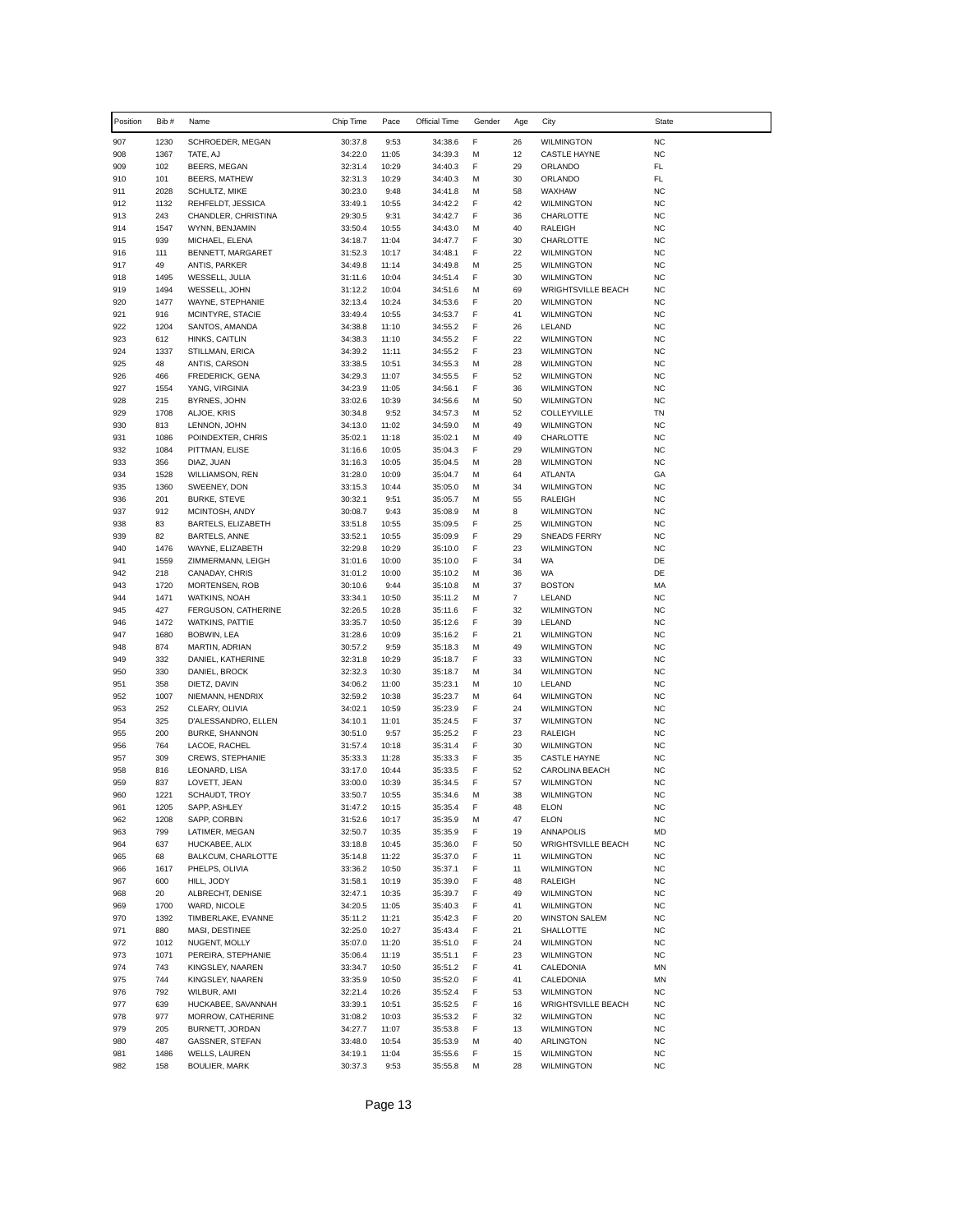| Position | Bib # | Name | Chip Time | Pace | Official Time | Gender | Age | City | State |
|---|---|---|---|---|---|---|---|---|---|
| 907 | 1230 | SCHROEDER, MEGAN | 30:37.8 | 9:53 | 34:38.6 | F | 26 | WILMINGTON | NC |
| 908 | 1367 | TATE, AJ | 34:22.0 | 11:05 | 34:39.3 | M | 12 | CASTLE HAYNE | NC |
| 909 | 102 | BEERS, MEGAN | 32:31.4 | 10:29 | 34:40.3 | F | 29 | ORLANDO | FL |
| 910 | 101 | BEERS, MATHEW | 32:31.3 | 10:29 | 34:40.3 | M | 30 | ORLANDO | FL |
| 911 | 2028 | SCHULTZ, MIKE | 30:23.0 | 9:48 | 34:41.8 | M | 58 | WAXHAW | NC |
| 912 | 1132 | REHFELDT, JESSICA | 33:49.1 | 10:55 | 34:42.2 | F | 42 | WILMINGTON | NC |
| 913 | 243 | CHANDLER, CHRISTINA | 29:30.5 | 9:31 | 34:42.7 | F | 36 | CHARLOTTE | NC |
| 914 | 1547 | WYNN, BENJAMIN | 33:50.4 | 10:55 | 34:43.0 | M | 40 | RALEIGH | NC |
| 915 | 939 | MICHAEL, ELENA | 34:18.7 | 11:04 | 34:47.7 | F | 30 | CHARLOTTE | NC |
| 916 | 111 | BENNETT, MARGARET | 31:52.3 | 10:17 | 34:48.1 | F | 22 | WILMINGTON | NC |
| 917 | 49 | ANTIS, PARKER | 34:49.8 | 11:14 | 34:49.8 | M | 25 | WILMINGTON | NC |
| 918 | 1495 | WESSELL, JULIA | 31:11.6 | 10:04 | 34:51.4 | F | 30 | WILMINGTON | NC |
| 919 | 1494 | WESSELL, JOHN | 31:12.2 | 10:04 | 34:51.6 | M | 69 | WRIGHTSVILLE BEACH | NC |
| 920 | 1477 | WAYNE, STEPHANIE | 32:13.4 | 10:24 | 34:53.6 | F | 20 | WILMINGTON | NC |
| 921 | 916 | MCINTYRE, STACIE | 33:49.4 | 10:55 | 34:53.7 | F | 41 | WILMINGTON | NC |
| 922 | 1204 | SANTOS, AMANDA | 34:38.8 | 11:10 | 34:55.2 | F | 26 | LELAND | NC |
| 923 | 612 | HINKS, CAITLIN | 34:38.3 | 11:10 | 34:55.2 | F | 22 | WILMINGTON | NC |
| 924 | 1337 | STILLMAN, ERICA | 34:39.2 | 11:11 | 34:55.2 | F | 23 | WILMINGTON | NC |
| 925 | 48 | ANTIS, CARSON | 33:38.5 | 10:51 | 34:55.3 | M | 28 | WILMINGTON | NC |
| 926 | 466 | FREDERICK, GENA | 34:29.3 | 11:07 | 34:55.5 | F | 52 | WILMINGTON | NC |
| 927 | 1554 | YANG, VIRGINIA | 34:23.9 | 11:05 | 34:56.1 | F | 36 | WILMINGTON | NC |
| 928 | 215 | BYRNES, JOHN | 33:02.6 | 10:39 | 34:56.6 | M | 50 | WILMINGTON | NC |
| 929 | 1708 | ALJOE, KRIS | 30:34.8 | 9:52 | 34:57.3 | M | 52 | COLLEYVILLE | TN |
| 930 | 813 | LENNON, JOHN | 34:13.0 | 11:02 | 34:59.0 | M | 49 | WILMINGTON | NC |
| 931 | 1086 | POINDEXTER, CHRIS | 35:02.1 | 11:18 | 35:02.1 | M | 49 | CHARLOTTE | NC |
| 932 | 1084 | PITTMAN, ELISE | 31:16.6 | 10:05 | 35:04.3 | F | 29 | WILMINGTON | NC |
| 933 | 356 | DIAZ, JUAN | 31:16.3 | 10:05 | 35:04.5 | M | 28 | WILMINGTON | NC |
| 934 | 1528 | WILLIAMSON, REN | 31:28.0 | 10:09 | 35:04.7 | M | 64 | ATLANTA | GA |
| 935 | 1360 | SWEENEY, DON | 33:15.3 | 10:44 | 35:05.0 | M | 34 | WILMINGTON | NC |
| 936 | 201 | BURKE, STEVE | 30:32.1 | 9:51 | 35:05.7 | M | 55 | RALEIGH | NC |
| 937 | 912 | MCINTOSH, ANDY | 30:08.7 | 9:43 | 35:08.9 | M | 8 | WILMINGTON | NC |
| 938 | 83 | BARTELS, ELIZABETH | 33:51.8 | 10:55 | 35:09.5 | F | 25 | WILMINGTON | NC |
| 939 | 82 | BARTELS, ANNE | 33:52.1 | 10:55 | 35:09.9 | F | 29 | SNEADS FERRY | NC |
| 940 | 1476 | WAYNE, ELIZABETH | 32:29.8 | 10:29 | 35:10.0 | F | 23 | WILMINGTON | NC |
| 941 | 1559 | ZIMMERMANN, LEIGH | 31:01.6 | 10:00 | 35:10.0 | F | 34 | WA | DE |
| 942 | 218 | CANADAY, CHRIS | 31:01.2 | 10:00 | 35:10.2 | M | 36 | WA | DE |
| 943 | 1720 | MORTENSEN, ROB | 30:10.6 | 9:44 | 35:10.8 | M | 37 | BOSTON | MA |
| 944 | 1471 | WATKINS, NOAH | 33:34.1 | 10:50 | 35:11.2 | M | 7 | LELAND | NC |
| 945 | 427 | FERGUSON, CATHERINE | 32:26.5 | 10:28 | 35:11.6 | F | 32 | WILMINGTON | NC |
| 946 | 1472 | WATKINS, PATTIE | 33:35.7 | 10:50 | 35:12.6 | F | 39 | LELAND | NC |
| 947 | 1680 | BOBWIN, LEA | 31:28.6 | 10:09 | 35:16.2 | F | 21 | WILMINGTON | NC |
| 948 | 874 | MARTIN, ADRIAN | 30:57.2 | 9:59 | 35:18.3 | M | 49 | WILMINGTON | NC |
| 949 | 332 | DANIEL, KATHERINE | 32:31.8 | 10:29 | 35:18.7 | F | 33 | WILMINGTON | NC |
| 950 | 330 | DANIEL, BROCK | 32:32.3 | 10:30 | 35:18.7 | M | 34 | WILMINGTON | NC |
| 951 | 358 | DIETZ, DAVIN | 34:06.2 | 11:00 | 35:23.1 | M | 10 | LELAND | NC |
| 952 | 1007 | NIEMANN, HENDRIX | 32:59.2 | 10:38 | 35:23.7 | M | 64 | WILMINGTON | NC |
| 953 | 252 | CLEARY, OLIVIA | 34:02.1 | 10:59 | 35:23.9 | F | 24 | WILMINGTON | NC |
| 954 | 325 | D'ALESSANDRO, ELLEN | 34:10.1 | 11:01 | 35:24.5 | F | 37 | WILMINGTON | NC |
| 955 | 200 | BURKE, SHANNON | 30:51.0 | 9:57 | 35:25.2 | F | 23 | RALEIGH | NC |
| 956 | 764 | LACOE, RACHEL | 31:57.4 | 10:18 | 35:31.4 | F | 30 | WILMINGTON | NC |
| 957 | 309 | CREWS, STEPHANIE | 35:33.3 | 11:28 | 35:33.3 | F | 35 | CASTLE HAYNE | NC |
| 958 | 816 | LEONARD, LISA | 33:17.0 | 10:44 | 35:33.5 | F | 52 | CAROLINA BEACH | NC |
| 959 | 837 | LOVETT, JEAN | 33:00.0 | 10:39 | 35:34.5 | F | 57 | WILMINGTON | NC |
| 960 | 1221 | SCHAUDT, TROY | 33:50.7 | 10:55 | 35:34.6 | M | 38 | WILMINGTON | NC |
| 961 | 1205 | SAPP, ASHLEY | 31:47.2 | 10:15 | 35:35.4 | F | 48 | ELON | NC |
| 962 | 1208 | SAPP, CORBIN | 31:52.6 | 10:17 | 35:35.9 | M | 47 | ELON | NC |
| 963 | 799 | LATIMER, MEGAN | 32:50.7 | 10:35 | 35:35.9 | F | 19 | ANNAPOLIS | MD |
| 964 | 637 | HUCKABEE, ALIX | 33:18.8 | 10:45 | 35:36.0 | F | 50 | WRIGHTSVILLE BEACH | NC |
| 965 | 68 | BALKCUM, CHARLOTTE | 35:14.8 | 11:22 | 35:37.0 | F | 11 | WILMINGTON | NC |
| 966 | 1617 | PHELPS, OLIVIA | 33:36.2 | 10:50 | 35:37.1 | F | 11 | WILMINGTON | NC |
| 967 | 600 | HILL, JODY | 31:58.1 | 10:19 | 35:39.0 | F | 48 | RALEIGH | NC |
| 968 | 20 | ALBRECHT, DENISE | 32:47.1 | 10:35 | 35:39.7 | F | 49 | WILMINGTON | NC |
| 969 | 1700 | WARD, NICOLE | 34:20.5 | 11:05 | 35:40.3 | F | 41 | WILMINGTON | NC |
| 970 | 1392 | TIMBERLAKE, EVANNE | 35:11.2 | 11:21 | 35:42.3 | F | 20 | WINSTON SALEM | NC |
| 971 | 880 | MASI, DESTINEE | 32:25.0 | 10:27 | 35:43.4 | F | 21 | SHALLOTTE | NC |
| 972 | 1012 | NUGENT, MOLLY | 35:07.0 | 11:20 | 35:51.0 | F | 24 | WILMINGTON | NC |
| 973 | 1071 | PEREIRA, STEPHANIE | 35:06.4 | 11:19 | 35:51.1 | F | 23 | WILMINGTON | NC |
| 974 | 743 | KINGSLEY, NAAREN | 33:34.7 | 10:50 | 35:51.2 | F | 41 | CALEDONIA | MN |
| 975 | 744 | KINGSLEY, NAAREN | 33:35.9 | 10:50 | 35:52.0 | F | 41 | CALEDONIA | MN |
| 976 | 792 | WILBUR, AMI | 32:21.4 | 10:26 | 35:52.4 | F | 53 | WILMINGTON | NC |
| 977 | 639 | HUCKABEE, SAVANNAH | 33:39.1 | 10:51 | 35:52.5 | F | 16 | WRIGHTSVILLE BEACH | NC |
| 978 | 977 | MORROW, CATHERINE | 31:08.2 | 10:03 | 35:53.2 | F | 32 | WILMINGTON | NC |
| 979 | 205 | BURNETT, JORDAN | 34:27.7 | 11:07 | 35:53.8 | F | 13 | WILMINGTON | NC |
| 980 | 487 | GASSNER, STEFAN | 33:48.0 | 10:54 | 35:53.9 | M | 40 | ARLINGTON | NC |
| 981 | 1486 | WELLS, LAUREN | 34:19.1 | 11:04 | 35:55.6 | F | 15 | WILMINGTON | NC |
| 982 | 158 | BOULIER, MARK | 30:37.3 | 9:53 | 35:55.8 | M | 28 | WILMINGTON | NC |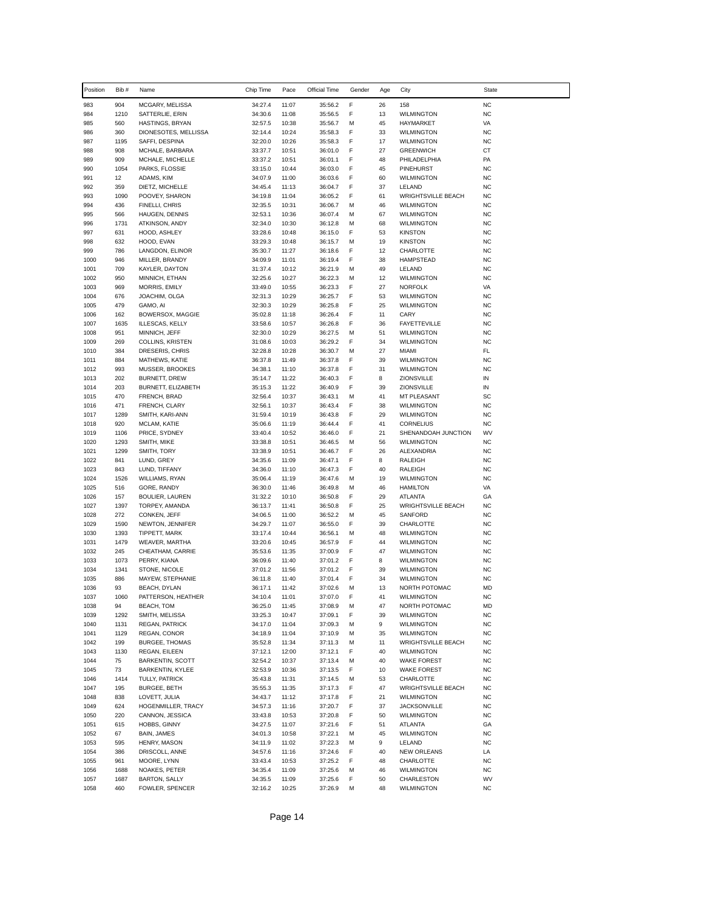| Position | Bib # | Name | Chip Time | Pace | Official Time | Gender | Age | City | State |
|---|---|---|---|---|---|---|---|---|---|
| 983 | 904 | MCGARY, MELISSA | 34:27.4 | 11:07 | 35:56.2 | F | 26 | 158 | NC |
| 984 | 1210 | SATTERLIE, ERIN | 34:30.6 | 11:08 | 35:56.5 | F | 13 | WILMINGTON | NC |
| 985 | 560 | HASTINGS, BRYAN | 32:57.5 | 10:38 | 35:56.7 | M | 45 | HAYMARKET | VA |
| 986 | 360 | DIONESOTES, MELLISSA | 32:14.4 | 10:24 | 35:58.3 | F | 33 | WILMINGTON | NC |
| 987 | 1195 | SAFFI, DESPINA | 32:20.0 | 10:26 | 35:58.3 | F | 17 | WILMINGTON | NC |
| 988 | 908 | MCHALE, BARBARA | 33:37.7 | 10:51 | 36:01.0 | F | 27 | GREENWICH | CT |
| 989 | 909 | MCHALE, MICHELLE | 33:37.2 | 10:51 | 36:01.1 | F | 48 | PHILADELPHIA | PA |
| 990 | 1054 | PARKS, FLOSSIE | 33:15.0 | 10:44 | 36:03.0 | F | 45 | PINEHURST | NC |
| 991 | 12 | ADAMS, KIM | 34:07.9 | 11:00 | 36:03.6 | F | 60 | WILMINGTON | NC |
| 992 | 359 | DIETZ, MICHELLE | 34:45.4 | 11:13 | 36:04.7 | F | 37 | LELAND | NC |
| 993 | 1090 | POOVEY, SHARON | 34:19.8 | 11:04 | 36:05.2 | F | 61 | WRIGHTSVILLE BEACH | NC |
| 994 | 436 | FINELLI, CHRIS | 32:35.5 | 10:31 | 36:06.7 | M | 46 | WILMINGTON | NC |
| 995 | 566 | HAUGEN, DENNIS | 32:53.1 | 10:36 | 36:07.4 | M | 67 | WILMINGTON | NC |
| 996 | 1731 | ATKINSON, ANDY | 32:34.0 | 10:30 | 36:12.8 | M | 68 | WILMINGTON | NC |
| 997 | 631 | HOOD, ASHLEY | 33:28.6 | 10:48 | 36:15.0 | F | 53 | KINSTON | NC |
| 998 | 632 | HOOD, EVAN | 33:29.3 | 10:48 | 36:15.7 | M | 19 | KINSTON | NC |
| 999 | 786 | LANGDON, ELINOR | 35:30.7 | 11:27 | 36:18.6 | F | 12 | CHARLOTTE | NC |
| 1000 | 946 | MILLER, BRANDY | 34:09.9 | 11:01 | 36:19.4 | F | 38 | HAMPSTEAD | NC |
| 1001 | 709 | KAYLER, DAYTON | 31:37.4 | 10:12 | 36:21.9 | M | 49 | LELAND | NC |
| 1002 | 950 | MINNICH, ETHAN | 32:25.6 | 10:27 | 36:22.3 | M | 12 | WILMINGTON | NC |
| 1003 | 969 | MORRIS, EMILY | 33:49.0 | 10:55 | 36:23.3 | F | 27 | NORFOLK | VA |
| 1004 | 676 | JOACHIM, OLGA | 32:31.3 | 10:29 | 36:25.7 | F | 53 | WILMINGTON | NC |
| 1005 | 479 | GAMO, AI | 32:30.3 | 10:29 | 36:25.8 | F | 25 | WILMINGTON | NC |
| 1006 | 162 | BOWERSOX, MAGGIE | 35:02.8 | 11:18 | 36:26.4 | F | 11 | CARY | NC |
| 1007 | 1635 | ILLESCAS, KELLY | 33:58.6 | 10:57 | 36:26.8 | F | 36 | FAYETTEVILLE | NC |
| 1008 | 951 | MINNICH, JEFF | 32:30.0 | 10:29 | 36:27.5 | M | 51 | WILMINGTON | NC |
| 1009 | 269 | COLLINS, KRISTEN | 31:08.6 | 10:03 | 36:29.2 | F | 34 | WILMINGTON | NC |
| 1010 | 384 | DRESERIS, CHRIS | 32:28.8 | 10:28 | 36:30.7 | M | 27 | MIAMI | FL |
| 1011 | 884 | MATHEWS, KATIE | 36:37.8 | 11:49 | 36:37.8 | F | 39 | WILMINGTON | NC |
| 1012 | 993 | MUSSER, BROOKES | 34:38.1 | 11:10 | 36:37.8 | F | 31 | WILMINGTON | NC |
| 1013 | 202 | BURNETT, DREW | 35:14.7 | 11:22 | 36:40.3 | F | 8 | ZIONSVILLE | IN |
| 1014 | 203 | BURNETT, ELIZABETH | 35:15.3 | 11:22 | 36:40.9 | F | 39 | ZIONSVILLE | IN |
| 1015 | 470 | FRENCH, BRAD | 32:56.4 | 10:37 | 36:43.1 | M | 41 | MT PLEASANT | SC |
| 1016 | 471 | FRENCH, CLARY | 32:56.1 | 10:37 | 36:43.4 | F | 38 | WILMINGTON | NC |
| 1017 | 1289 | SMITH, KARI-ANN | 31:59.4 | 10:19 | 36:43.8 | F | 29 | WILMINGTON | NC |
| 1018 | 920 | MCLAM, KATIE | 35:06.6 | 11:19 | 36:44.4 | F | 41 | CORNELIUS | NC |
| 1019 | 1106 | PRICE, SYDNEY | 33:40.4 | 10:52 | 36:46.0 | F | 21 | SHENANDOAH JUNCTION | WV |
| 1020 | 1293 | SMITH, MIKE | 33:38.8 | 10:51 | 36:46.5 | M | 56 | WILMINGTON | NC |
| 1021 | 1299 | SMITH, TORY | 33:38.9 | 10:51 | 36:46.7 | F | 26 | ALEXANDRIA | NC |
| 1022 | 841 | LUND, GREY | 34:35.6 | 11:09 | 36:47.1 | F | 8 | RALEIGH | NC |
| 1023 | 843 | LUND, TIFFANY | 34:36.0 | 11:10 | 36:47.3 | F | 40 | RALEIGH | NC |
| 1024 | 1526 | WILLIAMS, RYAN | 35:06.4 | 11:19 | 36:47.6 | M | 19 | WILMINGTON | NC |
| 1025 | 516 | GORE, RANDY | 36:30.0 | 11:46 | 36:49.8 | M | 46 | HAMILTON | VA |
| 1026 | 157 | BOULIER, LAUREN | 31:32.2 | 10:10 | 36:50.8 | F | 29 | ATLANTA | GA |
| 1027 | 1397 | TORPEY, AMANDA | 36:13.7 | 11:41 | 36:50.8 | F | 25 | WRIGHTSVILLE BEACH | NC |
| 1028 | 272 | CONKEN, JEFF | 34:06.5 | 11:00 | 36:52.2 | M | 45 | SANFORD | NC |
| 1029 | 1590 | NEWTON, JENNIFER | 34:29.7 | 11:07 | 36:55.0 | F | 39 | CHARLOTTE | NC |
| 1030 | 1393 | TIPPETT, MARK | 33:17.4 | 10:44 | 36:56.1 | M | 48 | WILMINGTON | NC |
| 1031 | 1479 | WEAVER, MARTHA | 33:20.6 | 10:45 | 36:57.9 | F | 44 | WILMINGTON | NC |
| 1032 | 245 | CHEATHAM, CARRIE | 35:53.6 | 11:35 | 37:00.9 | F | 47 | WILMINGTON | NC |
| 1033 | 1073 | PERRY, KIANA | 36:09.6 | 11:40 | 37:01.2 | F | 8 | WILMINGTON | NC |
| 1034 | 1341 | STONE, NICOLE | 37:01.2 | 11:56 | 37:01.2 | F | 39 | WILMINGTON | NC |
| 1035 | 886 | MAYEW, STEPHANIE | 36:11.8 | 11:40 | 37:01.4 | F | 34 | WILMINGTON | NC |
| 1036 | 93 | BEACH, DYLAN | 36:17.1 | 11:42 | 37:02.6 | M | 13 | NORTH POTOMAC | MD |
| 1037 | 1060 | PATTERSON, HEATHER | 34:10.4 | 11:01 | 37:07.0 | F | 41 | WILMINGTON | NC |
| 1038 | 94 | BEACH, TOM | 36:25.0 | 11:45 | 37:08.9 | M | 47 | NORTH POTOMAC | MD |
| 1039 | 1292 | SMITH, MELISSA | 33:25.3 | 10:47 | 37:09.1 | F | 39 | WILMINGTON | NC |
| 1040 | 1131 | REGAN, PATRICK | 34:17.0 | 11:04 | 37:09.3 | M | 9 | WILMINGTON | NC |
| 1041 | 1129 | REGAN, CONOR | 34:18.9 | 11:04 | 37:10.9 | M | 35 | WILMINGTON | NC |
| 1042 | 199 | BURGEE, THOMAS | 35:52.8 | 11:34 | 37:11.3 | M | 11 | WRIGHTSVILLE BEACH | NC |
| 1043 | 1130 | REGAN, EILEEN | 37:12.1 | 12:00 | 37:12.1 | F | 40 | WILMINGTON | NC |
| 1044 | 75 | BARKENTIN, SCOTT | 32:54.2 | 10:37 | 37:13.4 | M | 40 | WAKE FOREST | NC |
| 1045 | 73 | BARKENTIN, KYLEE | 32:53.9 | 10:36 | 37:13.5 | F | 10 | WAKE FOREST | NC |
| 1046 | 1414 | TULLY, PATRICK | 35:43.8 | 11:31 | 37:14.5 | M | 53 | CHARLOTTE | NC |
| 1047 | 195 | BURGEE, BETH | 35:55.3 | 11:35 | 37:17.3 | F | 47 | WRIGHTSVILLE BEACH | NC |
| 1048 | 838 | LOVETT, JULIA | 34:43.7 | 11:12 | 37:17.8 | F | 21 | WILMINGTON | NC |
| 1049 | 624 | HOGENMILLER, TRACY | 34:57.3 | 11:16 | 37:20.7 | F | 37 | JACKSONVILLE | NC |
| 1050 | 220 | CANNON, JESSICA | 33:43.8 | 10:53 | 37:20.8 | F | 50 | WILMINGTON | NC |
| 1051 | 615 | HOBBS, GINNY | 34:27.5 | 11:07 | 37:21.6 | F | 51 | ATLANTA | GA |
| 1052 | 67 | BAIN, JAMES | 34:01.3 | 10:58 | 37:22.1 | M | 45 | WILMINGTON | NC |
| 1053 | 595 | HENRY, MASON | 34:11.9 | 11:02 | 37:22.3 | M | 9 | LELAND | NC |
| 1054 | 386 | DRISCOLL, ANNE | 34:57.6 | 11:16 | 37:24.6 | F | 40 | NEW ORLEANS | LA |
| 1055 | 961 | MOORE, LYNN | 33:43.4 | 10:53 | 37:25.2 | F | 48 | CHARLOTTE | NC |
| 1056 | 1688 | NOAKES, PETER | 34:35.4 | 11:09 | 37:25.6 | M | 46 | WILMINGTON | NC |
| 1057 | 1687 | BARTON, SALLY | 34:35.5 | 11:09 | 37:25.6 | F | 50 | CHARLESTON | WV |
| 1058 | 460 | FOWLER, SPENCER | 32:16.2 | 10:25 | 37:26.9 | M | 48 | WILMINGTON | NC |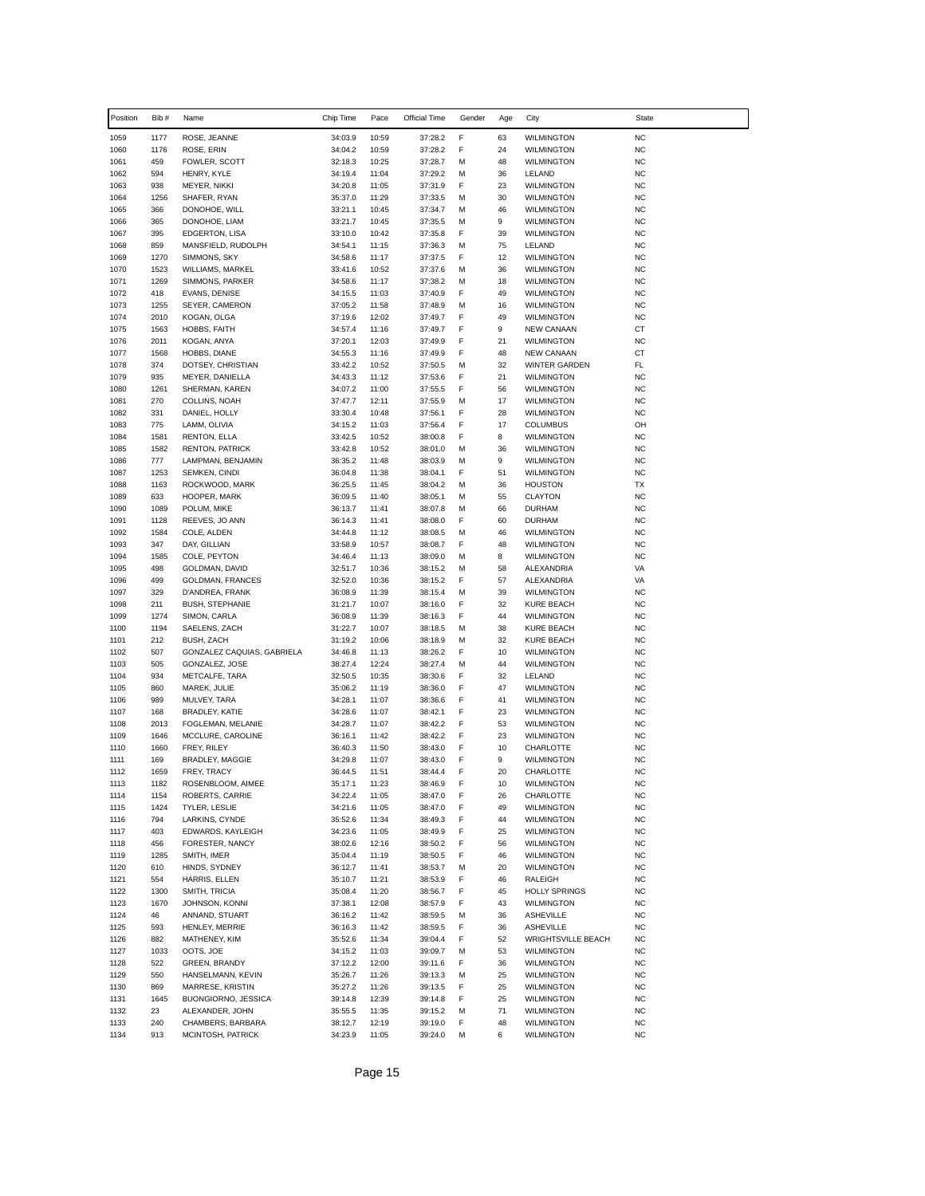| Position | Bib # | Name | Chip Time | Pace | Official Time | Gender | Age | City | State |
|---|---|---|---|---|---|---|---|---|---|
| 1059 | 1177 | ROSE, JEANNE | 34:03.9 | 10:59 | 37:28.2 | F | 63 | WILMINGTON | NC |
| 1060 | 1176 | ROSE, ERIN | 34:04.2 | 10:59 | 37:28.2 | F | 24 | WILMINGTON | NC |
| 1061 | 459 | FOWLER, SCOTT | 32:18.3 | 10:25 | 37:28.7 | M | 48 | WILMINGTON | NC |
| 1062 | 594 | HENRY, KYLE | 34:19.4 | 11:04 | 37:29.2 | M | 36 | LELAND | NC |
| 1063 | 938 | MEYER, NIKKI | 34:20.8 | 11:05 | 37:31.9 | F | 23 | WILMINGTON | NC |
| 1064 | 1256 | SHAFER, RYAN | 35:37.0 | 11:29 | 37:33.5 | M | 30 | WILMINGTON | NC |
| 1065 | 366 | DONOHOE, WILL | 33:21.1 | 10:45 | 37:34.7 | M | 46 | WILMINGTON | NC |
| 1066 | 365 | DONOHOE, LIAM | 33:21.7 | 10:45 | 37:35.5 | M | 9 | WILMINGTON | NC |
| 1067 | 395 | EDGERTON, LISA | 33:10.0 | 10:42 | 37:35.8 | F | 39 | WILMINGTON | NC |
| 1068 | 859 | MANSFIELD, RUDOLPH | 34:54.1 | 11:15 | 37:36.3 | M | 75 | LELAND | NC |
| 1069 | 1270 | SIMMONS, SKY | 34:58.6 | 11:17 | 37:37.5 | F | 12 | WILMINGTON | NC |
| 1070 | 1523 | WILLIAMS, MARKEL | 33:41.6 | 10:52 | 37:37.6 | M | 36 | WILMINGTON | NC |
| 1071 | 1269 | SIMMONS, PARKER | 34:58.6 | 11:17 | 37:38.2 | M | 18 | WILMINGTON | NC |
| 1072 | 418 | EVANS, DENISE | 34:15.5 | 11:03 | 37:40.9 | F | 49 | WILMINGTON | NC |
| 1073 | 1255 | SEYER, CAMERON | 37:05.2 | 11:58 | 37:48.9 | M | 16 | WILMINGTON | NC |
| 1074 | 2010 | KOGAN, OLGA | 37:19.6 | 12:02 | 37:49.7 | F | 49 | WILMINGTON | NC |
| 1075 | 1563 | HOBBS, FAITH | 34:57.4 | 11:16 | 37:49.7 | F | 9 | NEW CANAAN | CT |
| 1076 | 2011 | KOGAN, ANYA | 37:20.1 | 12:03 | 37:49.9 | F | 21 | WILMINGTON | NC |
| 1077 | 1568 | HOBBS, DIANE | 34:55.3 | 11:16 | 37:49.9 | F | 48 | NEW CANAAN | CT |
| 1078 | 374 | DOTSEY, CHRISTIAN | 33:42.2 | 10:52 | 37:50.5 | M | 32 | WINTER GARDEN | FL |
| 1079 | 935 | MEYER, DANIELLA | 34:43.3 | 11:12 | 37:53.6 | F | 21 | WILMINGTON | NC |
| 1080 | 1261 | SHERMAN, KAREN | 34:07.2 | 11:00 | 37:55.5 | F | 56 | WILMINGTON | NC |
| 1081 | 270 | COLLINS, NOAH | 37:47.7 | 12:11 | 37:55.9 | M | 17 | WILMINGTON | NC |
| 1082 | 331 | DANIEL, HOLLY | 33:30.4 | 10:48 | 37:56.1 | F | 28 | WILMINGTON | NC |
| 1083 | 775 | LAMM, OLIVIA | 34:15.2 | 11:03 | 37:56.4 | F | 17 | COLUMBUS | OH |
| 1084 | 1581 | RENTON, ELLA | 33:42.5 | 10:52 | 38:00.8 | F | 8 | WILMINGTON | NC |
| 1085 | 1582 | RENTON, PATRICK | 33:42.8 | 10:52 | 38:01.0 | M | 36 | WILMINGTON | NC |
| 1086 | 777 | LAMPMAN, BENJAMIN | 36:35.2 | 11:48 | 38:03.9 | M | 9 | WILMINGTON | NC |
| 1087 | 1253 | SEMKEN, CINDI | 36:04.8 | 11:38 | 38:04.1 | F | 51 | WILMINGTON | NC |
| 1088 | 1163 | ROCKWOOD, MARK | 36:25.5 | 11:45 | 38:04.2 | M | 36 | HOUSTON | TX |
| 1089 | 633 | HOOPER, MARK | 36:09.5 | 11:40 | 38:05.1 | M | 55 | CLAYTON | NC |
| 1090 | 1089 | POLUM, MIKE | 36:13.7 | 11:41 | 38:07.8 | M | 66 | DURHAM | NC |
| 1091 | 1128 | REEVES, JO ANN | 36:14.3 | 11:41 | 38:08.0 | F | 60 | DURHAM | NC |
| 1092 | 1584 | COLE, ALDEN | 34:44.8 | 11:12 | 38:08.5 | M | 46 | WILMINGTON | NC |
| 1093 | 347 | DAY, GILLIAN | 33:58.9 | 10:57 | 38:08.7 | F | 48 | WILMINGTON | NC |
| 1094 | 1585 | COLE, PEYTON | 34:46.4 | 11:13 | 38:09.0 | M | 8 | WILMINGTON | NC |
| 1095 | 498 | GOLDMAN, DAVID | 32:51.7 | 10:36 | 38:15.2 | M | 58 | ALEXANDRIA | VA |
| 1096 | 499 | GOLDMAN, FRANCES | 32:52.0 | 10:36 | 38:15.2 | F | 57 | ALEXANDRIA | VA |
| 1097 | 329 | D'ANDREA, FRANK | 36:08.9 | 11:39 | 38:15.4 | M | 39 | WILMINGTON | NC |
| 1098 | 211 | BUSH, STEPHANIE | 31:21.7 | 10:07 | 38:16.0 | F | 32 | KURE BEACH | NC |
| 1099 | 1274 | SIMON, CARLA | 36:08.9 | 11:39 | 38:16.3 | F | 44 | WILMINGTON | NC |
| 1100 | 1194 | SAELENS, ZACH | 31:22.7 | 10:07 | 38:18.5 | M | 38 | KURE BEACH | NC |
| 1101 | 212 | BUSH, ZACH | 31:19.2 | 10:06 | 38:18.9 | M | 32 | KURE BEACH | NC |
| 1102 | 507 | GONZALEZ CAQUIAS, GABRIELA | 34:46.8 | 11:13 | 38:26.2 | F | 10 | WILMINGTON | NC |
| 1103 | 505 | GONZALEZ, JOSE | 38:27.4 | 12:24 | 38:27.4 | M | 44 | WILMINGTON | NC |
| 1104 | 934 | METCALFE, TARA | 32:50.5 | 10:35 | 38:30.6 | F | 32 | LELAND | NC |
| 1105 | 860 | MAREK, JULIE | 35:06.2 | 11:19 | 38:36.0 | F | 47 | WILMINGTON | NC |
| 1106 | 989 | MULVEY, TARA | 34:28.1 | 11:07 | 38:36.6 | F | 41 | WILMINGTON | NC |
| 1107 | 168 | BRADLEY, KATIE | 34:28.6 | 11:07 | 38:42.1 | F | 23 | WILMINGTON | NC |
| 1108 | 2013 | FOGLEMAN, MELANIE | 34:28.7 | 11:07 | 38:42.2 | F | 53 | WILMINGTON | NC |
| 1109 | 1646 | MCCLURE, CAROLINE | 36:16.1 | 11:42 | 38:42.2 | F | 23 | WILMINGTON | NC |
| 1110 | 1660 | FREY, RILEY | 36:40.3 | 11:50 | 38:43.0 | F | 10 | CHARLOTTE | NC |
| 1111 | 169 | BRADLEY, MAGGIE | 34:29.8 | 11:07 | 38:43.0 | F | 9 | WILMINGTON | NC |
| 1112 | 1659 | FREY, TRACY | 36:44.5 | 11:51 | 38:44.4 | F | 20 | CHARLOTTE | NC |
| 1113 | 1182 | ROSENBLOOM, AIMEE | 35:17.1 | 11:23 | 38:46.9 | F | 10 | WILMINGTON | NC |
| 1114 | 1154 | ROBERTS, CARRIE | 34:22.4 | 11:05 | 38:47.0 | F | 26 | CHARLOTTE | NC |
| 1115 | 1424 | TYLER, LESLIE | 34:21.6 | 11:05 | 38:47.0 | F | 49 | WILMINGTON | NC |
| 1116 | 794 | LARKINS, CYNDE | 35:52.6 | 11:34 | 38:49.3 | F | 44 | WILMINGTON | NC |
| 1117 | 403 | EDWARDS, KAYLEIGH | 34:23.6 | 11:05 | 38:49.9 | F | 25 | WILMINGTON | NC |
| 1118 | 456 | FORESTER, NANCY | 38:02.6 | 12:16 | 38:50.2 | F | 56 | WILMINGTON | NC |
| 1119 | 1285 | SMITH, IMER | 35:04.4 | 11:19 | 38:50.5 | F | 46 | WILMINGTON | NC |
| 1120 | 610 | HINDS, SYDNEY | 36:12.7 | 11:41 | 38:53.7 | M | 20 | WILMINGTON | NC |
| 1121 | 554 | HARRIS, ELLEN | 35:10.7 | 11:21 | 38:53.9 | F | 46 | RALEIGH | NC |
| 1122 | 1300 | SMITH, TRICIA | 35:08.4 | 11:20 | 38:56.7 | F | 45 | HOLLY SPRINGS | NC |
| 1123 | 1670 | JOHNSON, KONNI | 37:38.1 | 12:08 | 38:57.9 | F | 43 | WILMINGTON | NC |
| 1124 | 46 | ANNAND, STUART | 36:16.2 | 11:42 | 38:59.5 | M | 36 | ASHEVILLE | NC |
| 1125 | 593 | HENLEY, MERRIE | 36:16.3 | 11:42 | 38:59.5 | F | 36 | ASHEVILLE | NC |
| 1126 | 882 | MATHENEY, KIM | 35:52.6 | 11:34 | 39:04.4 | F | 52 | WRIGHTSVILLE BEACH | NC |
| 1127 | 1033 | OOTS, JOE | 34:15.2 | 11:03 | 39:09.7 | M | 53 | WILMINGTON | NC |
| 1128 | 522 | GREEN, BRANDY | 37:12.2 | 12:00 | 39:11.6 | F | 36 | WILMINGTON | NC |
| 1129 | 550 | HANSELMANN, KEVIN | 35:26.7 | 11:26 | 39:13.3 | M | 25 | WILMINGTON | NC |
| 1130 | 869 | MARRESE, KRISTIN | 35:27.2 | 11:26 | 39:13.5 | F | 25 | WILMINGTON | NC |
| 1131 | 1645 | BUONGIORNO, JESSICA | 39:14.8 | 12:39 | 39:14.8 | F | 25 | WILMINGTON | NC |
| 1132 | 23 | ALEXANDER, JOHN | 35:55.5 | 11:35 | 39:15.2 | M | 71 | WILMINGTON | NC |
| 1133 | 240 | CHAMBERS, BARBARA | 38:12.7 | 12:19 | 39:19.0 | F | 48 | WILMINGTON | NC |
| 1134 | 913 | MCINTOSH, PATRICK | 34:23.9 | 11:05 | 39:24.0 | M | 6 | WILMINGTON | NC |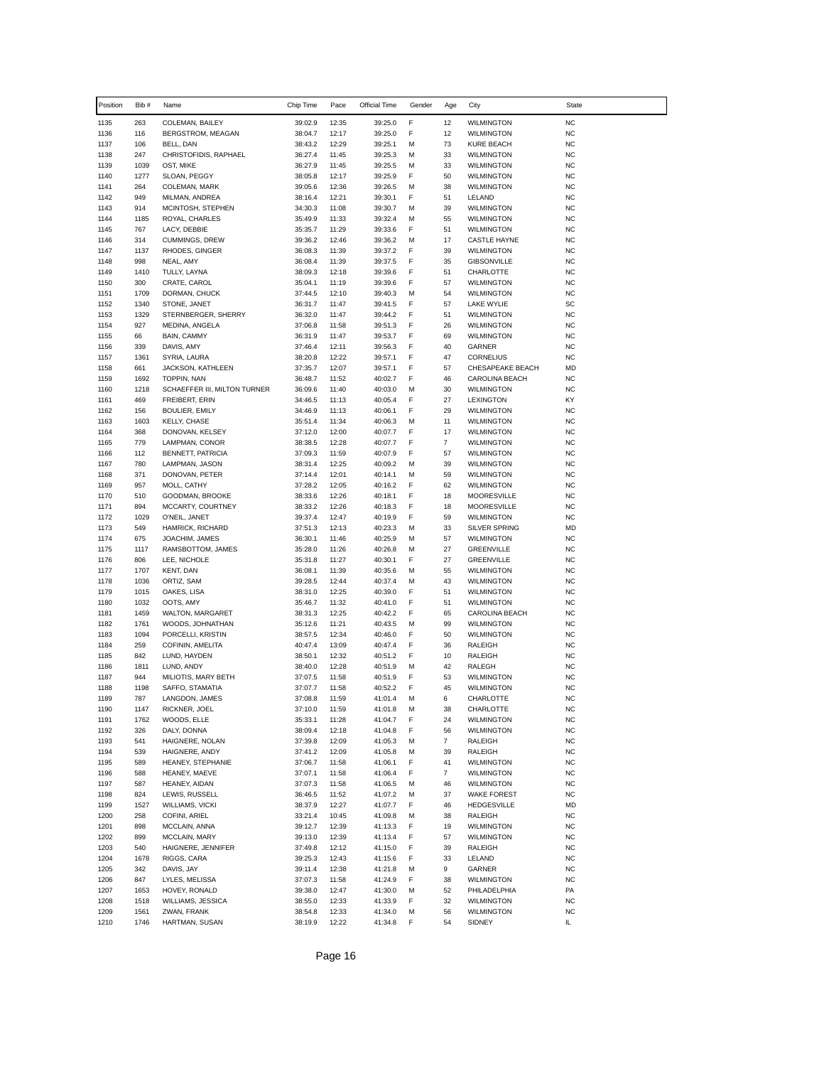| Position | Bib # | Name | Chip Time | Pace | Official Time | Gender | Age | City | State |
|---|---|---|---|---|---|---|---|---|---|
| 1135 | 263 | COLEMAN, BAILEY | 39:02.9 | 12:35 | 39:25.0 | F | 12 | WILMINGTON | NC |
| 1136 | 116 | BERGSTROM, MEAGAN | 38:04.7 | 12:17 | 39:25.0 | F | 12 | WILMINGTON | NC |
| 1137 | 106 | BELL, DAN | 38:43.2 | 12:29 | 39:25.1 | M | 73 | KURE BEACH | NC |
| 1138 | 247 | CHRISTOFIDIS, RAPHAEL | 36:27.4 | 11:45 | 39:25.3 | M | 33 | WILMINGTON | NC |
| 1139 | 1039 | OST, MIKE | 36:27.9 | 11:45 | 39:25.5 | M | 33 | WILMINGTON | NC |
| 1140 | 1277 | SLOAN, PEGGY | 38:05.8 | 12:17 | 39:25.9 | F | 50 | WILMINGTON | NC |
| 1141 | 264 | COLEMAN, MARK | 39:05.6 | 12:36 | 39:26.5 | M | 38 | WILMINGTON | NC |
| 1142 | 949 | MILMAN, ANDREA | 38:16.4 | 12:21 | 39:30.1 | F | 51 | LELAND | NC |
| 1143 | 914 | MCINTOSH, STEPHEN | 34:30.3 | 11:08 | 39:30.7 | M | 39 | WILMINGTON | NC |
| 1144 | 1185 | ROYAL, CHARLES | 35:49.9 | 11:33 | 39:32.4 | M | 55 | WILMINGTON | NC |
| 1145 | 767 | LACY, DEBBIE | 35:35.7 | 11:29 | 39:33.6 | F | 51 | WILMINGTON | NC |
| 1146 | 314 | CUMMINGS, DREW | 39:36.2 | 12:46 | 39:36.2 | M | 17 | CASTLE HAYNE | NC |
| 1147 | 1137 | RHODES, GINGER | 36:08.3 | 11:39 | 39:37.2 | F | 39 | WILMINGTON | NC |
| 1148 | 998 | NEAL, AMY | 36:08.4 | 11:39 | 39:37.5 | F | 35 | GIBSONVILLE | NC |
| 1149 | 1410 | TULLY, LAYNA | 38:09.3 | 12:18 | 39:39.6 | F | 51 | CHARLOTTE | NC |
| 1150 | 300 | CRATE, CAROL | 35:04.1 | 11:19 | 39:39.6 | F | 57 | WILMINGTON | NC |
| 1151 | 1709 | DORMAN, CHUCK | 37:44.5 | 12:10 | 39:40.3 | M | 54 | WILMINGTON | NC |
| 1152 | 1340 | STONE, JANET | 36:31.7 | 11:47 | 39:41.5 | F | 57 | LAKE WYLIE | SC |
| 1153 | 1329 | STERNBERGER, SHERRY | 36:32.0 | 11:47 | 39:44.2 | F | 51 | WILMINGTON | NC |
| 1154 | 927 | MEDINA, ANGELA | 37:06.8 | 11:58 | 39:51.3 | F | 26 | WILMINGTON | NC |
| 1155 | 66 | BAIN, CAMMY | 36:31.9 | 11:47 | 39:53.7 | F | 69 | WILMINGTON | NC |
| 1156 | 339 | DAVIS, AMY | 37:46.4 | 12:11 | 39:56.3 | F | 40 | GARNER | NC |
| 1157 | 1361 | SYRIA, LAURA | 38:20.8 | 12:22 | 39:57.1 | F | 47 | CORNELIUS | NC |
| 1158 | 661 | JACKSON, KATHLEEN | 37:35.7 | 12:07 | 39:57.1 | F | 57 | CHESAPEAKE BEACH | MD |
| 1159 | 1692 | TOPPIN, NAN | 36:48.7 | 11:52 | 40:02.7 | F | 46 | CAROLINA BEACH | NC |
| 1160 | 1218 | SCHAEFFER III, MILTON TURNER | 36:09.6 | 11:40 | 40:03.0 | M | 30 | WILMINGTON | NC |
| 1161 | 469 | FREIBERT, ERIN | 34:46.5 | 11:13 | 40:05.4 | F | 27 | LEXINGTON | KY |
| 1162 | 156 | BOULIER, EMILY | 34:46.9 | 11:13 | 40:06.1 | F | 29 | WILMINGTON | NC |
| 1163 | 1603 | KELLY, CHASE | 35:51.4 | 11:34 | 40:06.3 | M | 11 | WILMINGTON | NC |
| 1164 | 368 | DONOVAN, KELSEY | 37:12.0 | 12:00 | 40:07.7 | F | 17 | WILMINGTON | NC |
| 1165 | 779 | LAMPMAN, CONOR | 38:38.5 | 12:28 | 40:07.7 | F | 7 | WILMINGTON | NC |
| 1166 | 112 | BENNETT, PATRICIA | 37:09.3 | 11:59 | 40:07.9 | F | 57 | WILMINGTON | NC |
| 1167 | 780 | LAMPMAN, JASON | 38:31.4 | 12:25 | 40:09.2 | M | 39 | WILMINGTON | NC |
| 1168 | 371 | DONOVAN, PETER | 37:14.4 | 12:01 | 40:14.1 | M | 59 | WILMINGTON | NC |
| 1169 | 957 | MOLL, CATHY | 37:28.2 | 12:05 | 40:16.2 | F | 62 | WILMINGTON | NC |
| 1170 | 510 | GOODMAN, BROOKE | 38:33.6 | 12:26 | 40:18.1 | F | 18 | MOORESVILLE | NC |
| 1171 | 894 | MCCARTY, COURTNEY | 38:33.2 | 12:26 | 40:18.3 | F | 18 | MOORESVILLE | NC |
| 1172 | 1029 | O'NEIL, JANET | 39:37.4 | 12:47 | 40:19.9 | F | 59 | WILMINGTON | NC |
| 1173 | 549 | HAMRICK, RICHARD | 37:51.3 | 12:13 | 40:23.3 | M | 33 | SILVER SPRING | MD |
| 1174 | 675 | JOACHIM, JAMES | 36:30.1 | 11:46 | 40:25.9 | M | 57 | WILMINGTON | NC |
| 1175 | 1117 | RAMSBOTTOM, JAMES | 35:28.0 | 11:26 | 40:26.8 | M | 27 | GREENVILLE | NC |
| 1176 | 806 | LEE, NICHOLE | 35:31.8 | 11:27 | 40:30.1 | F | 27 | GREENVILLE | NC |
| 1177 | 1707 | KENT, DAN | 36:08.1 | 11:39 | 40:35.6 | M | 55 | WILMINGTON | NC |
| 1178 | 1036 | ORTIZ, SAM | 39:28.5 | 12:44 | 40:37.4 | M | 43 | WILMINGTON | NC |
| 1179 | 1015 | OAKES, LISA | 38:31.0 | 12:25 | 40:39.0 | F | 51 | WILMINGTON | NC |
| 1180 | 1032 | OOTS, AMY | 35:46.7 | 11:32 | 40:41.0 | F | 51 | WILMINGTON | NC |
| 1181 | 1459 | WALTON, MARGARET | 38:31.3 | 12:25 | 40:42.2 | F | 65 | CAROLINA BEACH | NC |
| 1182 | 1761 | WOODS, JOHNATHAN | 35:12.6 | 11:21 | 40:43.5 | M | 99 | WILMINGTON | NC |
| 1183 | 1094 | PORCELLI, KRISTIN | 38:57.5 | 12:34 | 40:46.0 | F | 50 | WILMINGTON | NC |
| 1184 | 259 | COFININ, AMELITA | 40:47.4 | 13:09 | 40:47.4 | F | 36 | RALEIGH | NC |
| 1185 | 842 | LUND, HAYDEN | 38:50.1 | 12:32 | 40:51.2 | F | 10 | RALEIGH | NC |
| 1186 | 1811 | LUND, ANDY | 38:40.0 | 12:28 | 40:51.9 | M | 42 | RALEGH | NC |
| 1187 | 944 | MILIOTIS, MARY BETH | 37:07.5 | 11:58 | 40:51.9 | F | 53 | WILMINGTON | NC |
| 1188 | 1198 | SAFFO, STAMATIA | 37:07.7 | 11:58 | 40:52.2 | F | 45 | WILMINGTON | NC |
| 1189 | 787 | LANGDON, JAMES | 37:08.8 | 11:59 | 41:01.4 | M | 6 | CHARLOTTE | NC |
| 1190 | 1147 | RICKNER, JOEL | 37:10.0 | 11:59 | 41:01.8 | M | 38 | CHARLOTTE | NC |
| 1191 | 1762 | WOODS, ELLE | 35:33.1 | 11:28 | 41:04.7 | F | 24 | WILMINGTON | NC |
| 1192 | 326 | DALY, DONNA | 38:09.4 | 12:18 | 41:04.8 | F | 56 | WILMINGTON | NC |
| 1193 | 541 | HAIGNERE, NOLAN | 37:39.8 | 12:09 | 41:05.3 | M | 7 | RALEIGH | NC |
| 1194 | 539 | HAIGNERE, ANDY | 37:41.2 | 12:09 | 41:05.8 | M | 39 | RALEIGH | NC |
| 1195 | 589 | HEANEY, STEPHANIE | 37:06.7 | 11:58 | 41:06.1 | F | 41 | WILMINGTON | NC |
| 1196 | 588 | HEANEY, MAEVE | 37:07.1 | 11:58 | 41:06.4 | F | 7 | WILMINGTON | NC |
| 1197 | 587 | HEANEY, AIDAN | 37:07.3 | 11:58 | 41:06.5 | M | 46 | WILMINGTON | NC |
| 1198 | 824 | LEWIS, RUSSELL | 36:46.5 | 11:52 | 41:07.2 | M | 37 | WAKE FOREST | NC |
| 1199 | 1527 | WILLIAMS, VICKI | 38:37.9 | 12:27 | 41:07.7 | F | 46 | HEDGESVILLE | MD |
| 1200 | 258 | COFINI, ARIEL | 33:21.4 | 10:45 | 41:09.8 | M | 38 | RALEIGH | NC |
| 1201 | 898 | MCCLAIN, ANNA | 39:12.7 | 12:39 | 41:13.3 | F | 19 | WILMINGTON | NC |
| 1202 | 899 | MCCLAIN, MARY | 39:13.0 | 12:39 | 41:13.4 | F | 57 | WILMINGTON | NC |
| 1203 | 540 | HAIGNERE, JENNIFER | 37:49.8 | 12:12 | 41:15.0 | F | 39 | RALEIGH | NC |
| 1204 | 1678 | RIGGS, CARA | 39:25.3 | 12:43 | 41:15.6 | F | 33 | LELAND | NC |
| 1205 | 342 | DAVIS, JAY | 39:11.4 | 12:38 | 41:21.8 | M | 9 | GARNER | NC |
| 1206 | 847 | LYLES, MELISSA | 37:07.3 | 11:58 | 41:24.9 | F | 38 | WILMINGTON | NC |
| 1207 | 1653 | HOVEY, RONALD | 39:38.0 | 12:47 | 41:30.0 | M | 52 | PHILADELPHIA | PA |
| 1208 | 1518 | WILLIAMS, JESSICA | 38:55.0 | 12:33 | 41:33.9 | F | 32 | WILMINGTON | NC |
| 1209 | 1561 | ZWAN, FRANK | 38:54.8 | 12:33 | 41:34.0 | M | 56 | WILMINGTON | NC |
| 1210 | 1746 | HARTMAN, SUSAN | 38:19.9 | 12:22 | 41:34.8 | F | 54 | SIDNEY | IL |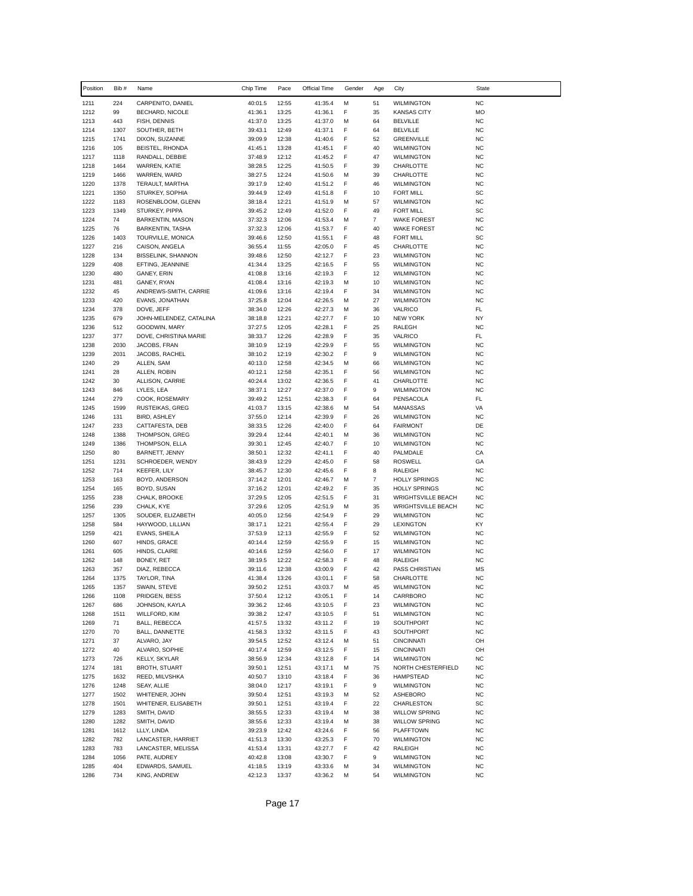| Position | Bib # | Name | Chip Time | Pace | Official Time | Gender | Age | City | State |
|---|---|---|---|---|---|---|---|---|---|
| 1211 | 224 | CARPENITO, DANIEL | 40:01.5 | 12:55 | 41:35.4 | M | 51 | WILMINGTON | NC |
| 1212 | 99 | BECHARD, NICOLE | 41:36.1 | 13:25 | 41:36.1 | F | 35 | KANSAS CITY | MO |
| 1213 | 443 | FISH, DENNIS | 41:37.0 | 13:25 | 41:37.0 | M | 64 | BELVILLE | NC |
| 1214 | 1307 | SOUTHER, BETH | 39:43.1 | 12:49 | 41:37.1 | F | 64 | BELVILLE | NC |
| 1215 | 1741 | DIXON, SUZANNE | 39:09.9 | 12:38 | 41:40.6 | F | 52 | GREENVILLE | NC |
| 1216 | 105 | BEISTEL, RHONDA | 41:45.1 | 13:28 | 41:45.1 | F | 40 | WILMINGTON | NC |
| 1217 | 1118 | RANDALL, DEBBIE | 37:48.9 | 12:12 | 41:45.2 | F | 47 | WILMINGTON | NC |
| 1218 | 1464 | WARREN, KATIE | 38:28.5 | 12:25 | 41:50.5 | F | 39 | CHARLOTTE | NC |
| 1219 | 1466 | WARREN, WARD | 38:27.5 | 12:24 | 41:50.6 | M | 39 | CHARLOTTE | NC |
| 1220 | 1378 | TERAULT, MARTHA | 39:17.9 | 12:40 | 41:51.2 | F | 46 | WILMINGTON | NC |
| 1221 | 1350 | STURKEY, SOPHIA | 39:44.9 | 12:49 | 41:51.8 | F | 10 | FORT MILL | SC |
| 1222 | 1183 | ROSENBLOOM, GLENN | 38:18.4 | 12:21 | 41:51.9 | M | 57 | WILMINGTON | NC |
| 1223 | 1349 | STURKEY, PIPPA | 39:45.2 | 12:49 | 41:52.0 | F | 49 | FORT MILL | SC |
| 1224 | 74 | BARKENTIN, MASON | 37:32.3 | 12:06 | 41:53.4 | M | 7 | WAKE FOREST | NC |
| 1225 | 76 | BARKENTIN, TASHA | 37:32.3 | 12:06 | 41:53.7 | F | 40 | WAKE FOREST | NC |
| 1226 | 1403 | TOURVILLE, MONICA | 39:46.6 | 12:50 | 41:55.1 | F | 48 | FORT MILL | SC |
| 1227 | 216 | CAISON, ANGELA | 36:55.4 | 11:55 | 42:05.0 | F | 45 | CHARLOTTE | NC |
| 1228 | 134 | BISSELINK, SHANNON | 39:48.6 | 12:50 | 42:12.7 | F | 23 | WILMINGTON | NC |
| 1229 | 408 | EFTING, JEANNINE | 41:34.4 | 13:25 | 42:16.5 | F | 55 | WILMINGTON | NC |
| 1230 | 480 | GANEY, ERIN | 41:08.8 | 13:16 | 42:19.3 | F | 12 | WILMINGTON | NC |
| 1231 | 481 | GANEY, RYAN | 41:08.4 | 13:16 | 42:19.3 | M | 10 | WILMINGTON | NC |
| 1232 | 45 | ANDREWS-SMITH, CARRIE | 41:09.6 | 13:16 | 42:19.4 | F | 34 | WILMINGTON | NC |
| 1233 | 420 | EVANS, JONATHAN | 37:25.8 | 12:04 | 42:26.5 | M | 27 | WILMINGTON | NC |
| 1234 | 378 | DOVE, JEFF | 38:34.0 | 12:26 | 42:27.3 | M | 36 | VALRICO | FL |
| 1235 | 679 | JOHN-MELENDEZ, CATALINA | 38:18.8 | 12:21 | 42:27.7 | F | 10 | NEW YORK | NY |
| 1236 | 512 | GOODWIN, MARY | 37:27.5 | 12:05 | 42:28.1 | F | 25 | RALEGH | NC |
| 1237 | 377 | DOVE, CHRISTINA MARIE | 38:33.7 | 12:26 | 42:28.9 | F | 35 | VALRICO | FL |
| 1238 | 2030 | JACOBS, FRAN | 38:10.9 | 12:19 | 42:29.9 | F | 55 | WILMINGTON | NC |
| 1239 | 2031 | JACOBS, RACHEL | 38:10.2 | 12:19 | 42:30.2 | F | 9 | WILMINGTON | NC |
| 1240 | 29 | ALLEN, SAM | 40:13.0 | 12:58 | 42:34.5 | M | 66 | WILMINGTON | NC |
| 1241 | 28 | ALLEN, ROBIN | 40:12.1 | 12:58 | 42:35.1 | F | 56 | WILMINGTON | NC |
| 1242 | 30 | ALLISON, CARRIE | 40:24.4 | 13:02 | 42:36.5 | F | 41 | CHARLOTTE | NC |
| 1243 | 846 | LYLES, LEA | 38:37.1 | 12:27 | 42:37.0 | F | 9 | WILMINGTON | NC |
| 1244 | 279 | COOK, ROSEMARY | 39:49.2 | 12:51 | 42:38.3 | F | 64 | PENSACOLA | FL |
| 1245 | 1599 | RUSTEIKAS, GREG | 41:03.7 | 13:15 | 42:38.6 | M | 54 | MANASSAS | VA |
| 1246 | 131 | BIRD, ASHLEY | 37:55.0 | 12:14 | 42:39.9 | F | 26 | WILMINGTON | NC |
| 1247 | 233 | CATTAFESTA, DEB | 38:33.5 | 12:26 | 42:40.0 | F | 64 | FAIRMONT | DE |
| 1248 | 1388 | THOMPSON, GREG | 39:29.4 | 12:44 | 42:40.1 | M | 36 | WILMINGTON | NC |
| 1249 | 1386 | THOMPSON, ELLA | 39:30.1 | 12:45 | 42:40.7 | F | 10 | WILMINGTON | NC |
| 1250 | 80 | BARNETT, JENNY | 38:50.1 | 12:32 | 42:41.1 | F | 40 | PALMDALE | CA |
| 1251 | 1231 | SCHROEDER, WENDY | 38:43.9 | 12:29 | 42:45.0 | F | 58 | ROSWELL | GA |
| 1252 | 714 | KEEFER, LILY | 38:45.7 | 12:30 | 42:45.6 | F | 8 | RALEIGH | NC |
| 1253 | 163 | BOYD, ANDERSON | 37:14.2 | 12:01 | 42:46.7 | M | 7 | HOLLY SPRINGS | NC |
| 1254 | 165 | BOYD, SUSAN | 37:16.2 | 12:01 | 42:49.2 | F | 35 | HOLLY SPRINGS | NC |
| 1255 | 238 | CHALK, BROOKE | 37:29.5 | 12:05 | 42:51.5 | F | 31 | WRIGHTSVILLE BEACH | NC |
| 1256 | 239 | CHALK, KYE | 37:29.6 | 12:05 | 42:51.9 | M | 35 | WRIGHTSVILLE BEACH | NC |
| 1257 | 1305 | SOUDER, ELIZABETH | 40:05.0 | 12:56 | 42:54.9 | F | 29 | WILMINGTON | NC |
| 1258 | 584 | HAYWOOD, LILLIAN | 38:17.1 | 12:21 | 42:55.4 | F | 29 | LEXINGTON | KY |
| 1259 | 421 | EVANS, SHEILA | 37:53.9 | 12:13 | 42:55.9 | F | 52 | WILMINGTON | NC |
| 1260 | 607 | HINDS, GRACE | 40:14.4 | 12:59 | 42:55.9 | F | 15 | WILMINGTON | NC |
| 1261 | 605 | HINDS, CLAIRE | 40:14.6 | 12:59 | 42:56.0 | F | 17 | WILMINGTON | NC |
| 1262 | 148 | BONEY, RET | 38:19.5 | 12:22 | 42:58.3 | F | 48 | RALEIGH | NC |
| 1263 | 357 | DIAZ, REBECCA | 39:11.6 | 12:38 | 43:00.9 | F | 42 | PASS CHRISTIAN | MS |
| 1264 | 1375 | TAYLOR, TINA | 41:38.4 | 13:26 | 43:01.1 | F | 58 | CHARLOTTE | NC |
| 1265 | 1357 | SWAIN, STEVE | 39:50.2 | 12:51 | 43:03.7 | M | 45 | WILMINGTON | NC |
| 1266 | 1108 | PRIDGEN, BESS | 37:50.4 | 12:12 | 43:05.1 | F | 14 | CARRBORO | NC |
| 1267 | 686 | JOHNSON, KAYLA | 39:36.2 | 12:46 | 43:10.5 | F | 23 | WILMINGTON | NC |
| 1268 | 1511 | WILLFORD, KIM | 39:38.2 | 12:47 | 43:10.5 | F | 51 | WILMINGTON | NC |
| 1269 | 71 | BALL, REBECCA | 41:57.5 | 13:32 | 43:11.2 | F | 19 | SOUTHPORT | NC |
| 1270 | 70 | BALL, DANNETTE | 41:58.3 | 13:32 | 43:11.5 | F | 43 | SOUTHPORT | NC |
| 1271 | 37 | ALVARO, JAY | 39:54.5 | 12:52 | 43:12.4 | M | 51 | CINCINNATI | OH |
| 1272 | 40 | ALVARO, SOPHIE | 40:17.4 | 12:59 | 43:12.5 | F | 15 | CINCINNATI | OH |
| 1273 | 726 | KELLY, SKYLAR | 38:56.9 | 12:34 | 43:12.8 | F | 14 | WILMINGTON | NC |
| 1274 | 181 | BROTH, STUART | 39:50.1 | 12:51 | 43:17.1 | M | 75 | NORTH CHESTERFIELD | NC |
| 1275 | 1632 | REED, MILVSHKA | 40:50.7 | 13:10 | 43:18.4 | F | 36 | HAMPSTEAD | NC |
| 1276 | 1248 | SEAY, ALLIE | 38:04.0 | 12:17 | 43:19.1 | F | 9 | WILMINGTON | NC |
| 1277 | 1502 | WHITENER, JOHN | 39:50.4 | 12:51 | 43:19.3 | M | 52 | ASHEBORO | NC |
| 1278 | 1501 | WHITENER, ELISABETH | 39:50.1 | 12:51 | 43:19.4 | F | 22 | CHARLESTON | SC |
| 1279 | 1283 | SMITH, DAVID | 38:55.5 | 12:33 | 43:19.4 | M | 38 | WILLOW SPRING | NC |
| 1280 | 1282 | SMITH, DAVID | 38:55.6 | 12:33 | 43:19.4 | M | 38 | WILLOW SPRING | NC |
| 1281 | 1612 | LLLY, LINDA | 39:23.9 | 12:42 | 43:24.6 | F | 56 | PLAFFTOWN | NC |
| 1282 | 782 | LANCASTER, HARRIET | 41:51.3 | 13:30 | 43:25.3 | F | 70 | WILMINGTON | NC |
| 1283 | 783 | LANCASTER, MELISSA | 41:53.4 | 13:31 | 43:27.7 | F | 42 | RALEIGH | NC |
| 1284 | 1056 | PATE, AUDREY | 40:42.8 | 13:08 | 43:30.7 | F | 9 | WILMINGTON | NC |
| 1285 | 404 | EDWARDS, SAMUEL | 41:18.5 | 13:19 | 43:33.6 | M | 34 | WILMINGTON | NC |
| 1286 | 734 | KING, ANDREW | 42:12.3 | 13:37 | 43:36.2 | M | 54 | WILMINGTON | NC |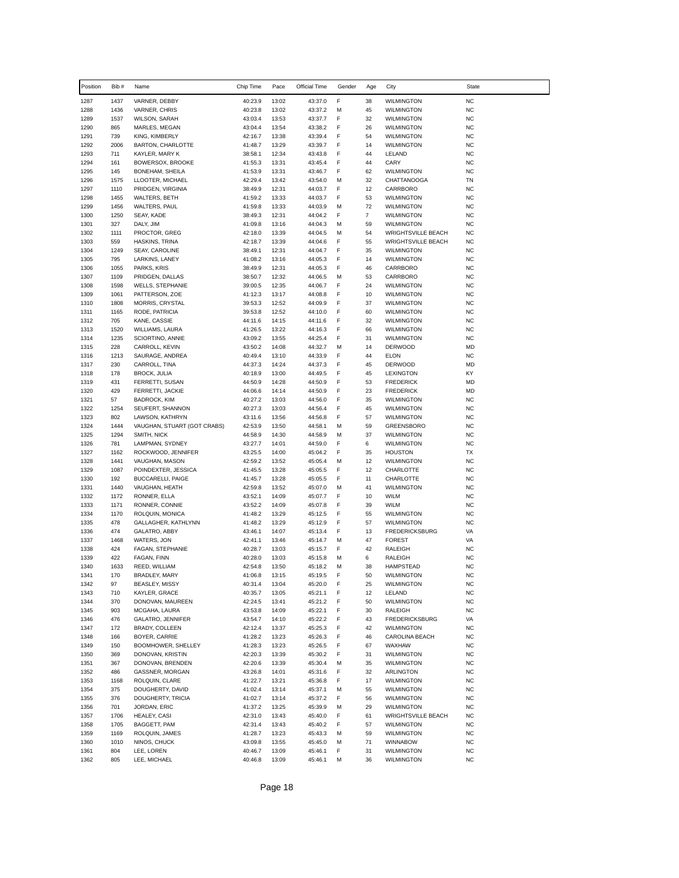| Position | Bib # | Name | Chip Time | Pace | Official Time | Gender | Age | City | State |
|---|---|---|---|---|---|---|---|---|---|
| 1287 | 1437 | VARNER, DEBBY | 40:23.9 | 13:02 | 43:37.0 | F | 38 | WILMINGTON | NC |
| 1288 | 1436 | VARNER, CHRIS | 40:23.8 | 13:02 | 43:37.2 | M | 45 | WILMINGTON | NC |
| 1289 | 1537 | WILSON, SARAH | 43:03.4 | 13:53 | 43:37.7 | F | 32 | WILMINGTON | NC |
| 1290 | 865 | MARLES, MEGAN | 43:04.4 | 13:54 | 43:38.2 | F | 26 | WILMINGTON | NC |
| 1291 | 739 | KING, KIMBERLY | 42:16.7 | 13:38 | 43:39.4 | F | 54 | WILMINGTON | NC |
| 1292 | 2006 | BARTON, CHARLOTTE | 41:48.7 | 13:29 | 43:39.7 | F | 14 | WILMINGTON | NC |
| 1293 | 711 | KAYLER, MARY K | 38:58.1 | 12:34 | 43:43.8 | F | 44 | LELAND | NC |
| 1294 | 161 | BOWERSOX, BROOKE | 41:55.3 | 13:31 | 43:45.4 | F | 44 | CARY | NC |
| 1295 | 145 | BONEHAM, SHEILA | 41:53.9 | 13:31 | 43:46.7 | F | 62 | WILMINGTON | NC |
| 1296 | 1575 | LLOOTER, MICHAEL | 42:29.4 | 13:42 | 43:54.0 | M | 32 | CHATTANOOGA | TN |
| 1297 | 1110 | PRIDGEN, VIRGINIA | 38:49.9 | 12:31 | 44:03.7 | F | 12 | CARRBORO | NC |
| 1298 | 1455 | WALTERS, BETH | 41:59.2 | 13:33 | 44:03.7 | F | 53 | WILMINGTON | NC |
| 1299 | 1456 | WALTERS, PAUL | 41:59.8 | 13:33 | 44:03.9 | M | 72 | WILMINGTON | NC |
| 1300 | 1250 | SEAY, KADE | 38:49.3 | 12:31 | 44:04.2 | F | 7 | WILMINGTON | NC |
| 1301 | 327 | DALY, JIM | 41:09.8 | 13:16 | 44:04.3 | M | 59 | WILMINGTON | NC |
| 1302 | 1111 | PROCTOR, GREG | 42:18.0 | 13:39 | 44:04.5 | M | 54 | WRIGHTSVILLE BEACH | NC |
| 1303 | 559 | HASKINS, TRINA | 42:18.7 | 13:39 | 44:04.6 | F | 55 | WRIGHTSVILLE BEACH | NC |
| 1304 | 1249 | SEAY, CAROLINE | 38:49.1 | 12:31 | 44:04.7 | F | 35 | WILMINGTON | NC |
| 1305 | 795 | LARKINS, LANEY | 41:08.2 | 13:16 | 44:05.3 | F | 14 | WILMINGTON | NC |
| 1306 | 1055 | PARKS, KRIS | 38:49.9 | 12:31 | 44:05.3 | F | 46 | CARRBORO | NC |
| 1307 | 1109 | PRIDGEN, DALLAS | 38:50.7 | 12:32 | 44:06.5 | M | 53 | CARRBORO | NC |
| 1308 | 1598 | WELLS, STEPHANIE | 39:00.5 | 12:35 | 44:06.7 | F | 24 | WILMINGTON | NC |
| 1309 | 1061 | PATTERSON, ZOE | 41:12.3 | 13:17 | 44:08.8 | F | 10 | WILMINGTON | NC |
| 1310 | 1808 | MORRIS, CRYSTAL | 39:53.3 | 12:52 | 44:09.9 | F | 37 | WILMINGTON | NC |
| 1311 | 1165 | RODE, PATRICIA | 39:53.8 | 12:52 | 44:10.0 | F | 60 | WILMINGTON | NC |
| 1312 | 705 | KANE, CASSIE | 44:11.6 | 14:15 | 44:11.6 | F | 32 | WILMINGTON | NC |
| 1313 | 1520 | WILLIAMS, LAURA | 41:26.5 | 13:22 | 44:16.3 | F | 66 | WILMINGTON | NC |
| 1314 | 1235 | SCIORTINO, ANNIE | 43:09.2 | 13:55 | 44:25.4 | F | 31 | WILMINGTON | NC |
| 1315 | 228 | CARROLL, KEVIN | 43:50.2 | 14:08 | 44:32.7 | M | 14 | DERWOOD | MD |
| 1316 | 1213 | SAURAGE, ANDREA | 40:49.4 | 13:10 | 44:33.9 | F | 44 | ELON | NC |
| 1317 | 230 | CARROLL, TINA | 44:37.3 | 14:24 | 44:37.3 | F | 45 | DERWOOD | MD |
| 1318 | 178 | BROCK, JULIA | 40:18.9 | 13:00 | 44:49.5 | F | 45 | LEXINGTON | KY |
| 1319 | 431 | FERRETTI, SUSAN | 44:50.9 | 14:28 | 44:50.9 | F | 53 | FREDERICK | MD |
| 1320 | 429 | FERRETTI, JACKIE | 44:06.6 | 14:14 | 44:50.9 | F | 23 | FREDERICK | MD |
| 1321 | 57 | BADROCK, KIM | 40:27.2 | 13:03 | 44:56.0 | F | 35 | WILMINGTON | NC |
| 1322 | 1254 | SEUFERT, SHANNON | 40:27.3 | 13:03 | 44:56.4 | F | 45 | WILMINGTON | NC |
| 1323 | 802 | LAWSON, KATHRYN | 43:11.6 | 13:56 | 44:56.8 | F | 57 | WILMINGTON | NC |
| 1324 | 1444 | VAUGHAN, STUART (GOT CRABS) | 42:53.9 | 13:50 | 44:58.1 | M | 59 | GREENSBORO | NC |
| 1325 | 1294 | SMITH, NICK | 44:58.9 | 14:30 | 44:58.9 | M | 37 | WILMINGTON | NC |
| 1326 | 781 | LAMPMAN, SYDNEY | 43:27.7 | 14:01 | 44:59.0 | F | 6 | WILMINGTON | NC |
| 1327 | 1162 | ROCKWOOD, JENNIFER | 43:25.5 | 14:00 | 45:04.2 | F | 35 | HOUSTON | TX |
| 1328 | 1441 | VAUGHAN, MASON | 42:59.2 | 13:52 | 45:05.4 | M | 12 | WILMINGTON | NC |
| 1329 | 1087 | POINDEXTER, JESSICA | 41:45.5 | 13:28 | 45:05.5 | F | 12 | CHARLOTTE | NC |
| 1330 | 192 | BUCCARELLI, PAIGE | 41:45.7 | 13:28 | 45:05.5 | F | 11 | CHARLOTTE | NC |
| 1331 | 1440 | VAUGHAN, HEATH | 42:59.8 | 13:52 | 45:07.0 | M | 41 | WILMINGTON | NC |
| 1332 | 1172 | RONNER, ELLA | 43:52.1 | 14:09 | 45:07.7 | F | 10 | WILM | NC |
| 1333 | 1171 | RONNER, CONNIE | 43:52.2 | 14:09 | 45:07.8 | F | 39 | WILM | NC |
| 1334 | 1170 | ROLQUIN, MONICA | 41:48.2 | 13:29 | 45:12.5 | F | 55 | WILMINGTON | NC |
| 1335 | 478 | GALLAGHER, KATHLYNN | 41:48.2 | 13:29 | 45:12.9 | F | 57 | WILMINGTON | NC |
| 1336 | 474 | GALATRO, ABBY | 43:46.1 | 14:07 | 45:13.4 | F | 13 | FREDERICKSBURG | VA |
| 1337 | 1468 | WATERS, JON | 42:41.1 | 13:46 | 45:14.7 | M | 47 | FOREST | VA |
| 1338 | 424 | FAGAN, STEPHANIE | 40:28.7 | 13:03 | 45:15.7 | F | 42 | RALEIGH | NC |
| 1339 | 422 | FAGAN, FINN | 40:28.0 | 13:03 | 45:15.8 | M | 6 | RALEIGH | NC |
| 1340 | 1633 | REED, WILLIAM | 42:54.8 | 13:50 | 45:18.2 | M | 38 | HAMPSTEAD | NC |
| 1341 | 170 | BRADLEY, MARY | 41:06.8 | 13:15 | 45:19.5 | F | 50 | WILMINGTON | NC |
| 1342 | 97 | BEASLEY, MISSY | 40:31.4 | 13:04 | 45:20.0 | F | 25 | WILMINGTON | NC |
| 1343 | 710 | KAYLER, GRACE | 40:35.7 | 13:05 | 45:21.1 | F | 12 | LELAND | NC |
| 1344 | 370 | DONOVAN, MAUREEN | 42:24.5 | 13:41 | 45:21.2 | F | 50 | WILMINGTON | NC |
| 1345 | 903 | MCGAHA, LAURA | 43:53.8 | 14:09 | 45:22.1 | F | 30 | RALEIGH | NC |
| 1346 | 476 | GALATRO, JENNIFER | 43:54.7 | 14:10 | 45:22.2 | F | 43 | FREDERICKSBURG | VA |
| 1347 | 172 | BRADY, COLLEEN | 42:12.4 | 13:37 | 45:25.3 | F | 42 | WILMINGTON | NC |
| 1348 | 166 | BOYER, CARRIE | 41:28.2 | 13:23 | 45:26.3 | F | 46 | CAROLINA BEACH | NC |
| 1349 | 150 | BOOMHOWER, SHELLEY | 41:28.3 | 13:23 | 45:26.5 | F | 67 | WAXHAW | NC |
| 1350 | 369 | DONOVAN, KRISTIN | 42:20.3 | 13:39 | 45:30.2 | F | 31 | WILMINGTON | NC |
| 1351 | 367 | DONOVAN, BRENDEN | 42:20.6 | 13:39 | 45:30.4 | M | 35 | WILMINGTON | NC |
| 1352 | 486 | GASSNER, MORGAN | 43:26.8 | 14:01 | 45:31.6 | F | 32 | ARLINGTON | NC |
| 1353 | 1168 | ROLQUIN, CLARE | 41:22.7 | 13:21 | 45:36.8 | F | 17 | WILMINGTON | NC |
| 1354 | 375 | DOUGHERTY, DAVID | 41:02.4 | 13:14 | 45:37.1 | M | 55 | WILMINGTON | NC |
| 1355 | 376 | DOUGHERTY, TRICIA | 41:02.7 | 13:14 | 45:37.2 | F | 56 | WILMINGTON | NC |
| 1356 | 701 | JORDAN, ERIC | 41:37.2 | 13:25 | 45:39.9 | M | 29 | WILMINGTON | NC |
| 1357 | 1706 | HEALEY, CASI | 42:31.0 | 13:43 | 45:40.0 | F | 61 | WRIGHTSVILLE BEACH | NC |
| 1358 | 1705 | BAGGETT, PAM | 42:31.4 | 13:43 | 45:40.2 | F | 57 | WILMINGTON | NC |
| 1359 | 1169 | ROLQUIN, JAMES | 41:28.7 | 13:23 | 45:43.3 | M | 59 | WILMINGTON | NC |
| 1360 | 1010 | NINOS, CHUCK | 43:09.8 | 13:55 | 45:45.0 | M | 71 | WINNABOW | NC |
| 1361 | 804 | LEE, LOREN | 40:46.7 | 13:09 | 45:46.1 | F | 31 | WILMINGTON | NC |
| 1362 | 805 | LEE, MICHAEL | 40:46.8 | 13:09 | 45:46.1 | M | 36 | WILMINGTON | NC |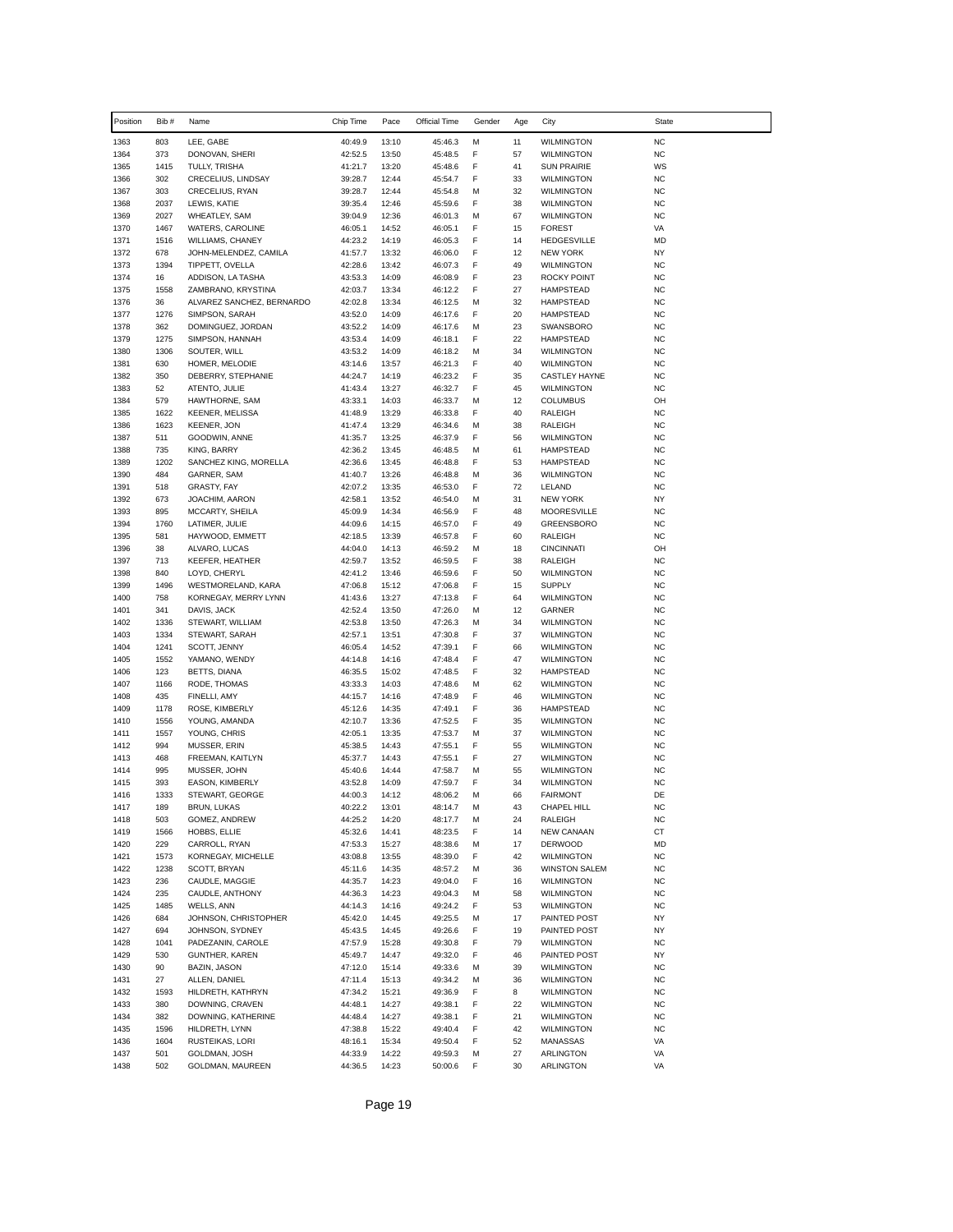| Position | Bib # | Name | Chip Time | Pace | Official Time | Gender | Age | City | State |
|---|---|---|---|---|---|---|---|---|---|
| 1363 | 803 | LEE, GABE | 40:49.9 | 13:10 | 45:46.3 | M | 11 | WILMINGTON | NC |
| 1364 | 373 | DONOVAN, SHERI | 42:52.5 | 13:50 | 45:48.5 | F | 57 | WILMINGTON | NC |
| 1365 | 1415 | TULLY, TRISHA | 41:21.7 | 13:20 | 45:48.6 | F | 41 | SUN PRAIRIE | WS |
| 1366 | 302 | CRECELIUS, LINDSAY | 39:28.7 | 12:44 | 45:54.7 | F | 33 | WILMINGTON | NC |
| 1367 | 303 | CRECELIUS, RYAN | 39:28.7 | 12:44 | 45:54.8 | M | 32 | WILMINGTON | NC |
| 1368 | 2037 | LEWIS, KATIE | 39:35.4 | 12:46 | 45:59.6 | F | 38 | WILMINGTON | NC |
| 1369 | 2027 | WHEATLEY, SAM | 39:04.9 | 12:36 | 46:01.3 | M | 67 | WILMINGTON | NC |
| 1370 | 1467 | WATERS, CAROLINE | 46:05.1 | 14:52 | 46:05.1 | F | 15 | FOREST | VA |
| 1371 | 1516 | WILLIAMS, CHANEY | 44:23.2 | 14:19 | 46:05.3 | F | 14 | HEDGESVILLE | MD |
| 1372 | 678 | JOHN-MELENDEZ, CAMILA | 41:57.7 | 13:32 | 46:06.0 | F | 12 | NEW YORK | NY |
| 1373 | 1394 | TIPPETT, OVELLA | 42:28.6 | 13:42 | 46:07.3 | F | 49 | WILMINGTON | NC |
| 1374 | 16 | ADDISON, LA TASHA | 43:53.3 | 14:09 | 46:08.9 | F | 23 | ROCKY POINT | NC |
| 1375 | 1558 | ZAMBRANO, KRYSTINA | 42:03.7 | 13:34 | 46:12.2 | F | 27 | HAMPSTEAD | NC |
| 1376 | 36 | ALVAREZ SANCHEZ, BERNARDO | 42:02.8 | 13:34 | 46:12.5 | M | 32 | HAMPSTEAD | NC |
| 1377 | 1276 | SIMPSON, SARAH | 43:52.0 | 14:09 | 46:17.6 | F | 20 | HAMPSTEAD | NC |
| 1378 | 362 | DOMINGUEZ, JORDAN | 43:52.2 | 14:09 | 46:17.6 | M | 23 | SWANSBORO | NC |
| 1379 | 1275 | SIMPSON, HANNAH | 43:53.4 | 14:09 | 46:18.1 | F | 22 | HAMPSTEAD | NC |
| 1380 | 1306 | SOUTER, WILL | 43:53.2 | 14:09 | 46:18.2 | M | 34 | WILMINGTON | NC |
| 1381 | 630 | HOMER, MELODIE | 43:14.6 | 13:57 | 46:21.3 | F | 40 | WILMINGTON | NC |
| 1382 | 350 | DEBERRY, STEPHANIE | 44:24.7 | 14:19 | 46:23.2 | F | 35 | CASTLEY HAYNE | NC |
| 1383 | 52 | ATENTO, JULIE | 41:43.4 | 13:27 | 46:32.7 | F | 45 | WILMINGTON | NC |
| 1384 | 579 | HAWTHORNE, SAM | 43:33.1 | 14:03 | 46:33.7 | M | 12 | COLUMBUS | OH |
| 1385 | 1622 | KEENER, MELISSA | 41:48.9 | 13:29 | 46:33.8 | F | 40 | RALEIGH | NC |
| 1386 | 1623 | KEENER, JON | 41:47.4 | 13:29 | 46:34.6 | M | 38 | RALEIGH | NC |
| 1387 | 511 | GOODWIN, ANNE | 41:35.7 | 13:25 | 46:37.9 | F | 56 | WILMINGTON | NC |
| 1388 | 735 | KING, BARRY | 42:36.2 | 13:45 | 46:48.5 | M | 61 | HAMPSTEAD | NC |
| 1389 | 1202 | SANCHEZ KING, MORELLA | 42:36.6 | 13:45 | 46:48.8 | F | 53 | HAMPSTEAD | NC |
| 1390 | 484 | GARNER, SAM | 41:40.7 | 13:26 | 46:48.8 | M | 36 | WILMINGTON | NC |
| 1391 | 518 | GRASTY, FAY | 42:07.2 | 13:35 | 46:53.0 | F | 72 | LELAND | NC |
| 1392 | 673 | JOACHIM, AARON | 42:58.1 | 13:52 | 46:54.0 | M | 31 | NEW YORK | NY |
| 1393 | 895 | MCCARTY, SHEILA | 45:09.9 | 14:34 | 46:56.9 | F | 48 | MOORESVILLE | NC |
| 1394 | 1760 | LATIMER, JULIE | 44:09.6 | 14:15 | 46:57.0 | F | 49 | GREENSBORO | NC |
| 1395 | 581 | HAYWOOD, EMMETT | 42:18.5 | 13:39 | 46:57.8 | F | 60 | RALEIGH | NC |
| 1396 | 38 | ALVARO, LUCAS | 44:04.0 | 14:13 | 46:59.2 | M | 18 | CINCINNATI | OH |
| 1397 | 713 | KEEFER, HEATHER | 42:59.7 | 13:52 | 46:59.5 | F | 38 | RALEIGH | NC |
| 1398 | 840 | LOYD, CHERYL | 42:41.2 | 13:46 | 46:59.6 | F | 50 | WILMINGTON | NC |
| 1399 | 1496 | WESTMORELAND, KARA | 47:06.8 | 15:12 | 47:06.8 | F | 15 | SUPPLY | NC |
| 1400 | 758 | KORNEGAY, MERRY LYNN | 41:43.6 | 13:27 | 47:13.8 | F | 64 | WILMINGTON | NC |
| 1401 | 341 | DAVIS, JACK | 42:52.4 | 13:50 | 47:26.0 | M | 12 | GARNER | NC |
| 1402 | 1336 | STEWART, WILLIAM | 42:53.8 | 13:50 | 47:26.3 | M | 34 | WILMINGTON | NC |
| 1403 | 1334 | STEWART, SARAH | 42:57.1 | 13:51 | 47:30.8 | F | 37 | WILMINGTON | NC |
| 1404 | 1241 | SCOTT, JENNY | 46:05.4 | 14:52 | 47:39.1 | F | 66 | WILMINGTON | NC |
| 1405 | 1552 | YAMANO, WENDY | 44:14.8 | 14:16 | 47:48.4 | F | 47 | WILMINGTON | NC |
| 1406 | 123 | BETTS, DIANA | 46:35.5 | 15:02 | 47:48.5 | F | 32 | HAMPSTEAD | NC |
| 1407 | 1166 | RODE, THOMAS | 43:33.3 | 14:03 | 47:48.6 | M | 62 | WILMINGTON | NC |
| 1408 | 435 | FINELLI, AMY | 44:15.7 | 14:16 | 47:48.9 | F | 46 | WILMINGTON | NC |
| 1409 | 1178 | ROSE, KIMBERLY | 45:12.6 | 14:35 | 47:49.1 | F | 36 | HAMPSTEAD | NC |
| 1410 | 1556 | YOUNG, AMANDA | 42:10.7 | 13:36 | 47:52.5 | F | 35 | WILMINGTON | NC |
| 1411 | 1557 | YOUNG, CHRIS | 42:05.1 | 13:35 | 47:53.7 | M | 37 | WILMINGTON | NC |
| 1412 | 994 | MUSSER, ERIN | 45:38.5 | 14:43 | 47:55.1 | F | 55 | WILMINGTON | NC |
| 1413 | 468 | FREEMAN, KAITLYN | 45:37.7 | 14:43 | 47:55.1 | F | 27 | WILMINGTON | NC |
| 1414 | 995 | MUSSER, JOHN | 45:40.6 | 14:44 | 47:58.7 | M | 55 | WILMINGTON | NC |
| 1415 | 393 | EASON, KIMBERLY | 43:52.8 | 14:09 | 47:59.7 | F | 34 | WILMINGTON | NC |
| 1416 | 1333 | STEWART, GEORGE | 44:00.3 | 14:12 | 48:06.2 | M | 66 | FAIRMONT | DE |
| 1417 | 189 | BRUN, LUKAS | 40:22.2 | 13:01 | 48:14.7 | M | 43 | CHAPEL HILL | NC |
| 1418 | 503 | GOMEZ, ANDREW | 44:25.2 | 14:20 | 48:17.7 | M | 24 | RALEIGH | NC |
| 1419 | 1566 | HOBBS, ELLIE | 45:32.6 | 14:41 | 48:23.5 | F | 14 | NEW CANAAN | CT |
| 1420 | 229 | CARROLL, RYAN | 47:53.3 | 15:27 | 48:38.6 | M | 17 | DERWOOD | MD |
| 1421 | 1573 | KORNEGAY, MICHELLE | 43:08.8 | 13:55 | 48:39.0 | F | 42 | WILMINGTON | NC |
| 1422 | 1238 | SCOTT, BRYAN | 45:11.6 | 14:35 | 48:57.2 | M | 36 | WINSTON SALEM | NC |
| 1423 | 236 | CAUDLE, MAGGIE | 44:35.7 | 14:23 | 49:04.0 | F | 16 | WILMINGTON | NC |
| 1424 | 235 | CAUDLE, ANTHONY | 44:36.3 | 14:23 | 49:04.3 | M | 58 | WILMINGTON | NC |
| 1425 | 1485 | WELLS, ANN | 44:14.3 | 14:16 | 49:24.2 | F | 53 | WILMINGTON | NC |
| 1426 | 684 | JOHNSON, CHRISTOPHER | 45:42.0 | 14:45 | 49:25.5 | M | 17 | PAINTED POST | NY |
| 1427 | 694 | JOHNSON, SYDNEY | 45:43.5 | 14:45 | 49:26.6 | F | 19 | PAINTED POST | NY |
| 1428 | 1041 | PADEZANIN, CAROLE | 47:57.9 | 15:28 | 49:30.8 | F | 79 | WILMINGTON | NC |
| 1429 | 530 | GUNTHER, KAREN | 45:49.7 | 14:47 | 49:32.0 | F | 46 | PAINTED POST | NY |
| 1430 | 90 | BAZIN, JASON | 47:12.0 | 15:14 | 49:33.6 | M | 39 | WILMINGTON | NC |
| 1431 | 27 | ALLEN, DANIEL | 47:11.4 | 15:13 | 49:34.2 | M | 36 | WILMINGTON | NC |
| 1432 | 1593 | HILDRETH, KATHRYN | 47:34.2 | 15:21 | 49:36.9 | F | 8 | WILMINGTON | NC |
| 1433 | 380 | DOWNING, CRAVEN | 44:48.1 | 14:27 | 49:38.1 | F | 22 | WILMINGTON | NC |
| 1434 | 382 | DOWNING, KATHERINE | 44:48.4 | 14:27 | 49:38.1 | F | 21 | WILMINGTON | NC |
| 1435 | 1596 | HILDRETH, LYNN | 47:38.8 | 15:22 | 49:40.4 | F | 42 | WILMINGTON | NC |
| 1436 | 1604 | RUSTEIKAS, LORI | 48:16.1 | 15:34 | 49:50.4 | F | 52 | MANASSAS | VA |
| 1437 | 501 | GOLDMAN, JOSH | 44:33.9 | 14:22 | 49:59.3 | M | 27 | ARLINGTON | VA |
| 1438 | 502 | GOLDMAN, MAUREEN | 44:36.5 | 14:23 | 50:00.6 | F | 30 | ARLINGTON | VA |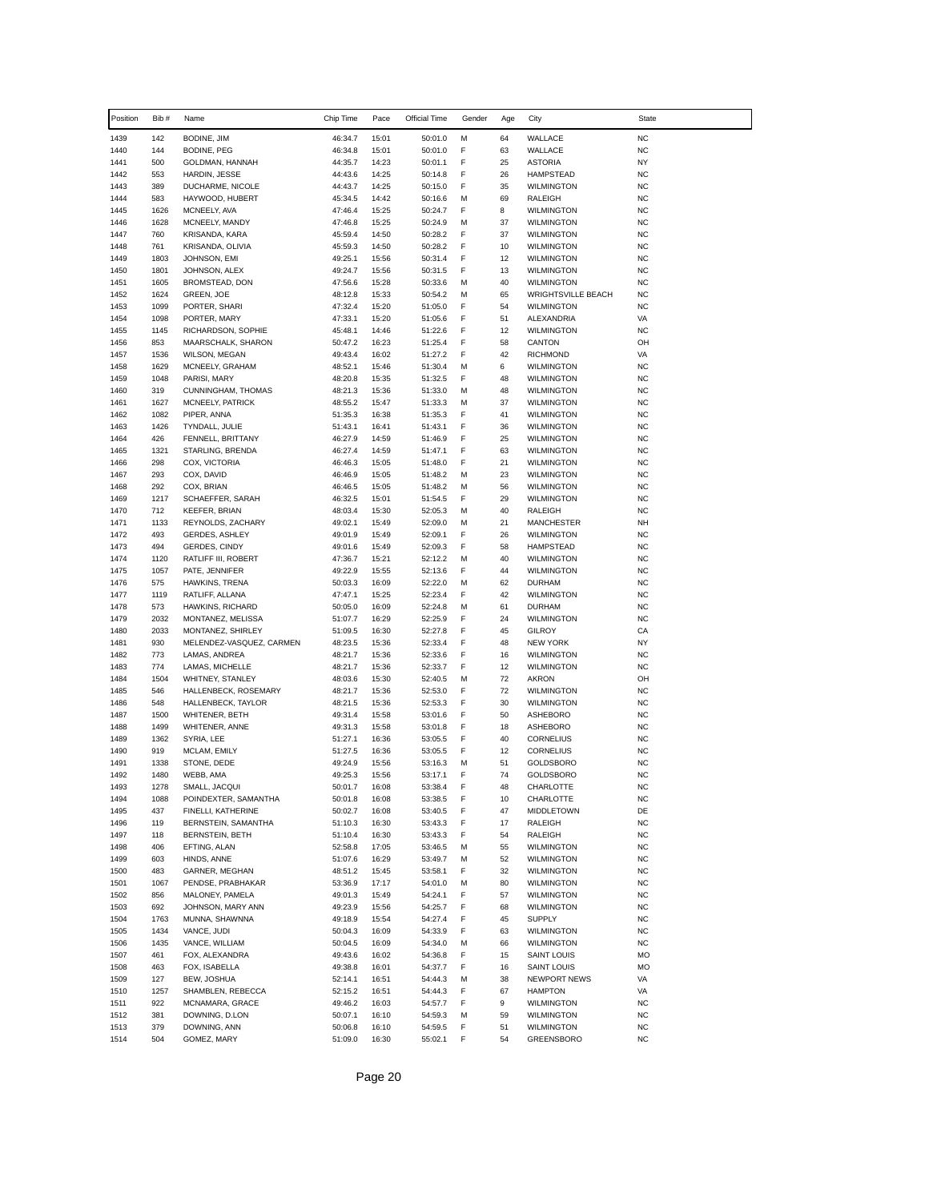| Position | Bib # | Name | Chip Time | Pace | Official Time | Gender | Age | City | State |
|---|---|---|---|---|---|---|---|---|---|
| 1439 | 142 | BODINE, JIM | 46:34.7 | 15:01 | 50:01.0 | M | 64 | WALLACE | NC |
| 1440 | 144 | BODINE, PEG | 46:34.8 | 15:01 | 50:01.0 | F | 63 | WALLACE | NC |
| 1441 | 500 | GOLDMAN, HANNAH | 44:35.7 | 14:23 | 50:01.1 | F | 25 | ASTORIA | NY |
| 1442 | 553 | HARDIN, JESSE | 44:43.6 | 14:25 | 50:14.8 | F | 26 | HAMPSTEAD | NC |
| 1443 | 389 | DUCHARME, NICOLE | 44:43.7 | 14:25 | 50:15.0 | F | 35 | WILMINGTON | NC |
| 1444 | 583 | HAYWOOD, HUBERT | 45:34.5 | 14:42 | 50:16.6 | M | 69 | RALEIGH | NC |
| 1445 | 1626 | MCNEELY, AVA | 47:46.4 | 15:25 | 50:24.7 | F | 8 | WILMINGTON | NC |
| 1446 | 1628 | MCNEELY, MANDY | 47:46.8 | 15:25 | 50:24.9 | M | 37 | WILMINGTON | NC |
| 1447 | 760 | KRISANDA, KARA | 45:59.4 | 14:50 | 50:28.2 | F | 37 | WILMINGTON | NC |
| 1448 | 761 | KRISANDA, OLIVIA | 45:59.3 | 14:50 | 50:28.2 | F | 10 | WILMINGTON | NC |
| 1449 | 1803 | JOHNSON, EMI | 49:25.1 | 15:56 | 50:31.4 | F | 12 | WILMINGTON | NC |
| 1450 | 1801 | JOHNSON, ALEX | 49:24.7 | 15:56 | 50:31.5 | F | 13 | WILMINGTON | NC |
| 1451 | 1605 | BROMSTEAD, DON | 47:56.6 | 15:28 | 50:33.6 | M | 40 | WILMINGTON | NC |
| 1452 | 1624 | GREEN, JOE | 48:12.8 | 15:33 | 50:54.2 | M | 65 | WRIGHTSVILLE BEACH | NC |
| 1453 | 1099 | PORTER, SHARI | 47:32.4 | 15:20 | 51:05.0 | F | 54 | WILMINGTON | NC |
| 1454 | 1098 | PORTER, MARY | 47:33.1 | 15:20 | 51:05.6 | F | 51 | ALEXANDRIA | VA |
| 1455 | 1145 | RICHARDSON, SOPHIE | 45:48.1 | 14:46 | 51:22.6 | F | 12 | WILMINGTON | NC |
| 1456 | 853 | MAARSCHALK, SHARON | 50:47.2 | 16:23 | 51:25.4 | F | 58 | CANTON | OH |
| 1457 | 1536 | WILSON, MEGAN | 49:43.4 | 16:02 | 51:27.2 | F | 42 | RICHMOND | VA |
| 1458 | 1629 | MCNEELY, GRAHAM | 48:52.1 | 15:46 | 51:30.4 | M | 6 | WILMINGTON | NC |
| 1459 | 1048 | PARISI, MARY | 48:20.8 | 15:35 | 51:32.5 | F | 48 | WILMINGTON | NC |
| 1460 | 319 | CUNNINGHAM, THOMAS | 48:21.3 | 15:36 | 51:33.0 | M | 48 | WILMINGTON | NC |
| 1461 | 1627 | MCNEELY, PATRICK | 48:55.2 | 15:47 | 51:33.3 | M | 37 | WILMINGTON | NC |
| 1462 | 1082 | PIPER, ANNA | 51:35.3 | 16:38 | 51:35.3 | F | 41 | WILMINGTON | NC |
| 1463 | 1426 | TYNDALL, JULIE | 51:43.1 | 16:41 | 51:43.1 | F | 36 | WILMINGTON | NC |
| 1464 | 426 | FENNELL, BRITTANY | 46:27.9 | 14:59 | 51:46.9 | F | 25 | WILMINGTON | NC |
| 1465 | 1321 | STARLING, BRENDA | 46:27.4 | 14:59 | 51:47.1 | F | 63 | WILMINGTON | NC |
| 1466 | 298 | COX, VICTORIA | 46:46.3 | 15:05 | 51:48.0 | F | 21 | WILMINGTON | NC |
| 1467 | 293 | COX, DAVID | 46:46.9 | 15:05 | 51:48.2 | M | 23 | WILMINGTON | NC |
| 1468 | 292 | COX, BRIAN | 46:46.5 | 15:05 | 51:48.2 | M | 56 | WILMINGTON | NC |
| 1469 | 1217 | SCHAEFFER, SARAH | 46:32.5 | 15:01 | 51:54.5 | F | 29 | WILMINGTON | NC |
| 1470 | 712 | KEEFER, BRIAN | 48:03.4 | 15:30 | 52:05.3 | M | 40 | RALEIGH | NC |
| 1471 | 1133 | REYNOLDS, ZACHARY | 49:02.1 | 15:49 | 52:09.0 | M | 21 | MANCHESTER | NH |
| 1472 | 493 | GERDES, ASHLEY | 49:01.9 | 15:49 | 52:09.1 | F | 26 | WILMINGTON | NC |
| 1473 | 494 | GERDES, CINDY | 49:01.6 | 15:49 | 52:09.3 | F | 58 | HAMPSTEAD | NC |
| 1474 | 1120 | RATLIFF III, ROBERT | 47:36.7 | 15:21 | 52:12.2 | M | 40 | WILMINGTON | NC |
| 1475 | 1057 | PATE, JENNIFER | 49:22.9 | 15:55 | 52:13.6 | F | 44 | WILMINGTON | NC |
| 1476 | 575 | HAWKINS, TRENA | 50:03.3 | 16:09 | 52:22.0 | M | 62 | DURHAM | NC |
| 1477 | 1119 | RATLIFF, ALLANA | 47:47.1 | 15:25 | 52:23.4 | F | 42 | WILMINGTON | NC |
| 1478 | 573 | HAWKINS, RICHARD | 50:05.0 | 16:09 | 52:24.8 | M | 61 | DURHAM | NC |
| 1479 | 2032 | MONTANEZ, MELISSA | 51:07.7 | 16:29 | 52:25.9 | F | 24 | WILMINGTON | NC |
| 1480 | 2033 | MONTANEZ, SHIRLEY | 51:09.5 | 16:30 | 52:27.8 | F | 45 | GILROY | CA |
| 1481 | 930 | MELENDEZ-VASQUEZ, CARMEN | 48:23.5 | 15:36 | 52:33.4 | F | 48 | NEW YORK | NY |
| 1482 | 773 | LAMAS, ANDREA | 48:21.7 | 15:36 | 52:33.6 | F | 16 | WILMINGTON | NC |
| 1483 | 774 | LAMAS, MICHELLE | 48:21.7 | 15:36 | 52:33.7 | F | 12 | WILMINGTON | NC |
| 1484 | 1504 | WHITNEY, STANLEY | 48:03.6 | 15:30 | 52:40.5 | M | 72 | AKRON | OH |
| 1485 | 546 | HALLENBECK, ROSEMARY | 48:21.7 | 15:36 | 52:53.0 | F | 72 | WILMINGTON | NC |
| 1486 | 548 | HALLENBECK, TAYLOR | 48:21.5 | 15:36 | 52:53.3 | F | 30 | WILMINGTON | NC |
| 1487 | 1500 | WHITENER, BETH | 49:31.4 | 15:58 | 53:01.6 | F | 50 | ASHEBORO | NC |
| 1488 | 1499 | WHITENER, ANNE | 49:31.3 | 15:58 | 53:01.8 | F | 18 | ASHEBORO | NC |
| 1489 | 1362 | SYRIA, LEE | 51:27.1 | 16:36 | 53:05.5 | F | 40 | CORNELIUS | NC |
| 1490 | 919 | MCLAM, EMILY | 51:27.5 | 16:36 | 53:05.5 | F | 12 | CORNELIUS | NC |
| 1491 | 1338 | STONE, DEDE | 49:24.9 | 15:56 | 53:16.3 | M | 51 | GOLDSBORO | NC |
| 1492 | 1480 | WEBB, AMA | 49:25.3 | 15:56 | 53:17.1 | F | 74 | GOLDSBORO | NC |
| 1493 | 1278 | SMALL, JACQUI | 50:01.7 | 16:08 | 53:38.4 | F | 48 | CHARLOTTE | NC |
| 1494 | 1088 | POINDEXTER, SAMANTHA | 50:01.8 | 16:08 | 53:38.5 | F | 10 | CHARLOTTE | NC |
| 1495 | 437 | FINELLI, KATHERINE | 50:02.7 | 16:08 | 53:40.5 | F | 47 | MIDDLETOWN | DE |
| 1496 | 119 | BERNSTEIN, SAMANTHA | 51:10.3 | 16:30 | 53:43.3 | F | 17 | RALEIGH | NC |
| 1497 | 118 | BERNSTEIN, BETH | 51:10.4 | 16:30 | 53:43.3 | F | 54 | RALEIGH | NC |
| 1498 | 406 | EFTING, ALAN | 52:58.8 | 17:05 | 53:46.5 | M | 55 | WILMINGTON | NC |
| 1499 | 603 | HINDS, ANNE | 51:07.6 | 16:29 | 53:49.7 | M | 52 | WILMINGTON | NC |
| 1500 | 483 | GARNER, MEGHAN | 48:51.2 | 15:45 | 53:58.1 | F | 32 | WILMINGTON | NC |
| 1501 | 1067 | PENDSE, PRABHAKAR | 53:36.9 | 17:17 | 54:01.0 | M | 80 | WILMINGTON | NC |
| 1502 | 856 | MALONEY, PAMELA | 49:01.3 | 15:49 | 54:24.1 | F | 57 | WILMINGTON | NC |
| 1503 | 692 | JOHNSON, MARY ANN | 49:23.9 | 15:56 | 54:25.7 | F | 68 | WILMINGTON | NC |
| 1504 | 1763 | MUNNA, SHAWNNA | 49:18.9 | 15:54 | 54:27.4 | F | 45 | SUPPLY | NC |
| 1505 | 1434 | VANCE, JUDI | 50:04.3 | 16:09 | 54:33.9 | F | 63 | WILMINGTON | NC |
| 1506 | 1435 | VANCE, WILLIAM | 50:04.5 | 16:09 | 54:34.0 | M | 66 | WILMINGTON | NC |
| 1507 | 461 | FOX, ALEXANDRA | 49:43.6 | 16:02 | 54:36.8 | F | 15 | SAINT LOUIS | MO |
| 1508 | 463 | FOX, ISABELLA | 49:38.8 | 16:01 | 54:37.7 | F | 16 | SAINT LOUIS | MO |
| 1509 | 127 | BEW, JOSHUA | 52:14.1 | 16:51 | 54:44.3 | M | 38 | NEWPORT NEWS | VA |
| 1510 | 1257 | SHAMBLEN, REBECCA | 52:15.2 | 16:51 | 54:44.3 | F | 67 | HAMPTON | VA |
| 1511 | 922 | MCNAMARA, GRACE | 49:46.2 | 16:03 | 54:57.7 | F | 9 | WILMINGTON | NC |
| 1512 | 381 | DOWNING, D.LON | 50:07.1 | 16:10 | 54:59.3 | M | 59 | WILMINGTON | NC |
| 1513 | 379 | DOWNING, ANN | 50:06.8 | 16:10 | 54:59.5 | F | 51 | WILMINGTON | NC |
| 1514 | 504 | GOMEZ, MARY | 51:09.0 | 16:30 | 55:02.1 | F | 54 | GREENSBORO | NC |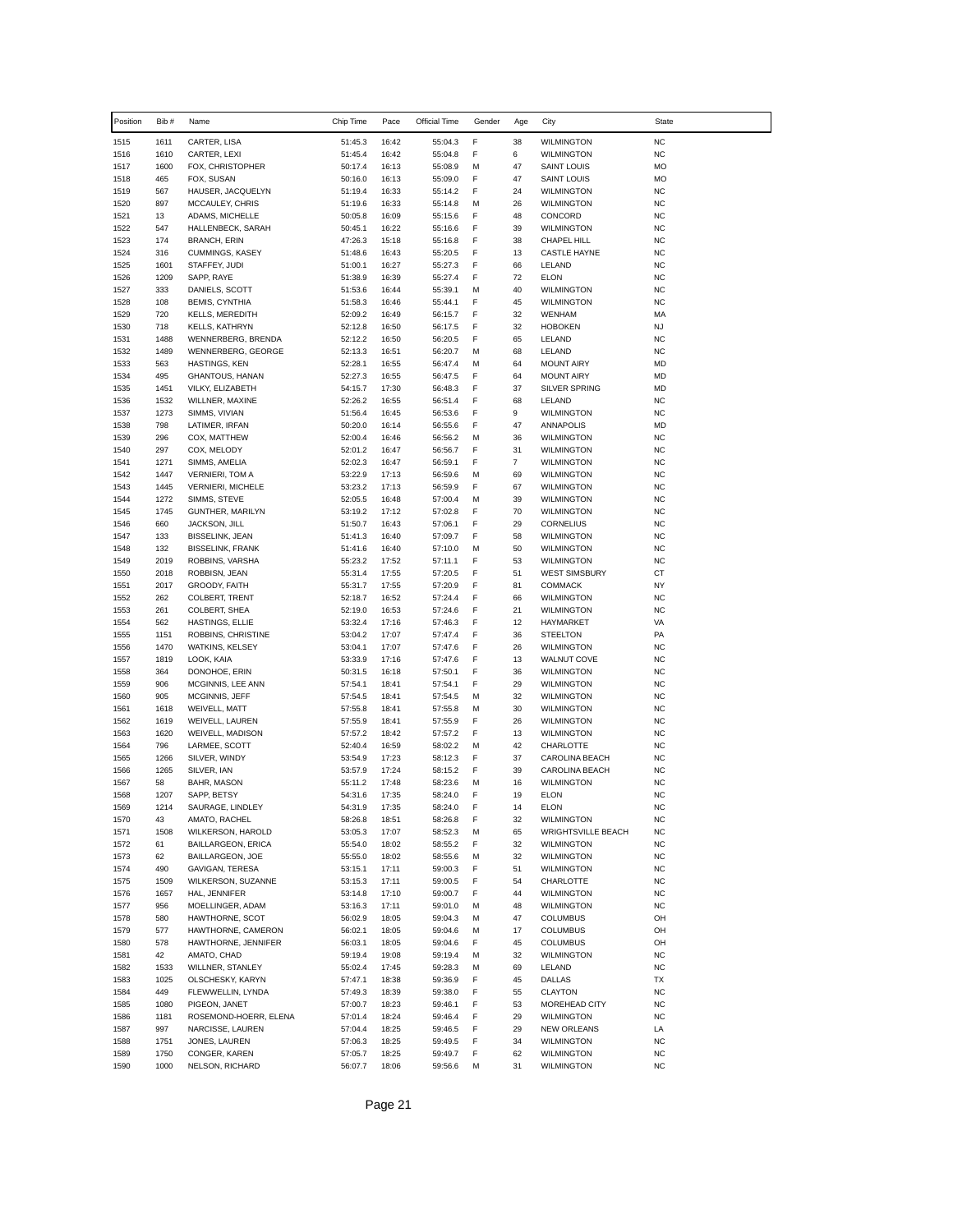| Position | Bib # | Name | Chip Time | Pace | Official Time | Gender | Age | City | State |
|---|---|---|---|---|---|---|---|---|---|
| 1515 | 1611 | CARTER, LISA | 51:45.3 | 16:42 | 55:04.3 | F | 38 | WILMINGTON | NC |
| 1516 | 1610 | CARTER, LEXI | 51:45.4 | 16:42 | 55:04.8 | F | 6 | WILMINGTON | NC |
| 1517 | 1600 | FOX, CHRISTOPHER | 50:17.4 | 16:13 | 55:08.9 | M | 47 | SAINT LOUIS | MO |
| 1518 | 465 | FOX, SUSAN | 50:16.0 | 16:13 | 55:09.0 | F | 47 | SAINT LOUIS | MO |
| 1519 | 567 | HAUSER, JACQUELYN | 51:19.4 | 16:33 | 55:14.2 | F | 24 | WILMINGTON | NC |
| 1520 | 897 | MCCAULEY, CHRIS | 51:19.6 | 16:33 | 55:14.8 | M | 26 | WILMINGTON | NC |
| 1521 | 13 | ADAMS, MICHELLE | 50:05.8 | 16:09 | 55:15.6 | F | 48 | CONCORD | NC |
| 1522 | 547 | HALLENBECK, SARAH | 50:45.1 | 16:22 | 55:16.6 | F | 39 | WILMINGTON | NC |
| 1523 | 174 | BRANCH, ERIN | 47:26.3 | 15:18 | 55:16.8 | F | 38 | CHAPEL HILL | NC |
| 1524 | 316 | CUMMINGS, KASEY | 51:48.6 | 16:43 | 55:20.5 | F | 13 | CASTLE HAYNE | NC |
| 1525 | 1601 | STAFFEY, JUDI | 51:00.1 | 16:27 | 55:27.3 | F | 66 | LELAND | NC |
| 1526 | 1209 | SAPP, RAYE | 51:38.9 | 16:39 | 55:27.4 | F | 72 | ELON | NC |
| 1527 | 333 | DANIELS, SCOTT | 51:53.6 | 16:44 | 55:39.1 | M | 40 | WILMINGTON | NC |
| 1528 | 108 | BEMIS, CYNTHIA | 51:58.3 | 16:46 | 55:44.1 | F | 45 | WILMINGTON | NC |
| 1529 | 720 | KELLS, MEREDITH | 52:09.2 | 16:49 | 56:15.7 | F | 32 | WENHAM | MA |
| 1530 | 718 | KELLS, KATHRYN | 52:12.8 | 16:50 | 56:17.5 | F | 32 | HOBOKEN | NJ |
| 1531 | 1488 | WENNERBERG, BRENDA | 52:12.2 | 16:50 | 56:20.5 | F | 65 | LELAND | NC |
| 1532 | 1489 | WENNERBERG, GEORGE | 52:13.3 | 16:51 | 56:20.7 | M | 68 | LELAND | NC |
| 1533 | 563 | HASTINGS, KEN | 52:28.1 | 16:55 | 56:47.4 | M | 64 | MOUNT AIRY | MD |
| 1534 | 495 | GHANTOUS, HANAN | 52:27.3 | 16:55 | 56:47.5 | F | 64 | MOUNT AIRY | MD |
| 1535 | 1451 | VILKY, ELIZABETH | 54:15.7 | 17:30 | 56:48.3 | F | 37 | SILVER SPRING | MD |
| 1536 | 1532 | WILLNER, MAXINE | 52:26.2 | 16:55 | 56:51.4 | F | 68 | LELAND | NC |
| 1537 | 1273 | SIMMS, VIVIAN | 51:56.4 | 16:45 | 56:53.6 | F | 9 | WILMINGTON | NC |
| 1538 | 798 | LATIMER, IRFAN | 50:20.0 | 16:14 | 56:55.6 | F | 47 | ANNAPOLIS | MD |
| 1539 | 296 | COX, MATTHEW | 52:00.4 | 16:46 | 56:56.2 | M | 36 | WILMINGTON | NC |
| 1540 | 297 | COX, MELODY | 52:01.2 | 16:47 | 56:56.7 | F | 31 | WILMINGTON | NC |
| 1541 | 1271 | SIMMS, AMELIA | 52:02.3 | 16:47 | 56:59.1 | F | 7 | WILMINGTON | NC |
| 1542 | 1447 | VERNIERI, TOM A | 53:22.9 | 17:13 | 56:59.6 | M | 69 | WILMINGTON | NC |
| 1543 | 1445 | VERNIERI, MICHELE | 53:23.2 | 17:13 | 56:59.9 | F | 67 | WILMINGTON | NC |
| 1544 | 1272 | SIMMS, STEVE | 52:05.5 | 16:48 | 57:00.4 | M | 39 | WILMINGTON | NC |
| 1545 | 1745 | GUNTHER, MARILYN | 53:19.2 | 17:12 | 57:02.8 | F | 70 | WILMINGTON | NC |
| 1546 | 660 | JACKSON, JILL | 51:50.7 | 16:43 | 57:06.1 | F | 29 | CORNELIUS | NC |
| 1547 | 133 | BISSELINK, JEAN | 51:41.3 | 16:40 | 57:09.7 | F | 58 | WILMINGTON | NC |
| 1548 | 132 | BISSELINK, FRANK | 51:41.6 | 16:40 | 57:10.0 | M | 50 | WILMINGTON | NC |
| 1549 | 2019 | ROBBINS, VARSHA | 55:23.2 | 17:52 | 57:11.1 | F | 53 | WILMINGTON | NC |
| 1550 | 2018 | ROBBISN, JEAN | 55:31.4 | 17:55 | 57:20.5 | F | 51 | WEST SIMSBURY | CT |
| 1551 | 2017 | GROODY, FAITH | 55:31.7 | 17:55 | 57:20.9 | F | 81 | COMMACK | NY |
| 1552 | 262 | COLBERT, TRENT | 52:18.7 | 16:52 | 57:24.4 | F | 66 | WILMINGTON | NC |
| 1553 | 261 | COLBERT, SHEA | 52:19.0 | 16:53 | 57:24.6 | F | 21 | WILMINGTON | NC |
| 1554 | 562 | HASTINGS, ELLIE | 53:32.4 | 17:16 | 57:46.3 | F | 12 | HAYMARKET | VA |
| 1555 | 1151 | ROBBINS, CHRISTINE | 53:04.2 | 17:07 | 57:47.4 | F | 36 | STEELTON | PA |
| 1556 | 1470 | WATKINS, KELSEY | 53:04.1 | 17:07 | 57:47.6 | F | 26 | WILMINGTON | NC |
| 1557 | 1819 | LOOK, KAIA | 53:33.9 | 17:16 | 57:47.6 | F | 13 | WALNUT COVE | NC |
| 1558 | 364 | DONOHOE, ERIN | 50:31.5 | 16:18 | 57:50.1 | F | 36 | WILMINGTON | NC |
| 1559 | 906 | MCGINNIS, LEE ANN | 57:54.1 | 18:41 | 57:54.1 | F | 29 | WILMINGTON | NC |
| 1560 | 905 | MCGINNIS, JEFF | 57:54.5 | 18:41 | 57:54.5 | M | 32 | WILMINGTON | NC |
| 1561 | 1618 | WEIVELL, MATT | 57:55.8 | 18:41 | 57:55.8 | M | 30 | WILMINGTON | NC |
| 1562 | 1619 | WEIVELL, LAUREN | 57:55.9 | 18:41 | 57:55.9 | F | 26 | WILMINGTON | NC |
| 1563 | 1620 | WEIVELL, MADISON | 57:57.2 | 18:42 | 57:57.2 | F | 13 | WILMINGTON | NC |
| 1564 | 796 | LARMEE, SCOTT | 52:40.4 | 16:59 | 58:02.2 | M | 42 | CHARLOTTE | NC |
| 1565 | 1266 | SILVER, WINDY | 53:54.9 | 17:23 | 58:12.3 | F | 37 | CAROLINA BEACH | NC |
| 1566 | 1265 | SILVER, IAN | 53:57.9 | 17:24 | 58:15.2 | F | 39 | CAROLINA BEACH | NC |
| 1567 | 58 | BAHR, MASON | 55:11.2 | 17:48 | 58:23.6 | M | 16 | WILMINGTON | NC |
| 1568 | 1207 | SAPP, BETSY | 54:31.6 | 17:35 | 58:24.0 | F | 19 | ELON | NC |
| 1569 | 1214 | SAURAGE, LINDLEY | 54:31.9 | 17:35 | 58:24.0 | F | 14 | ELON | NC |
| 1570 | 43 | AMATO, RACHEL | 58:26.8 | 18:51 | 58:26.8 | F | 32 | WILMINGTON | NC |
| 1571 | 1508 | WILKERSON, HAROLD | 53:05.3 | 17:07 | 58:52.3 | M | 65 | WRIGHTSVILLE BEACH | NC |
| 1572 | 61 | BAILLARGEON, ERICA | 55:54.0 | 18:02 | 58:55.2 | F | 32 | WILMINGTON | NC |
| 1573 | 62 | BAILLARGEON, JOE | 55:55.0 | 18:02 | 58:55.6 | M | 32 | WILMINGTON | NC |
| 1574 | 490 | GAVIGAN, TERESA | 53:15.1 | 17:11 | 59:00.3 | F | 51 | WILMINGTON | NC |
| 1575 | 1509 | WILKERSON, SUZANNE | 53:15.3 | 17:11 | 59:00.5 | F | 54 | CHARLOTTE | NC |
| 1576 | 1657 | HAL, JENNIFER | 53:14.8 | 17:10 | 59:00.7 | F | 44 | WILMINGTON | NC |
| 1577 | 956 | MOELLINGER, ADAM | 53:16.3 | 17:11 | 59:01.0 | M | 48 | WILMINGTON | NC |
| 1578 | 580 | HAWTHORNE, SCOT | 56:02.9 | 18:05 | 59:04.3 | M | 47 | COLUMBUS | OH |
| 1579 | 577 | HAWTHORNE, CAMERON | 56:02.1 | 18:05 | 59:04.6 | M | 17 | COLUMBUS | OH |
| 1580 | 578 | HAWTHORNE, JENNIFER | 56:03.1 | 18:05 | 59:04.6 | F | 45 | COLUMBUS | OH |
| 1581 | 42 | AMATO, CHAD | 59:19.4 | 19:08 | 59:19.4 | M | 32 | WILMINGTON | NC |
| 1582 | 1533 | WILLNER, STANLEY | 55:02.4 | 17:45 | 59:28.3 | M | 69 | LELAND | NC |
| 1583 | 1025 | OLSCHESKY, KARYN | 57:47.1 | 18:38 | 59:36.9 | F | 45 | DALLAS | TX |
| 1584 | 449 | FLEWWELLIN, LYNDA | 57:49.3 | 18:39 | 59:38.0 | F | 55 | CLAYTON | NC |
| 1585 | 1080 | PIGEON, JANET | 57:00.7 | 18:23 | 59:46.1 | F | 53 | MOREHEAD CITY | NC |
| 1586 | 1181 | ROSEMOND-HOERR, ELENA | 57:01.4 | 18:24 | 59:46.4 | F | 29 | WILMINGTON | NC |
| 1587 | 997 | NARCISSE, LAUREN | 57:04.4 | 18:25 | 59:46.5 | F | 29 | NEW ORLEANS | LA |
| 1588 | 1751 | JONES, LAUREN | 57:06.3 | 18:25 | 59:49.5 | F | 34 | WILMINGTON | NC |
| 1589 | 1750 | CONGER, KAREN | 57:05.7 | 18:25 | 59:49.7 | F | 62 | WILMINGTON | NC |
| 1590 | 1000 | NELSON, RICHARD | 56:07.7 | 18:06 | 59:56.6 | M | 31 | WILMINGTON | NC |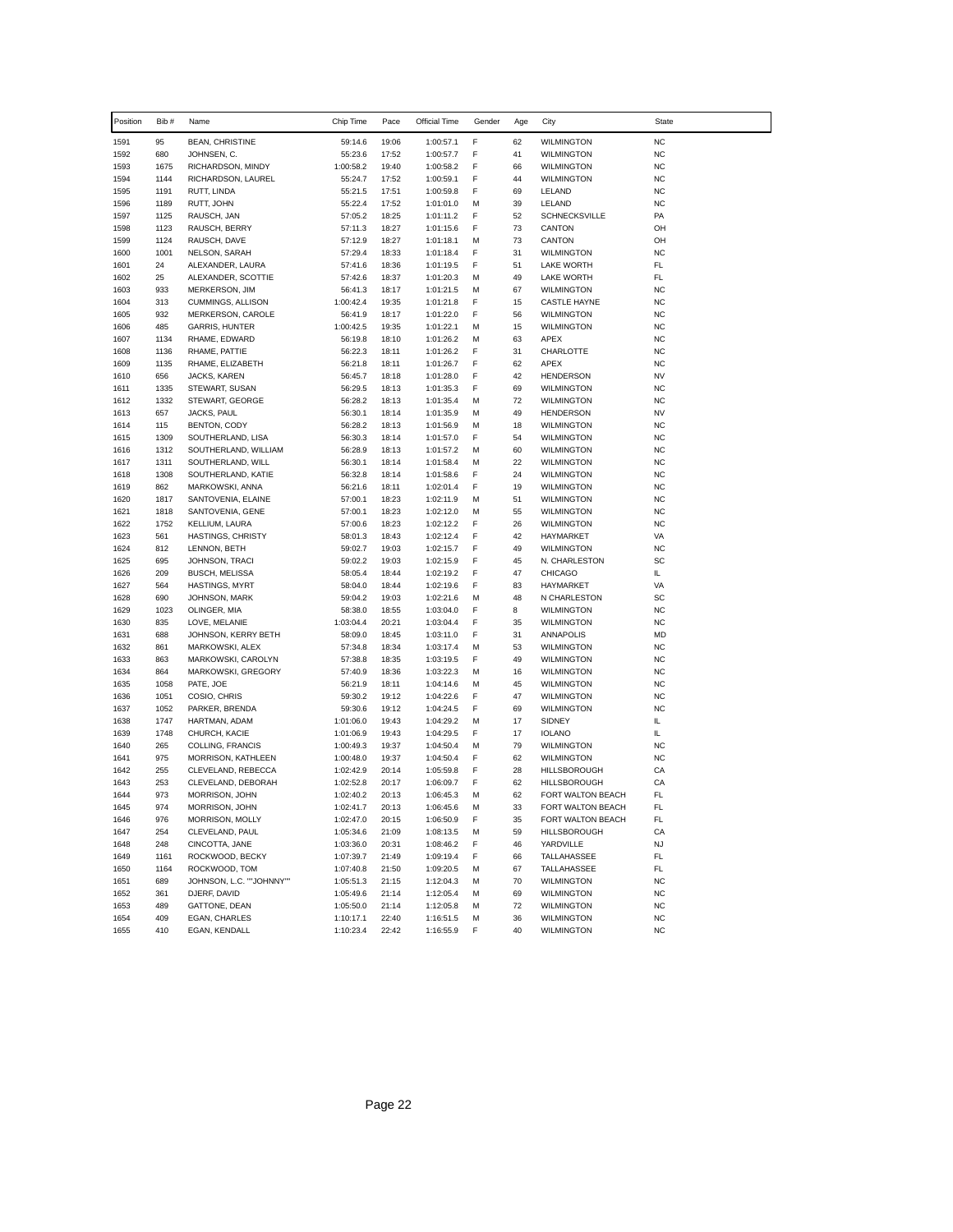| Position | Bib # | Name | Chip Time | Pace | Official Time | Gender | Age | City | State |
|---|---|---|---|---|---|---|---|---|---|
| 1591 | 95 | BEAN, CHRISTINE | 59:14.6 | 19:06 | 1:00:57.1 | F | 62 | WILMINGTON | NC |
| 1592 | 680 | JOHNSEN, C. | 55:23.6 | 17:52 | 1:00:57.7 | F | 41 | WILMINGTON | NC |
| 1593 | 1675 | RICHARDSON, MINDY | 1:00:58.2 | 19:40 | 1:00:58.2 | F | 66 | WILMINGTON | NC |
| 1594 | 1144 | RICHARDSON, LAUREL | 55:24.7 | 17:52 | 1:00:59.1 | F | 44 | WILMINGTON | NC |
| 1595 | 1191 | RUTT, LINDA | 55:21.5 | 17:51 | 1:00:59.8 | F | 69 | LELAND | NC |
| 1596 | 1189 | RUTT, JOHN | 55:22.4 | 17:52 | 1:01:01.0 | M | 39 | LELAND | NC |
| 1597 | 1125 | RAUSCH, JAN | 57:05.2 | 18:25 | 1:01:11.2 | F | 52 | SCHNECKSVILLE | PA |
| 1598 | 1123 | RAUSCH, BERRY | 57:11.3 | 18:27 | 1:01:15.6 | F | 73 | CANTON | OH |
| 1599 | 1124 | RAUSCH, DAVE | 57:12.9 | 18:27 | 1:01:18.1 | M | 73 | CANTON | OH |
| 1600 | 1001 | NELSON, SARAH | 57:29.4 | 18:33 | 1:01:18.4 | F | 31 | WILMINGTON | NC |
| 1601 | 24 | ALEXANDER, LAURA | 57:41.6 | 18:36 | 1:01:19.5 | F | 51 | LAKE WORTH | FL |
| 1602 | 25 | ALEXANDER, SCOTTIE | 57:42.6 | 18:37 | 1:01:20.3 | M | 49 | LAKE WORTH | FL |
| 1603 | 933 | MERKERSON, JIM | 56:41.3 | 18:17 | 1:01:21.5 | M | 67 | WILMINGTON | NC |
| 1604 | 313 | CUMMINGS, ALLISON | 1:00:42.4 | 19:35 | 1:01:21.8 | F | 15 | CASTLE HAYNE | NC |
| 1605 | 932 | MERKERSON, CAROLE | 56:41.9 | 18:17 | 1:01:22.0 | F | 56 | WILMINGTON | NC |
| 1606 | 485 | GARRIS, HUNTER | 1:00:42.5 | 19:35 | 1:01:22.1 | M | 15 | WILMINGTON | NC |
| 1607 | 1134 | RHAME, EDWARD | 56:19.8 | 18:10 | 1:01:26.2 | M | 63 | APEX | NC |
| 1608 | 1136 | RHAME, PATTIE | 56:22.3 | 18:11 | 1:01:26.2 | F | 31 | CHARLOTTE | NC |
| 1609 | 1135 | RHAME, ELIZABETH | 56:21.8 | 18:11 | 1:01:26.7 | F | 62 | APEX | NC |
| 1610 | 656 | JACKS, KAREN | 56:45.7 | 18:18 | 1:01:28.0 | F | 42 | HENDERSON | NV |
| 1611 | 1335 | STEWART, SUSAN | 56:29.5 | 18:13 | 1:01:35.3 | F | 69 | WILMINGTON | NC |
| 1612 | 1332 | STEWART, GEORGE | 56:28.2 | 18:13 | 1:01:35.4 | M | 72 | WILMINGTON | NC |
| 1613 | 657 | JACKS, PAUL | 56:30.1 | 18:14 | 1:01:35.9 | M | 49 | HENDERSON | NV |
| 1614 | 115 | BENTON, CODY | 56:28.2 | 18:13 | 1:01:56.9 | M | 18 | WILMINGTON | NC |
| 1615 | 1309 | SOUTHERLAND, LISA | 56:30.3 | 18:14 | 1:01:57.0 | F | 54 | WILMINGTON | NC |
| 1616 | 1312 | SOUTHERLAND, WILLIAM | 56:28.9 | 18:13 | 1:01:57.2 | M | 60 | WILMINGTON | NC |
| 1617 | 1311 | SOUTHERLAND, WILL | 56:30.1 | 18:14 | 1:01:58.4 | M | 22 | WILMINGTON | NC |
| 1618 | 1308 | SOUTHERLAND, KATIE | 56:32.8 | 18:14 | 1:01:58.6 | F | 24 | WILMINGTON | NC |
| 1619 | 862 | MARKOWSKI, ANNA | 56:21.6 | 18:11 | 1:02:01.4 | F | 19 | WILMINGTON | NC |
| 1620 | 1817 | SANTOVENIA, ELAINE | 57:00.1 | 18:23 | 1:02:11.9 | M | 51 | WILMINGTON | NC |
| 1621 | 1818 | SANTOVENIA, GENE | 57:00.1 | 18:23 | 1:02:12.0 | M | 55 | WILMINGTON | NC |
| 1622 | 1752 | KELLIUM, LAURA | 57:00.6 | 18:23 | 1:02:12.2 | F | 26 | WILMINGTON | NC |
| 1623 | 561 | HASTINGS, CHRISTY | 58:01.3 | 18:43 | 1:02:12.4 | F | 42 | HAYMARKET | VA |
| 1624 | 812 | LENNON, BETH | 59:02.7 | 19:03 | 1:02:15.7 | F | 49 | WILMINGTON | NC |
| 1625 | 695 | JOHNSON, TRACI | 59:02.2 | 19:03 | 1:02:15.9 | F | 45 | N. CHARLESTON | SC |
| 1626 | 209 | BUSCH, MELISSA | 58:05.4 | 18:44 | 1:02:19.2 | F | 47 | CHICAGO | IL |
| 1627 | 564 | HASTINGS, MYRT | 58:04.0 | 18:44 | 1:02:19.6 | F | 83 | HAYMARKET | VA |
| 1628 | 690 | JOHNSON, MARK | 59:04.2 | 19:03 | 1:02:21.6 | M | 48 | N CHARLESTON | SC |
| 1629 | 1023 | OLINGER, MIA | 58:38.0 | 18:55 | 1:03:04.0 | F | 8 | WILMINGTON | NC |
| 1630 | 835 | LOVE, MELANIE | 1:03:04.4 | 20:21 | 1:03:04.4 | F | 35 | WILMINGTON | NC |
| 1631 | 688 | JOHNSON, KERRY BETH | 58:09.0 | 18:45 | 1:03:11.0 | F | 31 | ANNAPOLIS | MD |
| 1632 | 861 | MARKOWSKI, ALEX | 57:34.8 | 18:34 | 1:03:17.4 | M | 53 | WILMINGTON | NC |
| 1633 | 863 | MARKOWSKI, CAROLYN | 57:38.8 | 18:35 | 1:03:19.5 | F | 49 | WILMINGTON | NC |
| 1634 | 864 | MARKOWSKI, GREGORY | 57:40.9 | 18:36 | 1:03:22.3 | M | 16 | WILMINGTON | NC |
| 1635 | 1058 | PATE, JOE | 56:21.9 | 18:11 | 1:04:14.6 | M | 45 | WILMINGTON | NC |
| 1636 | 1051 | COSIO, CHRIS | 59:30.2 | 19:12 | 1:04:22.6 | F | 47 | WILMINGTON | NC |
| 1637 | 1052 | PARKER, BRENDA | 59:30.6 | 19:12 | 1:04:24.5 | F | 69 | WILMINGTON | NC |
| 1638 | 1747 | HARTMAN, ADAM | 1:01:06.0 | 19:43 | 1:04:29.2 | M | 17 | SIDNEY | IL |
| 1639 | 1748 | CHURCH, KACIE | 1:01:06.9 | 19:43 | 1:04:29.5 | F | 17 | IOLANO | IL |
| 1640 | 265 | COLLING, FRANCIS | 1:00:49.3 | 19:37 | 1:04:50.4 | M | 79 | WILMINGTON | NC |
| 1641 | 975 | MORRISON, KATHLEEN | 1:00:48.0 | 19:37 | 1:04:50.4 | F | 62 | WILMINGTON | NC |
| 1642 | 255 | CLEVELAND, REBECCA | 1:02:42.9 | 20:14 | 1:05:59.8 | F | 28 | HILLSBOROUGH | CA |
| 1643 | 253 | CLEVELAND, DEBORAH | 1:02:52.8 | 20:17 | 1:06:09.7 | F | 62 | HILLSBOROUGH | CA |
| 1644 | 973 | MORRISON, JOHN | 1:02:40.2 | 20:13 | 1:06:45.3 | M | 62 | FORT WALTON BEACH | FL |
| 1645 | 974 | MORRISON, JOHN | 1:02:41.7 | 20:13 | 1:06:45.6 | M | 33 | FORT WALTON BEACH | FL |
| 1646 | 976 | MORRISON, MOLLY | 1:02:47.0 | 20:15 | 1:06:50.9 | F | 35 | FORT WALTON BEACH | FL |
| 1647 | 254 | CLEVELAND, PAUL | 1:05:34.6 | 21:09 | 1:08:13.5 | M | 59 | HILLSBOROUGH | CA |
| 1648 | 248 | CINCOTTA, JANE | 1:03:36.0 | 20:31 | 1:08:46.2 | F | 46 | YARDVILLE | NJ |
| 1649 | 1161 | ROCKWOOD, BECKY | 1:07:39.7 | 21:49 | 1:09:19.4 | F | 66 | TALLAHASSEE | FL |
| 1650 | 1164 | ROCKWOOD, TOM | 1:07:40.8 | 21:50 | 1:09:20.5 | M | 67 | TALLAHASSEE | FL |
| 1651 | 689 | JOHNSON, L.C. ""JOHNNY"" | 1:05:51.3 | 21:15 | 1:12:04.3 | M | 70 | WILMINGTON | NC |
| 1652 | 361 | DJERF, DAVID | 1:05:49.6 | 21:14 | 1:12:05.4 | M | 69 | WILMINGTON | NC |
| 1653 | 489 | GATTONE, DEAN | 1:05:50.0 | 21:14 | 1:12:05.8 | M | 72 | WILMINGTON | NC |
| 1654 | 409 | EGAN, CHARLES | 1:10:17.1 | 22:40 | 1:16:51.5 | M | 36 | WILMINGTON | NC |
| 1655 | 410 | EGAN, KENDALL | 1:10:23.4 | 22:42 | 1:16:55.9 | F | 40 | WILMINGTON | NC |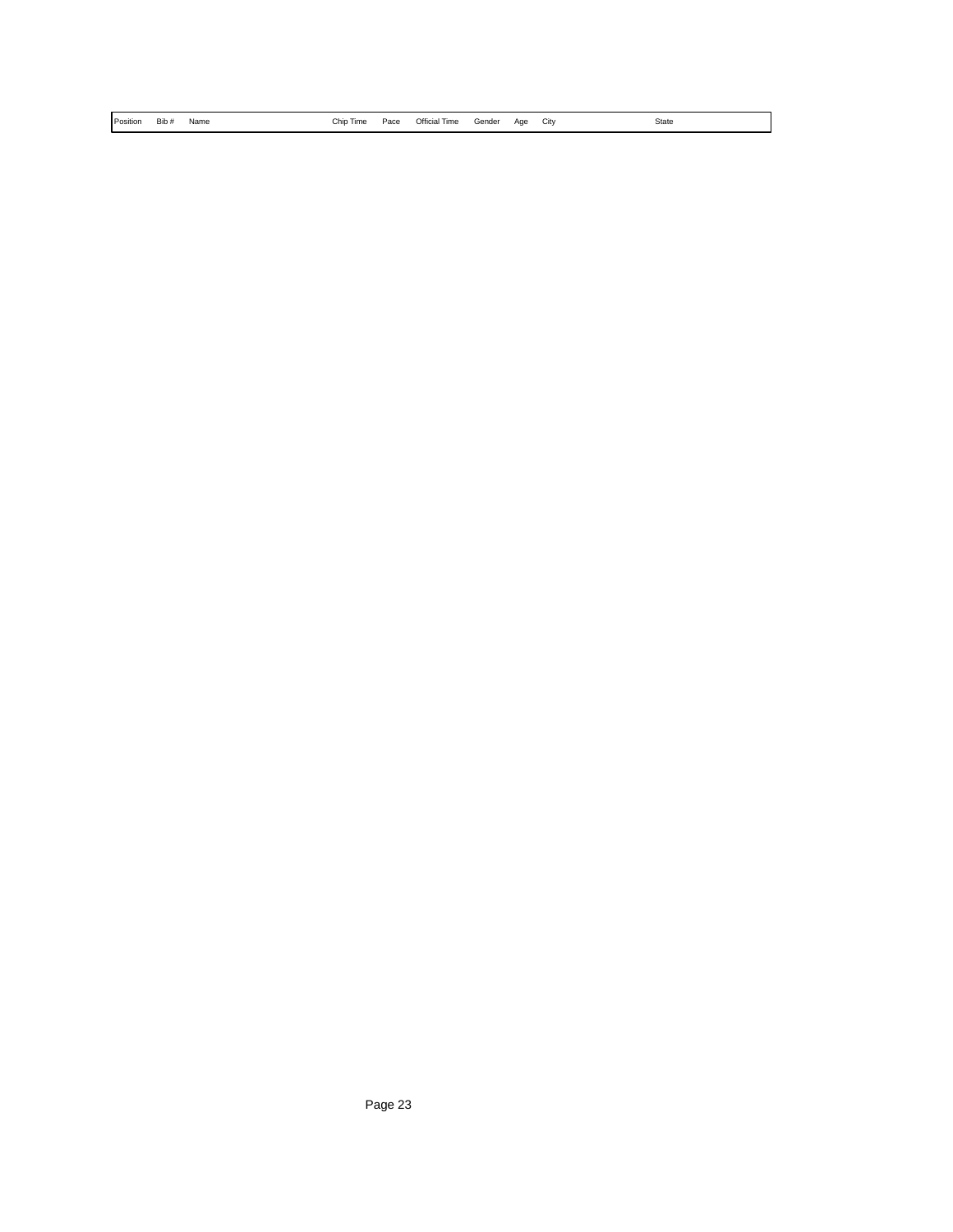| Position | Bib # | Name | Chip Time | Pace | Official Time | Gender | Age | City | State |
| --- | --- | --- | --- | --- | --- | --- | --- | --- | --- |